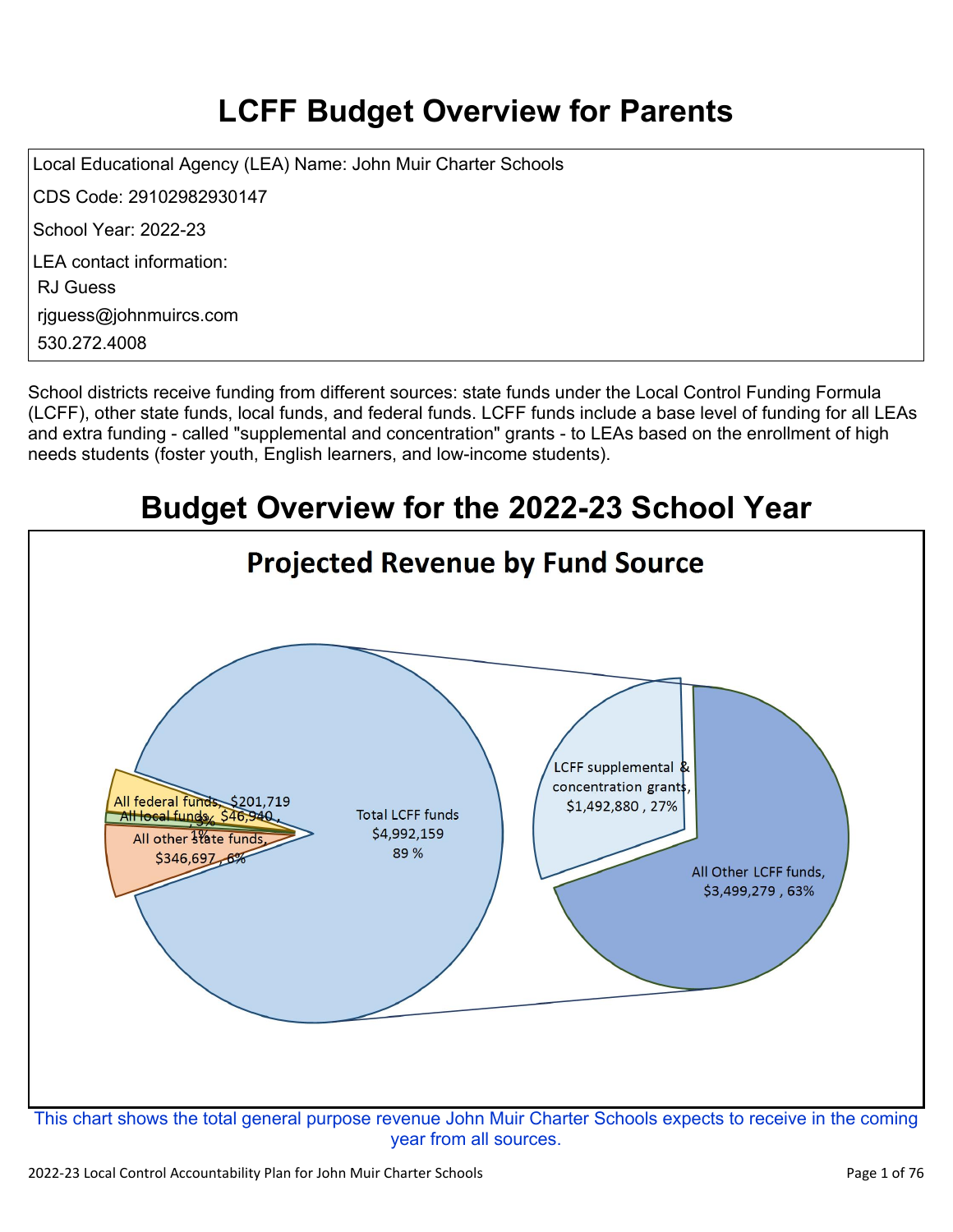# LCFF Budget Overview for Parents

Local Educational Agency (LEA) Name: John Muir Charter Schools

CDS Code: 29102982930147

School Year: 2022-23

LEA contact information:

RJ Guess

rjguess@johnmuircs.com

530.272.4008

School districts receive funding from different sources: state funds under the Local Control Funding Formula (LCFF), other state funds, local funds, and federal funds. LCFF funds include a base level of funding for all LEAs and extra funding - called "supplemental and concentration" grants - to LEAs based on the enrollment of high needs students (foster youth, English learners, and low-income students).

## Budget Overview for the 2022-23 School Year

### Projected Revenue by Fund Source

| Fund Source | Amount | Percent |
|---|---|---|
| All federal funds | $201,719 | 3% |
| All local funds | $46,940 | 1% |
| All other state funds | $346,697 | 6% |
| Total LCFF funds | $4,992,159 | 89 % |
| LCFF supplemental & concentration grants | $1,492,880 | 27% |
| All Other LCFF funds | $3,499,279 | 63% |

This chart shows the total general purpose revenue John Muir Charter Schools expects to receive in the coming year from all sources.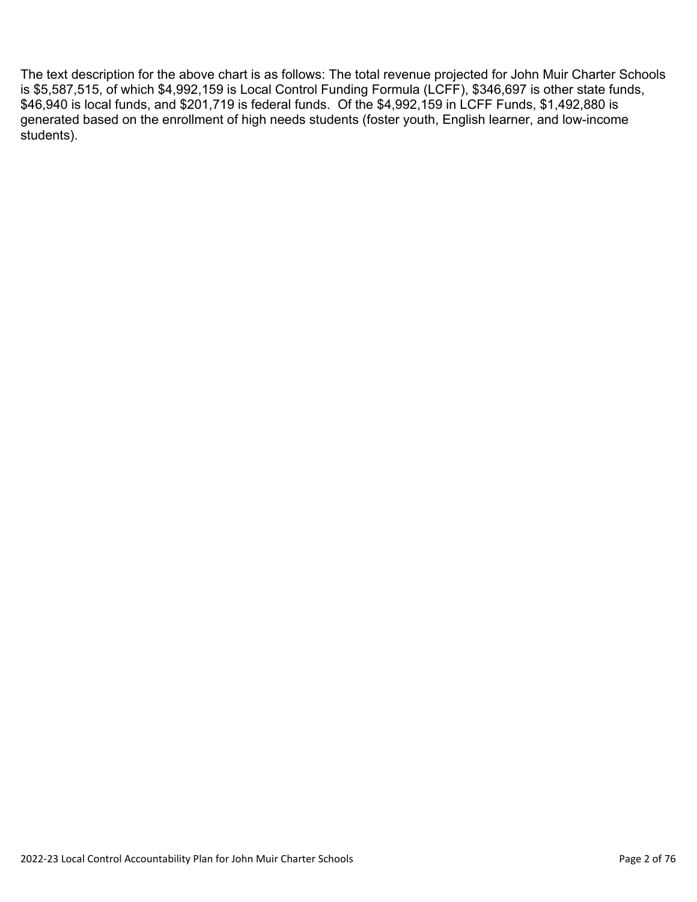The text description for the above chart is as follows: The total revenue projected for John Muir Charter Schools is $5,587,515, of which $4,992,159 is Local Control Funding Formula (LCFF), $346,697 is other state funds, $46,940 is local funds, and $201,719 is federal funds. Of the $4,992,159 in LCFF Funds, $1,492,880 is generated based on the enrollment of high needs students (foster youth, English learner, and low-income students).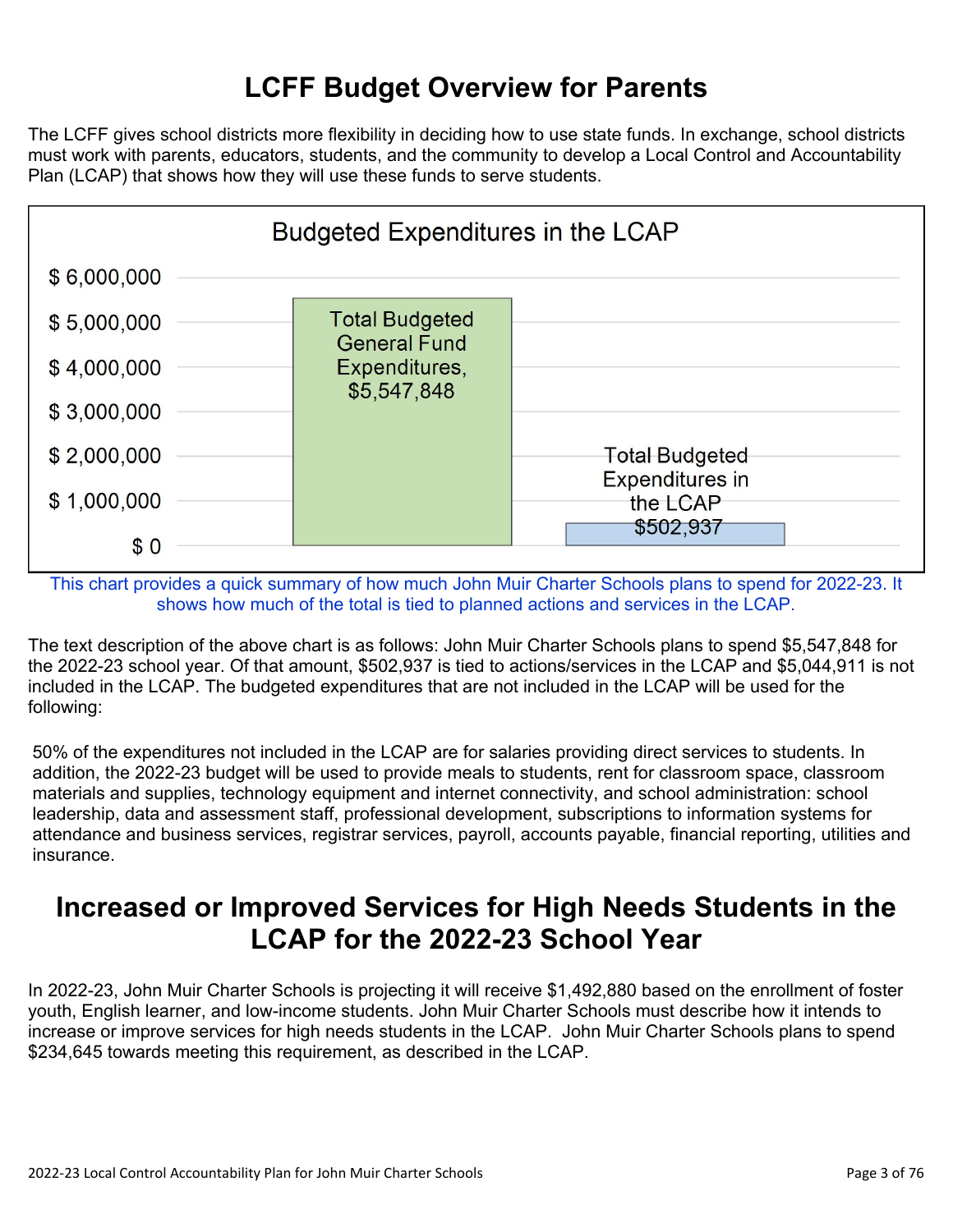# LCFF Budget Overview for Parents

The LCFF gives school districts more flexibility in deciding how to use state funds. In exchange, school districts must work with parents, educators, students, and the community to develop a Local Control and Accountability Plan (LCAP) that shows how they will use these funds to serve students.

**Budgeted Expenditures in the LCAP**

| Category | Amount |
| --- | --- |
| Total Budgeted General Fund Expenditures | $5,547,848 |
| Total Budgeted Expenditures in the LCAP | $502,937 |

This chart provides a quick summary of how much John Muir Charter Schools plans to spend for 2022-23. It shows how much of the total is tied to planned actions and services in the LCAP.

The text description of the above chart is as follows: John Muir Charter Schools plans to spend $5,547,848 for the 2022-23 school year. Of that amount, $502,937 is tied to actions/services in the LCAP and $5,044,911 is not included in the LCAP. The budgeted expenditures that are not included in the LCAP will be used for the following:

50% of the expenditures not included in the LCAP are for salaries providing direct services to students. In addition, the 2022-23 budget will be used to provide meals to students, rent for classroom space, classroom materials and supplies, technology equipment and internet connectivity, and school administration: school leadership, data and assessment staff, professional development, subscriptions to information systems for attendance and business services, registrar services, payroll, accounts payable, financial reporting, utilities and insurance.

# Increased or Improved Services for High Needs Students in the LCAP for the 2022-23 School Year

In 2022-23, John Muir Charter Schools is projecting it will receive $1,492,880 based on the enrollment of foster youth, English learner, and low-income students. John Muir Charter Schools must describe how it intends to increase or improve services for high needs students in the LCAP. John Muir Charter Schools plans to spend $234,645 towards meeting this requirement, as described in the LCAP.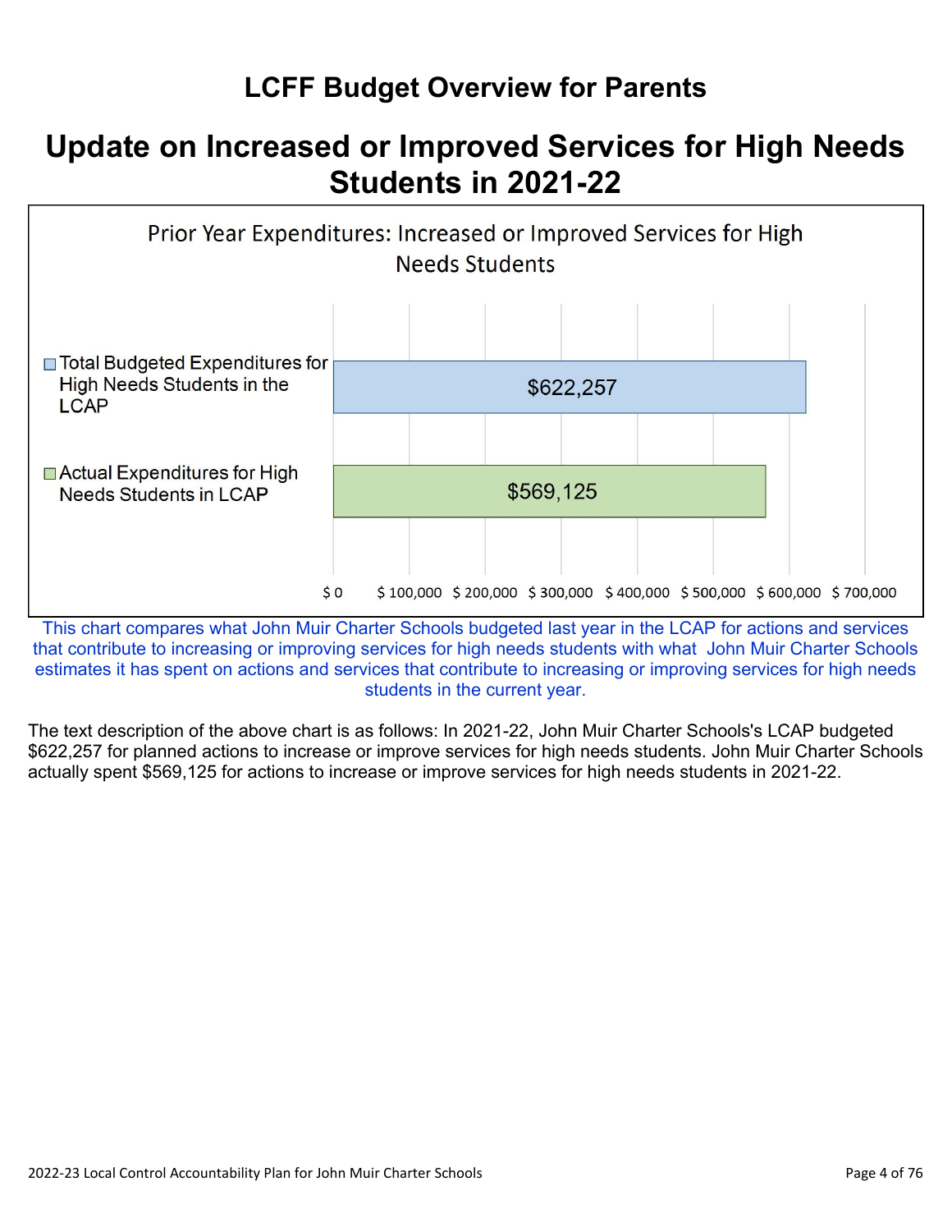# LCFF Budget Overview for Parents

## Update on Increased or Improved Services for High Needs Students in 2021-22

**Prior Year Expenditures: Increased or Improved Services for High Needs Students**

| Category | Amount |
|---|---|
| Total Budgeted Expenditures for High Needs Students in the LCAP | $622,257 |
| Actual Expenditures for High Needs Students in LCAP | $569,125 |

This chart compares what John Muir Charter Schools budgeted last year in the LCAP for actions and services that contribute to increasing or improving services for high needs students with what John Muir Charter Schools estimates it has spent on actions and services that contribute to increasing or improving services for high needs students in the current year.

The text description of the above chart is as follows: In 2021-22, John Muir Charter Schools's LCAP budgeted $622,257 for planned actions to increase or improve services for high needs students. John Muir Charter Schools actually spent $569,125 for actions to increase or improve services for high needs students in 2021-22.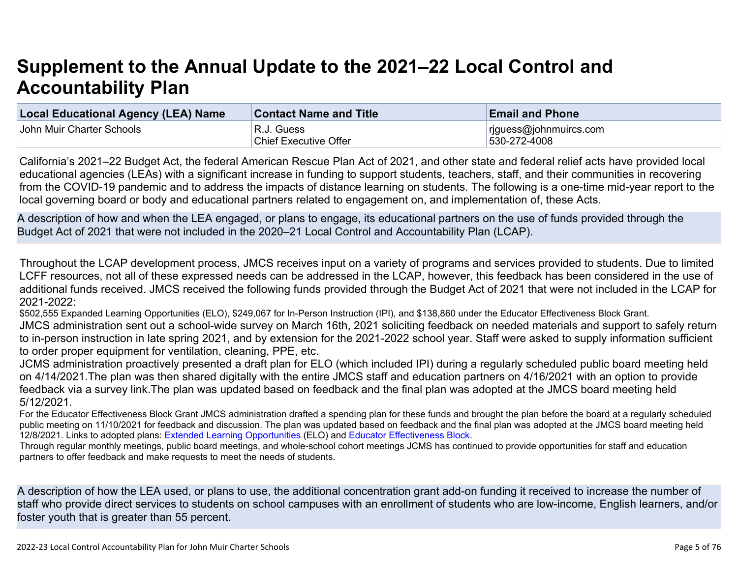# Supplement to the Annual Update to the 2021–22 Local Control and Accountability Plan

| Local Educational Agency (LEA) Name | Contact Name and Title | Email and Phone |
|---|---|---|
| John Muir Charter Schools | R.J. Guess<br>Chief Executive Offer | rjguess@johnmuircs.com<br>530-272-4008 |

California's 2021–22 Budget Act, the federal American Rescue Plan Act of 2021, and other state and federal relief acts have provided local educational agencies (LEAs) with a significant increase in funding to support students, teachers, staff, and their communities in recovering from the COVID-19 pandemic and to address the impacts of distance learning on students. The following is a one-time mid-year report to the local governing board or body and educational partners related to engagement on, and implementation of, these Acts.

A description of how and when the LEA engaged, or plans to engage, its educational partners on the use of funds provided through the Budget Act of 2021 that were not included in the 2020–21 Local Control and Accountability Plan (LCAP).

Throughout the LCAP development process, JMCS receives input on a variety of programs and services provided to students. Due to limited LCFF resources, not all of these expressed needs can be addressed in the LCAP, however, this feedback has been considered in the use of additional funds received. JMCS received the following funds provided through the Budget Act of 2021 that were not included in the LCAP for 2021-2022:
$502,555 Expanded Learning Opportunities (ELO), $249,067 for In-Person Instruction (IPI), and $138,860 under the Educator Effectiveness Block Grant.
JMCS administration sent out a school-wide survey on March 16th, 2021 soliciting feedback on needed materials and support to safely return to in-person instruction in late spring 2021, and by extension for the 2021-2022 school year. Staff were asked to supply information sufficient to order proper equipment for ventilation, cleaning, PPE, etc.
JCMS administration proactively presented a draft plan for ELO (which included IPI) during a regularly scheduled public board meeting held on 4/14/2021.The plan was then shared digitally with the entire JMCS staff and education partners on 4/16/2021 with an option to provide feedback via a survey link.The plan was updated based on feedback and the final plan was adopted at the JMCS board meeting held 5/12/2021.
For the Educator Effectiveness Block Grant JMCS administration drafted a spending plan for these funds and brought the plan before the board at a regularly scheduled public meeting on 11/10/2021 for feedback and discussion. The plan was updated based on feedback and the final plan was adopted at the JMCS board meeting held 12/8/2021. Links to adopted plans: Extended Learning Opportunities (ELO) and Educator Effectiveness Block.
Through regular monthly meetings, public board meetings, and whole-school cohort meetings JCMS has continued to provide opportunities for staff and education partners to offer feedback and make requests to meet the needs of students.

A description of how the LEA used, or plans to use, the additional concentration grant add-on funding it received to increase the number of staff who provide direct services to students on school campuses with an enrollment of students who are low-income, English learners, and/or foster youth that is greater than 55 percent.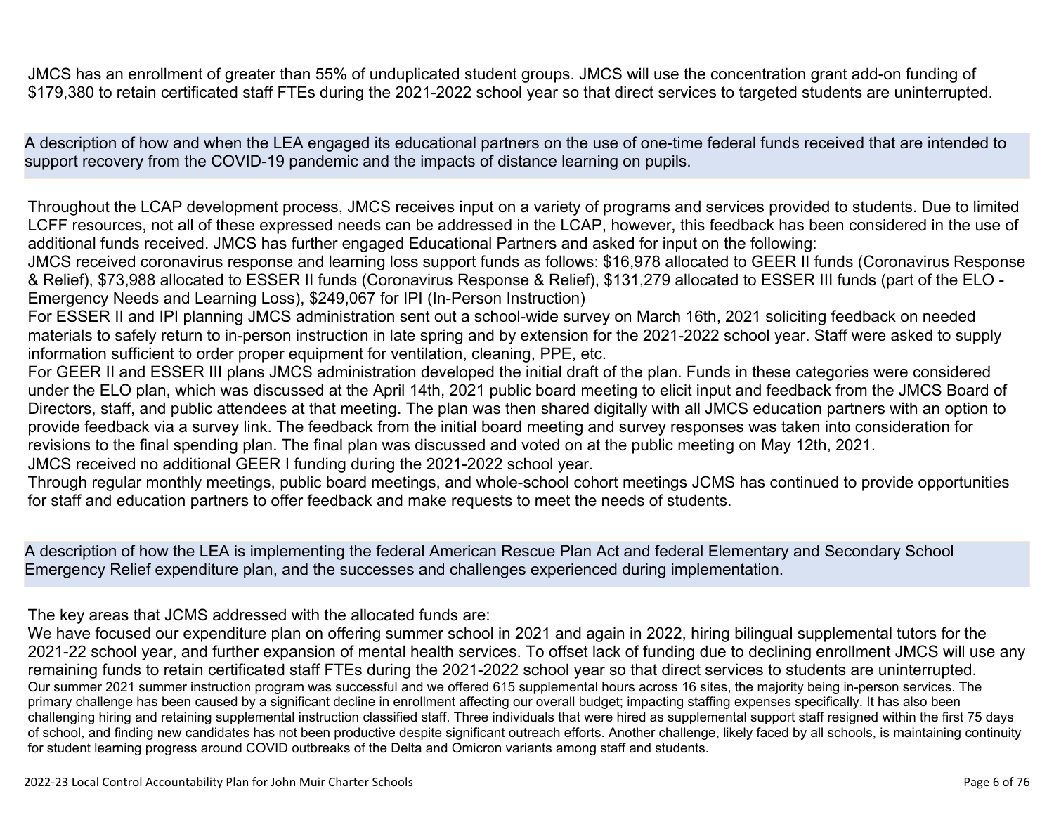JMCS has an enrollment of greater than 55% of unduplicated student groups. JMCS will use the concentration grant add-on funding of $179,380 to retain certificated staff FTEs during the 2021-2022 school year so that direct services to targeted students are uninterrupted.

**A description of how and when the LEA engaged its educational partners on the use of one-time federal funds received that are intended to support recovery from the COVID-19 pandemic and the impacts of distance learning on pupils.**

Throughout the LCAP development process, JMCS receives input on a variety of programs and services provided to students. Due to limited LCFF resources, not all of these expressed needs can be addressed in the LCAP, however, this feedback has been considered in the use of additional funds received. JMCS has further engaged Educational Partners and asked for input on the following:
JMCS received coronavirus response and learning loss support funds as follows: $16,978 allocated to GEER II funds (Coronavirus Response & Relief), $73,988 allocated to ESSER II funds (Coronavirus Response & Relief), $131,279 allocated to ESSER III funds (part of the ELO - Emergency Needs and Learning Loss), $249,067 for IPI (In-Person Instruction)
For ESSER II and IPI planning JMCS administration sent out a school-wide survey on March 16th, 2021 soliciting feedback on needed materials to safely return to in-person instruction in late spring and by extension for the 2021-2022 school year. Staff were asked to supply information sufficient to order proper equipment for ventilation, cleaning, PPE, etc.
For GEER II and ESSER III plans JMCS administration developed the initial draft of the plan. Funds in these categories were considered under the ELO plan, which was discussed at the April 14th, 2021 public board meeting to elicit input and feedback from the JMCS Board of Directors, staff, and public attendees at that meeting. The plan was then shared digitally with all JMCS education partners with an option to provide feedback via a survey link. The feedback from the initial board meeting and survey responses was taken into consideration for revisions to the final spending plan. The final plan was discussed and voted on at the public meeting on May 12th, 2021.
JMCS received no additional GEER I funding during the 2021-2022 school year.
Through regular monthly meetings, public board meetings, and whole-school cohort meetings JCMS has continued to provide opportunities for staff and education partners to offer feedback and make requests to meet the needs of students.

**A description of how the LEA is implementing the federal American Rescue Plan Act and federal Elementary and Secondary School Emergency Relief expenditure plan, and the successes and challenges experienced during implementation.**

The key areas that JCMS addressed with the allocated funds are:
We have focused our expenditure plan on offering summer school in 2021 and again in 2022, hiring bilingual supplemental tutors for the 2021-22 school year, and further expansion of mental health services. To offset lack of funding due to declining enrollment JMCS will use any remaining funds to retain certificated staff FTEs during the 2021-2022 school year so that direct services to students are uninterrupted.
Our summer 2021 summer instruction program was successful and we offered 615 supplemental hours across 16 sites, the majority being in-person services. The primary challenge has been caused by a significant decline in enrollment affecting our overall budget; impacting staffing expenses specifically. It has also been challenging hiring and retaining supplemental instruction classified staff. Three individuals that were hired as supplemental support staff resigned within the first 75 days of school, and finding new candidates has not been productive despite significant outreach efforts. Another challenge, likely faced by all schools, is maintaining continuity for student learning progress around COVID outbreaks of the Delta and Omicron variants among staff and students.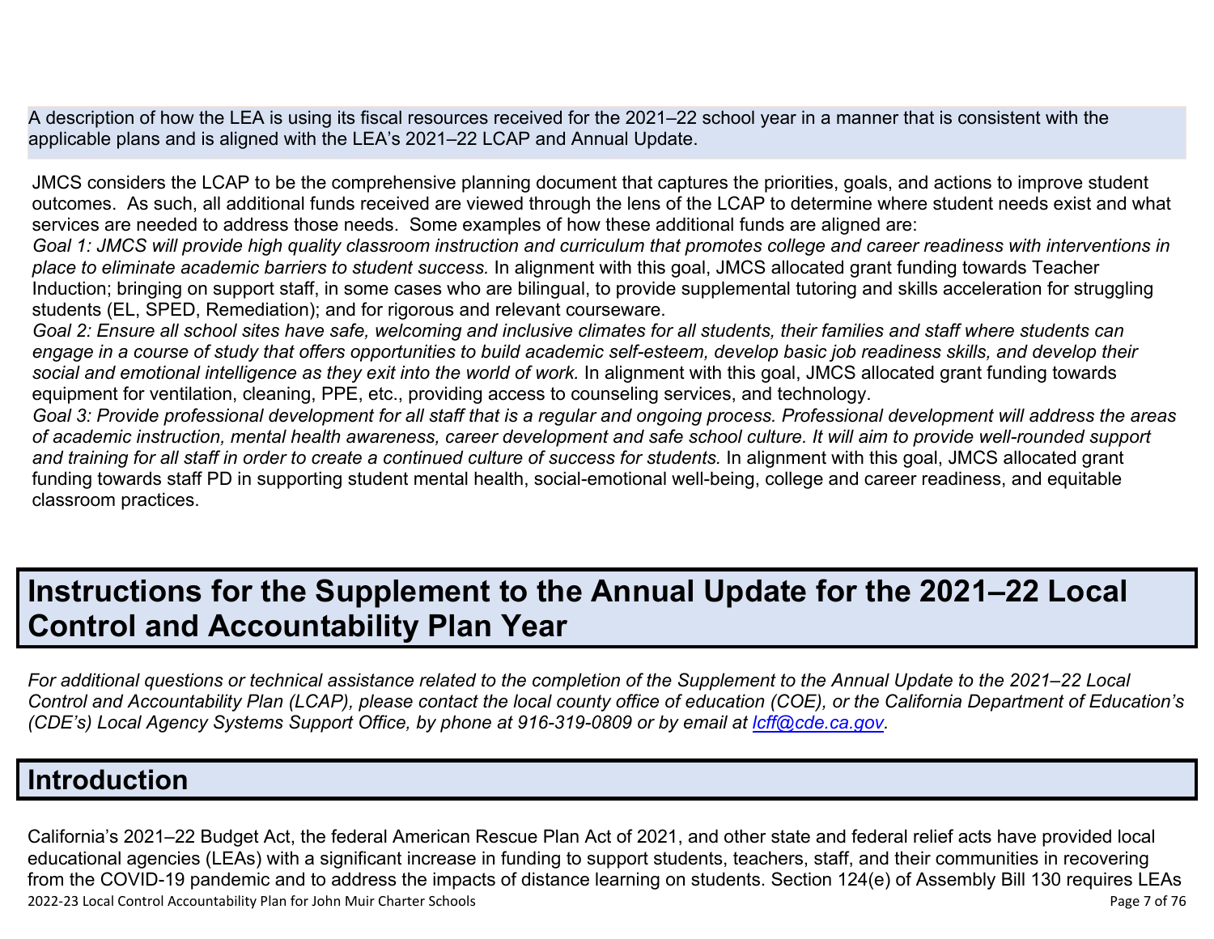A description of how the LEA is using its fiscal resources received for the 2021–22 school year in a manner that is consistent with the applicable plans and is aligned with the LEA's 2021–22 LCAP and Annual Update.

JMCS considers the LCAP to be the comprehensive planning document that captures the priorities, goals, and actions to improve student outcomes. As such, all additional funds received are viewed through the lens of the LCAP to determine where student needs exist and what services are needed to address those needs. Some examples of how these additional funds are aligned are:

*Goal 1: JMCS will provide high quality classroom instruction and curriculum that promotes college and career readiness with interventions in place to eliminate academic barriers to student success.* In alignment with this goal, JMCS allocated grant funding towards Teacher Induction; bringing on support staff, in some cases who are bilingual, to provide supplemental tutoring and skills acceleration for struggling students (EL, SPED, Remediation); and for rigorous and relevant courseware.

*Goal 2: Ensure all school sites have safe, welcoming and inclusive climates for all students, their families and staff where students can engage in a course of study that offers opportunities to build academic self-esteem, develop basic job readiness skills, and develop their social and emotional intelligence as they exit into the world of work.* In alignment with this goal, JMCS allocated grant funding towards equipment for ventilation, cleaning, PPE, etc., providing access to counseling services, and technology.

*Goal 3: Provide professional development for all staff that is a regular and ongoing process. Professional development will address the areas of academic instruction, mental health awareness, career development and safe school culture. It will aim to provide well-rounded support and training for all staff in order to create a continued culture of success for students.* In alignment with this goal, JMCS allocated grant funding towards staff PD in supporting student mental health, social-emotional well-being, college and career readiness, and equitable classroom practices.

# Instructions for the Supplement to the Annual Update for the 2021–22 Local Control and Accountability Plan Year

*For additional questions or technical assistance related to the completion of the Supplement to the Annual Update to the 2021–22 Local Control and Accountability Plan (LCAP), please contact the local county office of education (COE), or the California Department of Education's (CDE's) Local Agency Systems Support Office, by phone at 916-319-0809 or by email at [lcff@cde.ca.gov](mailto:lcff@cde.ca.gov).*

## Introduction

California's 2021–22 Budget Act, the federal American Rescue Plan Act of 2021, and other state and federal relief acts have provided local educational agencies (LEAs) with a significant increase in funding to support students, teachers, staff, and their communities in recovering from the COVID-19 pandemic and to address the impacts of distance learning on students. Section 124(e) of Assembly Bill 130 requires LEAs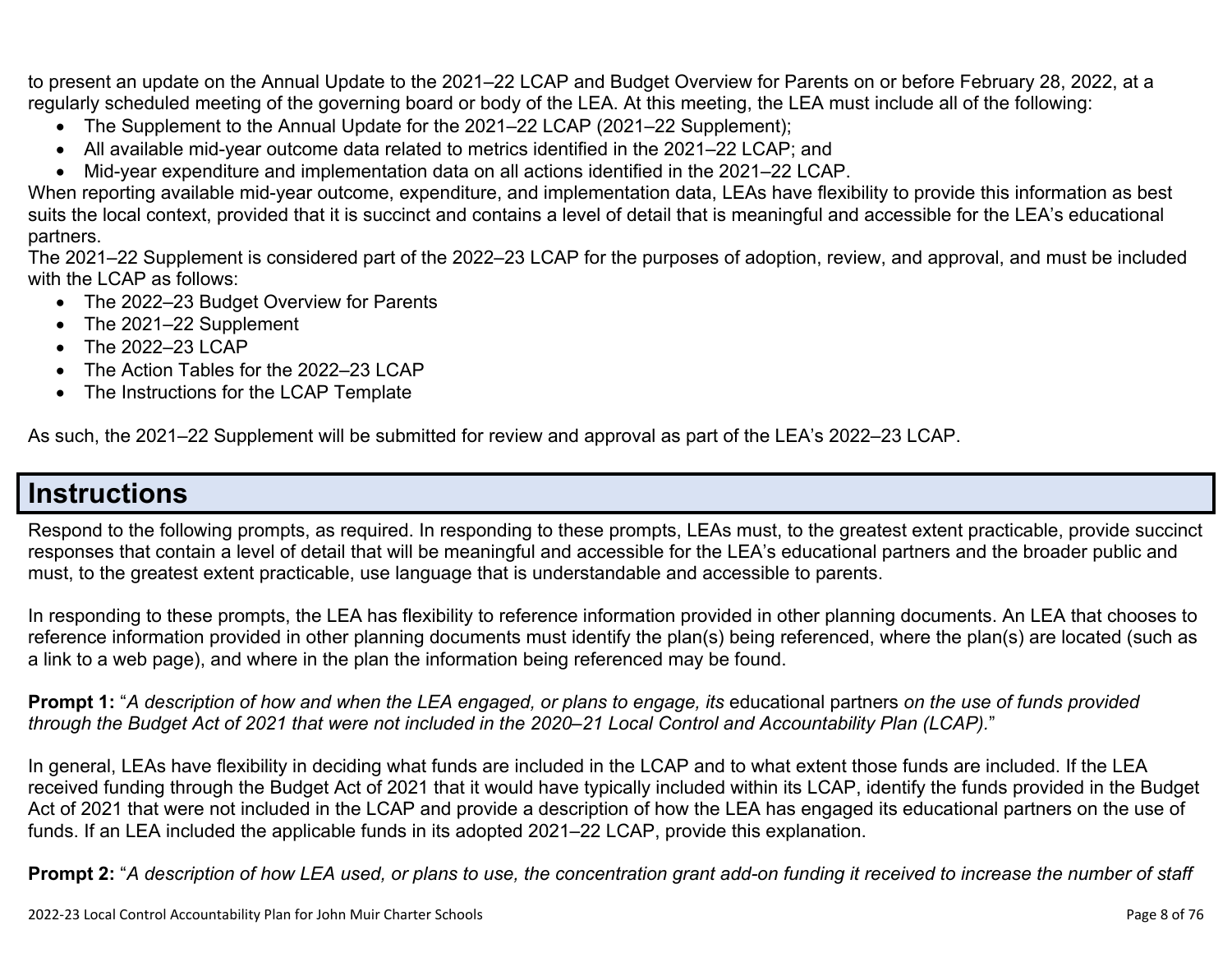to present an update on the Annual Update to the 2021–22 LCAP and Budget Overview for Parents on or before February 28, 2022, at a regularly scheduled meeting of the governing board or body of the LEA. At this meeting, the LEA must include all of the following:

- The Supplement to the Annual Update for the 2021–22 LCAP (2021–22 Supplement);
- All available mid-year outcome data related to metrics identified in the 2021–22 LCAP; and
- Mid-year expenditure and implementation data on all actions identified in the 2021–22 LCAP.

When reporting available mid-year outcome, expenditure, and implementation data, LEAs have flexibility to provide this information as best suits the local context, provided that it is succinct and contains a level of detail that is meaningful and accessible for the LEA's educational partners.

The 2021–22 Supplement is considered part of the 2022–23 LCAP for the purposes of adoption, review, and approval, and must be included with the LCAP as follows:

- The 2022–23 Budget Overview for Parents
- The 2021–22 Supplement
- The 2022–23 LCAP
- The Action Tables for the 2022–23 LCAP
- The Instructions for the LCAP Template

As such, the 2021–22 Supplement will be submitted for review and approval as part of the LEA's 2022–23 LCAP.

# Instructions

Respond to the following prompts, as required. In responding to these prompts, LEAs must, to the greatest extent practicable, provide succinct responses that contain a level of detail that will be meaningful and accessible for the LEA's educational partners and the broader public and must, to the greatest extent practicable, use language that is understandable and accessible to parents.

In responding to these prompts, the LEA has flexibility to reference information provided in other planning documents. An LEA that chooses to reference information provided in other planning documents must identify the plan(s) being referenced, where the plan(s) are located (such as a link to a web page), and where in the plan the information being referenced may be found.

**Prompt 1:** "*A description of how and when the LEA engaged, or plans to engage, its* educational partners *on the use of funds provided through the Budget Act of 2021 that were not included in the 2020–21 Local Control and Accountability Plan (LCAP).*"

In general, LEAs have flexibility in deciding what funds are included in the LCAP and to what extent those funds are included. If the LEA received funding through the Budget Act of 2021 that it would have typically included within its LCAP, identify the funds provided in the Budget Act of 2021 that were not included in the LCAP and provide a description of how the LEA has engaged its educational partners on the use of funds. If an LEA included the applicable funds in its adopted 2021–22 LCAP, provide this explanation.

**Prompt 2:** "*A description of how LEA used, or plans to use, the concentration grant add-on funding it received to increase the number of staff*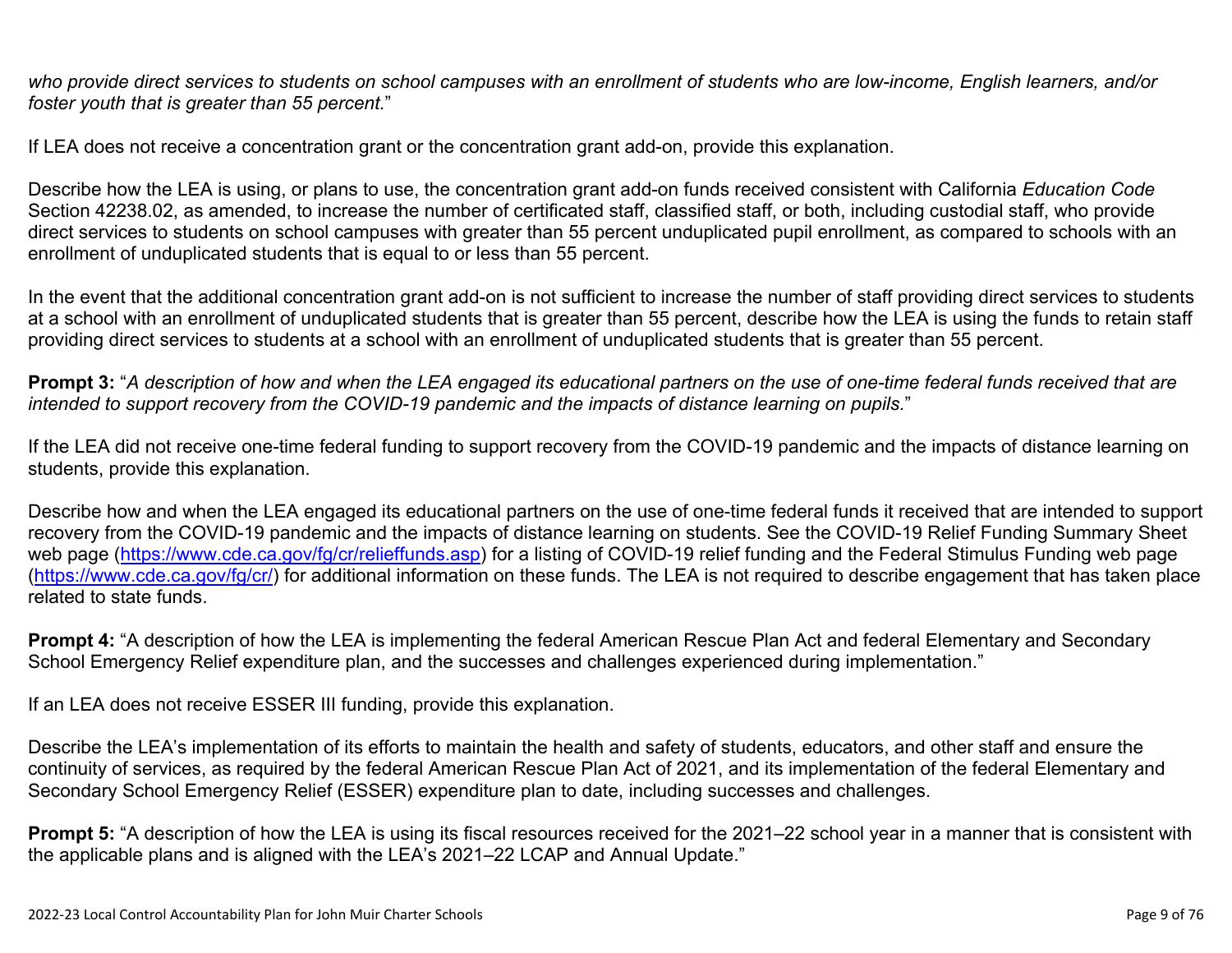*who provide direct services to students on school campuses with an enrollment of students who are low-income, English learners, and/or foster youth that is greater than 55 percent.*"

If LEA does not receive a concentration grant or the concentration grant add-on, provide this explanation.

Describe how the LEA is using, or plans to use, the concentration grant add-on funds received consistent with California *Education Code* Section 42238.02, as amended, to increase the number of certificated staff, classified staff, or both, including custodial staff, who provide direct services to students on school campuses with greater than 55 percent unduplicated pupil enrollment, as compared to schools with an enrollment of unduplicated students that is equal to or less than 55 percent.

In the event that the additional concentration grant add-on is not sufficient to increase the number of staff providing direct services to students at a school with an enrollment of unduplicated students that is greater than 55 percent, describe how the LEA is using the funds to retain staff providing direct services to students at a school with an enrollment of unduplicated students that is greater than 55 percent.

**Prompt 3:** "*A description of how and when the LEA engaged its educational partners on the use of one-time federal funds received that are intended to support recovery from the COVID-19 pandemic and the impacts of distance learning on pupils.*"

If the LEA did not receive one-time federal funding to support recovery from the COVID-19 pandemic and the impacts of distance learning on students, provide this explanation.

Describe how and when the LEA engaged its educational partners on the use of one-time federal funds it received that are intended to support recovery from the COVID-19 pandemic and the impacts of distance learning on students. See the COVID-19 Relief Funding Summary Sheet web page (https://www.cde.ca.gov/fg/cr/relieffunds.asp) for a listing of COVID-19 relief funding and the Federal Stimulus Funding web page (https://www.cde.ca.gov/fg/cr/) for additional information on these funds. The LEA is not required to describe engagement that has taken place related to state funds.

**Prompt 4:** "A description of how the LEA is implementing the federal American Rescue Plan Act and federal Elementary and Secondary School Emergency Relief expenditure plan, and the successes and challenges experienced during implementation."

If an LEA does not receive ESSER III funding, provide this explanation.

Describe the LEA's implementation of its efforts to maintain the health and safety of students, educators, and other staff and ensure the continuity of services, as required by the federal American Rescue Plan Act of 2021, and its implementation of the federal Elementary and Secondary School Emergency Relief (ESSER) expenditure plan to date, including successes and challenges.

**Prompt 5:** "A description of how the LEA is using its fiscal resources received for the 2021–22 school year in a manner that is consistent with the applicable plans and is aligned with the LEA's 2021–22 LCAP and Annual Update."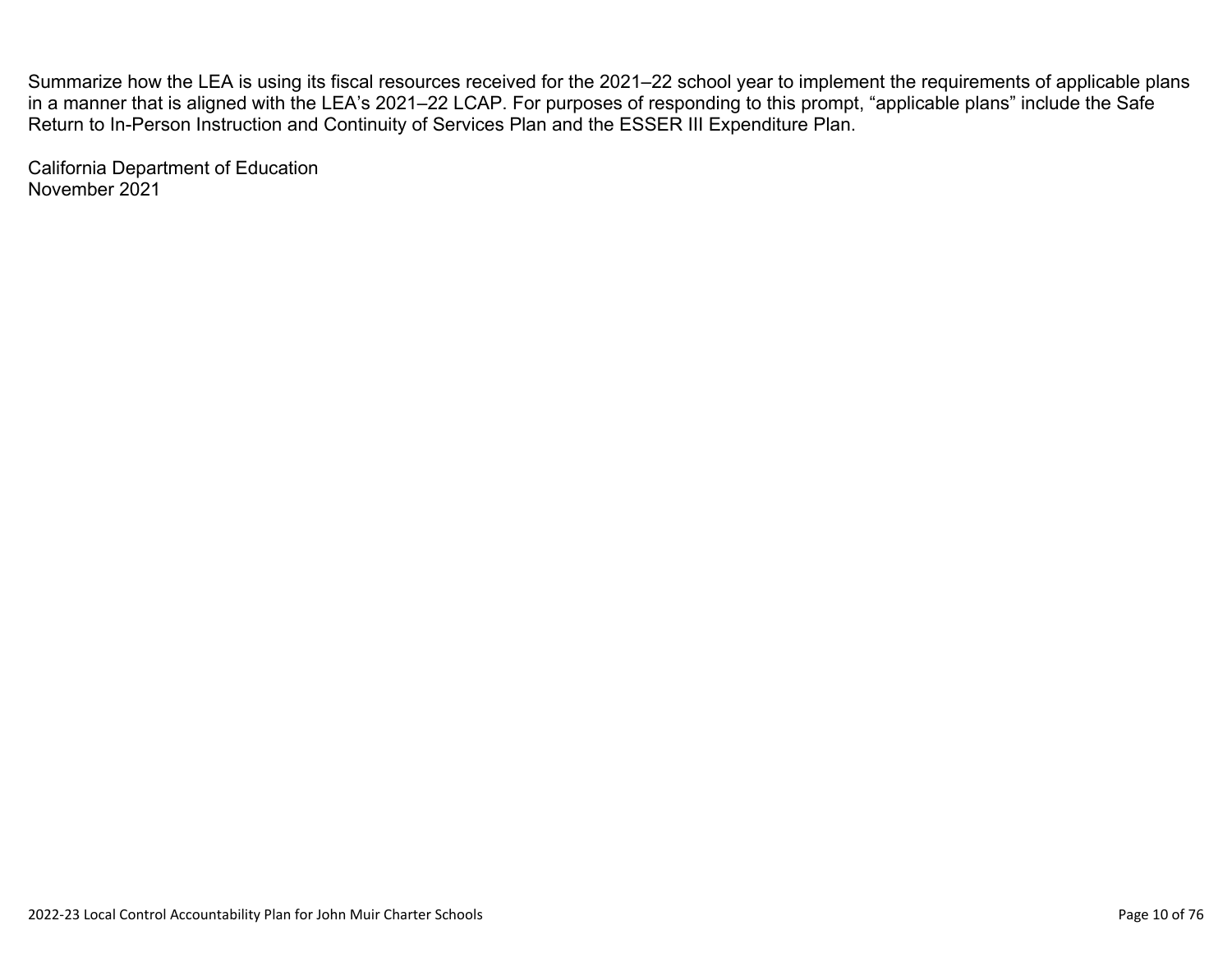Summarize how the LEA is using its fiscal resources received for the 2021–22 school year to implement the requirements of applicable plans in a manner that is aligned with the LEA's 2021–22 LCAP. For purposes of responding to this prompt, "applicable plans" include the Safe Return to In-Person Instruction and Continuity of Services Plan and the ESSER III Expenditure Plan.

California Department of Education
November 2021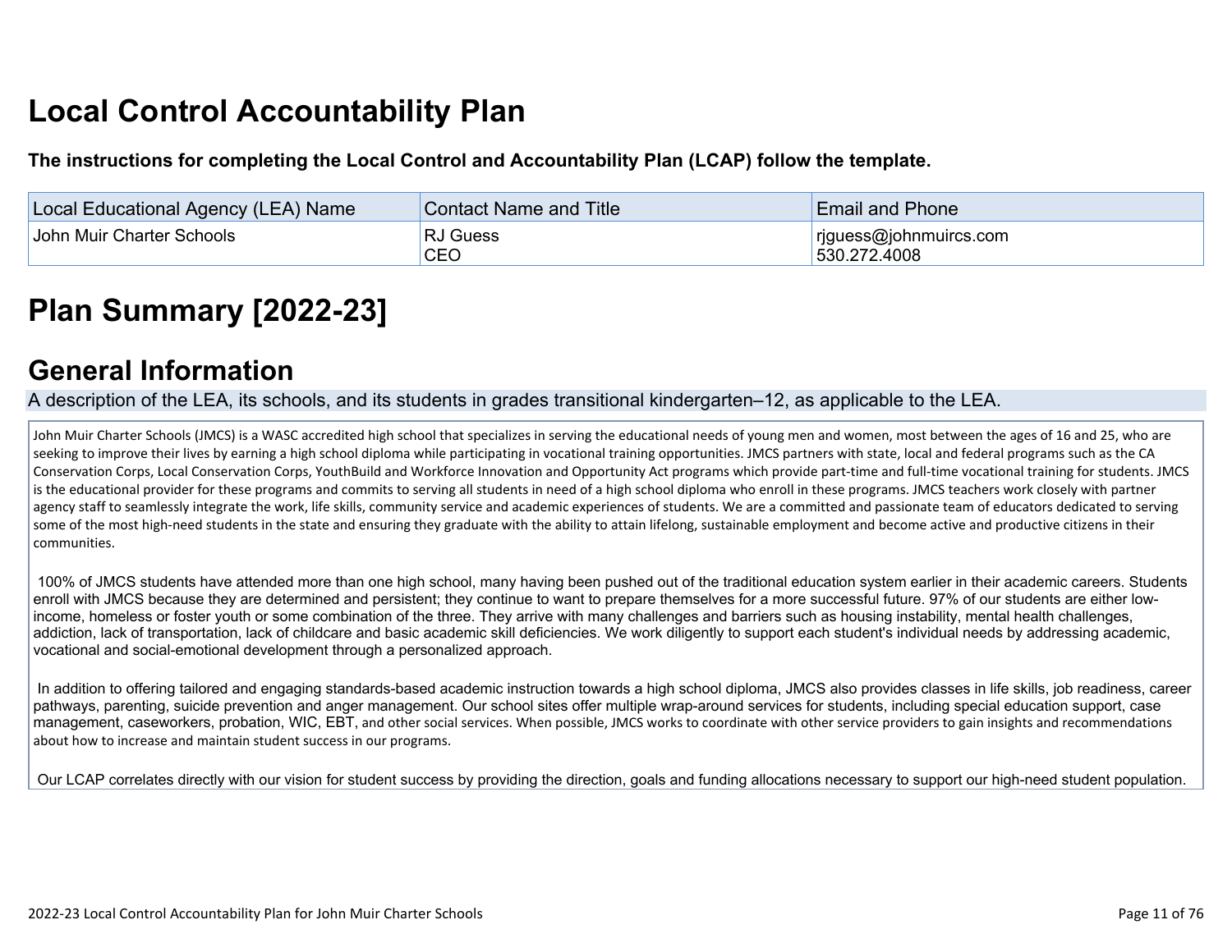# Local Control Accountability Plan

**The instructions for completing the Local Control and Accountability Plan (LCAP) follow the template.**

| Local Educational Agency (LEA) Name | Contact Name and Title | Email and Phone |
|---|---|---|
| John Muir Charter Schools | RJ Guess<br>CEO | rjguess@johnmuircs.com<br>530.272.4008 |

# Plan Summary [2022-23]

## General Information

A description of the LEA, its schools, and its students in grades transitional kindergarten–12, as applicable to the LEA.

John Muir Charter Schools (JMCS) is a WASC accredited high school that specializes in serving the educational needs of young men and women, most between the ages of 16 and 25, who are seeking to improve their lives by earning a high school diploma while participating in vocational training opportunities. JMCS partners with state, local and federal programs such as the CA Conservation Corps, Local Conservation Corps, YouthBuild and Workforce Innovation and Opportunity Act programs which provide part-time and full-time vocational training for students. JMCS is the educational provider for these programs and commits to serving all students in need of a high school diploma who enroll in these programs. JMCS teachers work closely with partner agency staff to seamlessly integrate the work, life skills, community service and academic experiences of students. We are a committed and passionate team of educators dedicated to serving some of the most high-need students in the state and ensuring they graduate with the ability to attain lifelong, sustainable employment and become active and productive citizens in their communities.

100% of JMCS students have attended more than one high school, many having been pushed out of the traditional education system earlier in their academic careers. Students enroll with JMCS because they are determined and persistent; they continue to want to prepare themselves for a more successful future. 97% of our students are either low-income, homeless or foster youth or some combination of the three. They arrive with many challenges and barriers such as housing instability, mental health challenges, addiction, lack of transportation, lack of childcare and basic academic skill deficiencies. We work diligently to support each student's individual needs by addressing academic, vocational and social-emotional development through a personalized approach.

In addition to offering tailored and engaging standards-based academic instruction towards a high school diploma, JMCS also provides classes in life skills, job readiness, career pathways, parenting, suicide prevention and anger management. Our school sites offer multiple wrap-around services for students, including special education support, case management, caseworkers, probation, WIC, EBT, and other social services. When possible, JMCS works to coordinate with other service providers to gain insights and recommendations about how to increase and maintain student success in our programs.

Our LCAP correlates directly with our vision for student success by providing the direction, goals and funding allocations necessary to support our high-need student population.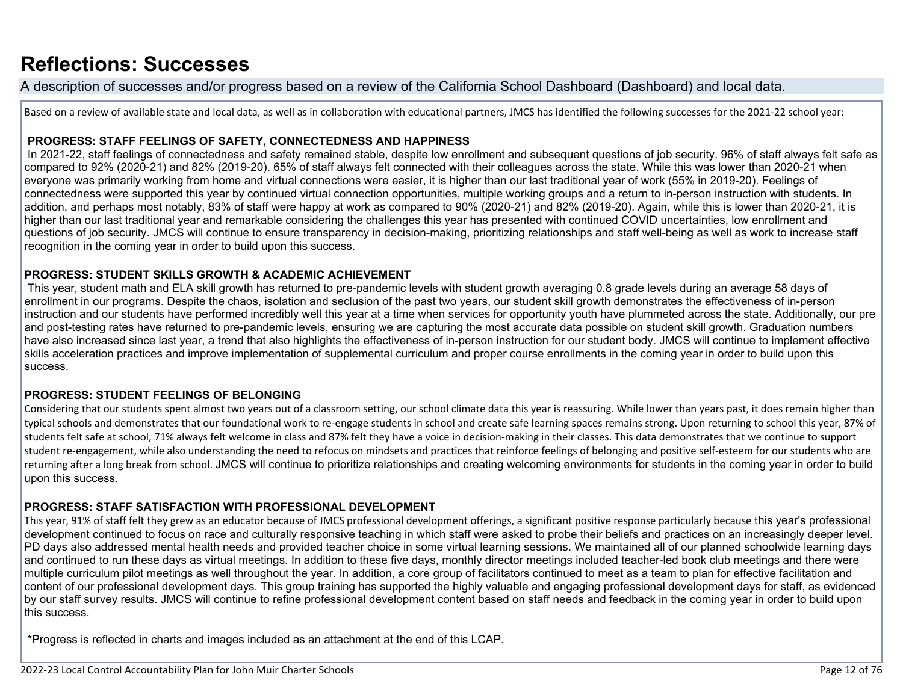# Reflections: Successes

A description of successes and/or progress based on a review of the California School Dashboard (Dashboard) and local data.

Based on a review of available state and local data, as well as in collaboration with educational partners, JMCS has identified the following successes for the 2021-22 school year:

**PROGRESS: STAFF FEELINGS OF SAFETY, CONNECTEDNESS AND HAPPINESS**

In 2021-22, staff feelings of connectedness and safety remained stable, despite low enrollment and subsequent questions of job security. 96% of staff always felt safe as compared to 92% (2020-21) and 82% (2019-20). 65% of staff always felt connected with their colleagues across the state. While this was lower than 2020-21 when everyone was primarily working from home and virtual connections were easier, it is higher than our last traditional year of work (55% in 2019-20). Feelings of connectedness were supported this year by continued virtual connection opportunities, multiple working groups and a return to in-person instruction with students. In addition, and perhaps most notably, 83% of staff were happy at work as compared to 90% (2020-21) and 82% (2019-20). Again, while this is lower than 2020-21, it is higher than our last traditional year and remarkable considering the challenges this year has presented with continued COVID uncertainties, low enrollment and questions of job security. JMCS will continue to ensure transparency in decision-making, prioritizing relationships and staff well-being as well as work to increase staff recognition in the coming year in order to build upon this success.

**PROGRESS: STUDENT SKILLS GROWTH & ACADEMIC ACHIEVEMENT**

This year, student math and ELA skill growth has returned to pre-pandemic levels with student growth averaging 0.8 grade levels during an average 58 days of enrollment in our programs. Despite the chaos, isolation and seclusion of the past two years, our student skill growth demonstrates the effectiveness of in-person instruction and our students have performed incredibly well this year at a time when services for opportunity youth have plummeted across the state. Additionally, our pre and post-testing rates have returned to pre-pandemic levels, ensuring we are capturing the most accurate data possible on student skill growth. Graduation numbers have also increased since last year, a trend that also highlights the effectiveness of in-person instruction for our student body. JMCS will continue to implement effective skills acceleration practices and improve implementation of supplemental curriculum and proper course enrollments in the coming year in order to build upon this success.

**PROGRESS: STUDENT FEELINGS OF BELONGING**

Considering that our students spent almost two years out of a classroom setting, our school climate data this year is reassuring. While lower than years past, it does remain higher than typical schools and demonstrates that our foundational work to re-engage students in school and create safe learning spaces remains strong. Upon returning to school this year, 87% of students felt safe at school, 71% always felt welcome in class and 87% felt they have a voice in decision-making in their classes. This data demonstrates that we continue to support student re-engagement, while also understanding the need to refocus on mindsets and practices that reinforce feelings of belonging and positive self-esteem for our students who are returning after a long break from school. JMCS will continue to prioritize relationships and creating welcoming environments for students in the coming year in order to build upon this success.

**PROGRESS: STAFF SATISFACTION WITH PROFESSIONAL DEVELOPMENT**

This year, 91% of staff felt they grew as an educator because of JMCS professional development offerings, a significant positive response particularly because this year's professional development continued to focus on race and culturally responsive teaching in which staff were asked to probe their beliefs and practices on an increasingly deeper level. PD days also addressed mental health needs and provided teacher choice in some virtual learning sessions. We maintained all of our planned schoolwide learning days and continued to run these days as virtual meetings. In addition to these five days, monthly director meetings included teacher-led book club meetings and there were multiple curriculum pilot meetings as well throughout the year. In addition, a core group of facilitators continued to meet as a team to plan for effective facilitation and content of our professional development days. This group training has supported the highly valuable and engaging professional development days for staff, as evidenced by our staff survey results. JMCS will continue to refine professional development content based on staff needs and feedback in the coming year in order to build upon this success.

*Progress is reflected in charts and images included as an attachment at the end of this LCAP.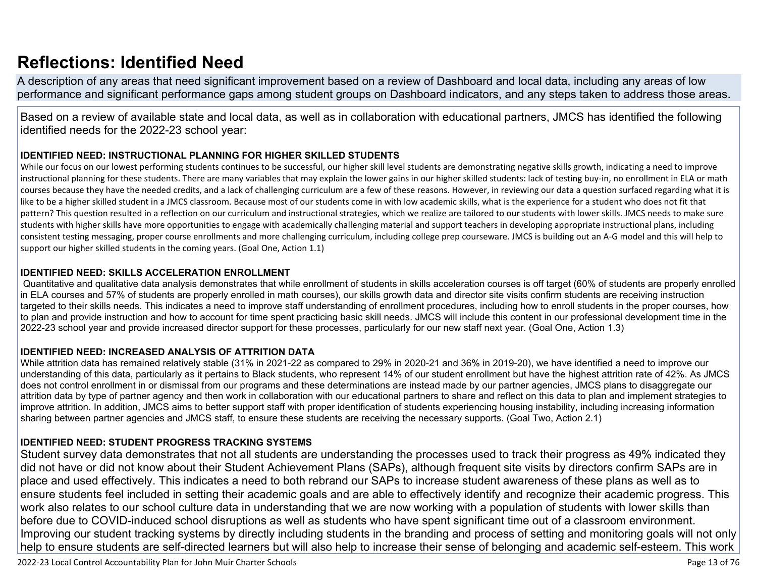# Reflections: Identified Need

A description of any areas that need significant improvement based on a review of Dashboard and local data, including any areas of low performance and significant performance gaps among student groups on Dashboard indicators, and any steps taken to address those areas.

Based on a review of available state and local data, as well as in collaboration with educational partners, JMCS has identified the following identified needs for the 2022-23 school year:

**IDENTIFIED NEED: INSTRUCTIONAL PLANNING FOR HIGHER SKILLED STUDENTS**

While our focus on our lowest performing students continues to be successful, our higher skill level students are demonstrating negative skills growth, indicating a need to improve instructional planning for these students. There are many variables that may explain the lower gains in our higher skilled students: lack of testing buy-in, no enrollment in ELA or math courses because they have the needed credits, and a lack of challenging curriculum are a few of these reasons. However, in reviewing our data a question surfaced regarding what it is like to be a higher skilled student in a JMCS classroom. Because most of our students come in with low academic skills, what is the experience for a student who does not fit that pattern? This question resulted in a reflection on our curriculum and instructional strategies, which we realize are tailored to our students with lower skills. JMCS needs to make sure students with higher skills have more opportunities to engage with academically challenging material and support teachers in developing appropriate instructional plans, including consistent testing messaging, proper course enrollments and more challenging curriculum, including college prep courseware. JMCS is building out an A-G model and this will help to support our higher skilled students in the coming years. (Goal One, Action 1.1)

**IDENTIFIED NEED: SKILLS ACCELERATION ENROLLMENT**

Quantitative and qualitative data analysis demonstrates that while enrollment of students in skills acceleration courses is off target (60% of students are properly enrolled in ELA courses and 57% of students are properly enrolled in math courses), our skills growth data and director site visits confirm students are receiving instruction targeted to their skills needs. This indicates a need to improve staff understanding of enrollment procedures, including how to enroll students in the proper courses, how to plan and provide instruction and how to account for time spent practicing basic skill needs. JMCS will include this content in our professional development time in the 2022-23 school year and provide increased director support for these processes, particularly for our new staff next year. (Goal One, Action 1.3)

**IDENTIFIED NEED: INCREASED ANALYSIS OF ATTRITION DATA**

While attrition data has remained relatively stable (31% in 2021-22 as compared to 29% in 2020-21 and 36% in 2019-20), we have identified a need to improve our understanding of this data, particularly as it pertains to Black students, who represent 14% of our student enrollment but have the highest attrition rate of 42%. As JMCS does not control enrollment in or dismissal from our programs and these determinations are instead made by our partner agencies, JMCS plans to disaggregate our attrition data by type of partner agency and then work in collaboration with our educational partners to share and reflect on this data to plan and implement strategies to improve attrition. In addition, JMCS aims to better support staff with proper identification of students experiencing housing instability, including increasing information sharing between partner agencies and JMCS staff, to ensure these students are receiving the necessary supports. (Goal Two, Action 2.1)

**IDENTIFIED NEED: STUDENT PROGRESS TRACKING SYSTEMS**

Student survey data demonstrates that not all students are understanding the processes used to track their progress as 49% indicated they did not have or did not know about their Student Achievement Plans (SAPs), although frequent site visits by directors confirm SAPs are in place and used effectively. This indicates a need to both rebrand our SAPs to increase student awareness of these plans as well as to ensure students feel included in setting their academic goals and are able to effectively identify and recognize their academic progress. This work also relates to our school culture data in understanding that we are now working with a population of students with lower skills than before due to COVID-induced school disruptions as well as students who have spent significant time out of a classroom environment. Improving our student tracking systems by directly including students in the branding and process of setting and monitoring goals will not only help to ensure students are self-directed learners but will also help to increase their sense of belonging and academic self-esteem. This work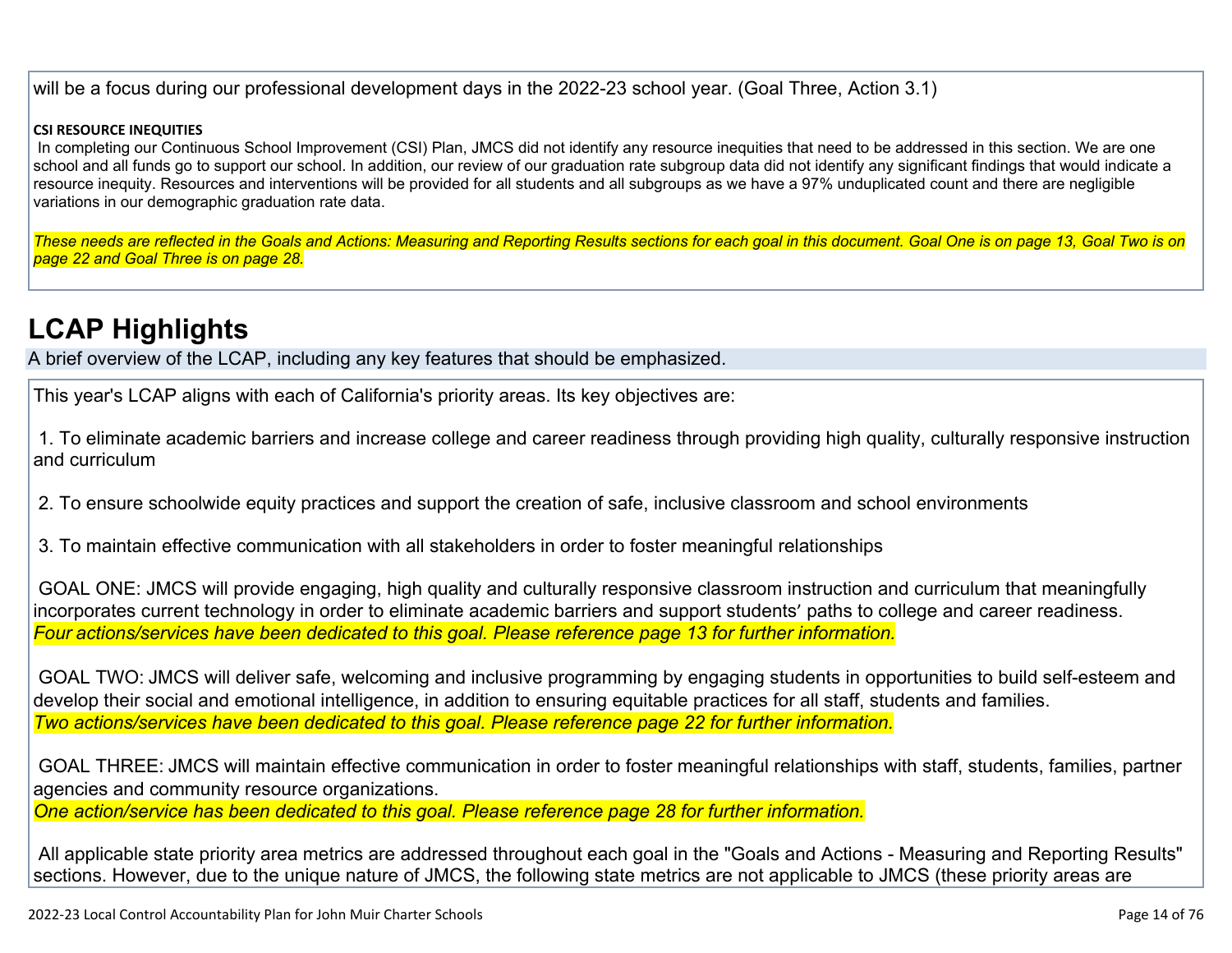will be a focus during our professional development days in the 2022-23 school year. (Goal Three, Action 3.1)

**CSI RESOURCE INEQUITIES**

In completing our Continuous School Improvement (CSI) Plan, JMCS did not identify any resource inequities that need to be addressed in this section. We are one school and all funds go to support our school. In addition, our review of our graduation rate subgroup data did not identify any significant findings that would indicate a resource inequity. Resources and interventions will be provided for all students and all subgroups as we have a 97% unduplicated count and there are negligible variations in our demographic graduation rate data.

*These needs are reflected in the Goals and Actions: Measuring and Reporting Results sections for each goal in this document. Goal One is on page 13, Goal Two is on page 22 and Goal Three is on page 28.*

## LCAP Highlights

A brief overview of the LCAP, including any key features that should be emphasized.

This year's LCAP aligns with each of California's priority areas. Its key objectives are:

1. To eliminate academic barriers and increase college and career readiness through providing high quality, culturally responsive instruction and curriculum

2. To ensure schoolwide equity practices and support the creation of safe, inclusive classroom and school environments

3. To maintain effective communication with all stakeholders in order to foster meaningful relationships

GOAL ONE: JMCS will provide engaging, high quality and culturally responsive classroom instruction and curriculum that meaningfully incorporates current technology in order to eliminate academic barriers and support students' paths to college and career readiness.
*Four actions/services have been dedicated to this goal. Please reference page 13 for further information.*

GOAL TWO: JMCS will deliver safe, welcoming and inclusive programming by engaging students in opportunities to build self-esteem and develop their social and emotional intelligence, in addition to ensuring equitable practices for all staff, students and families.
*Two actions/services have been dedicated to this goal. Please reference page 22 for further information.*

GOAL THREE: JMCS will maintain effective communication in order to foster meaningful relationships with staff, students, families, partner agencies and community resource organizations.
*One action/service has been dedicated to this goal. Please reference page 28 for further information.*

All applicable state priority area metrics are addressed throughout each goal in the "Goals and Actions - Measuring and Reporting Results" sections. However, due to the unique nature of JMCS, the following state metrics are not applicable to JMCS (these priority areas are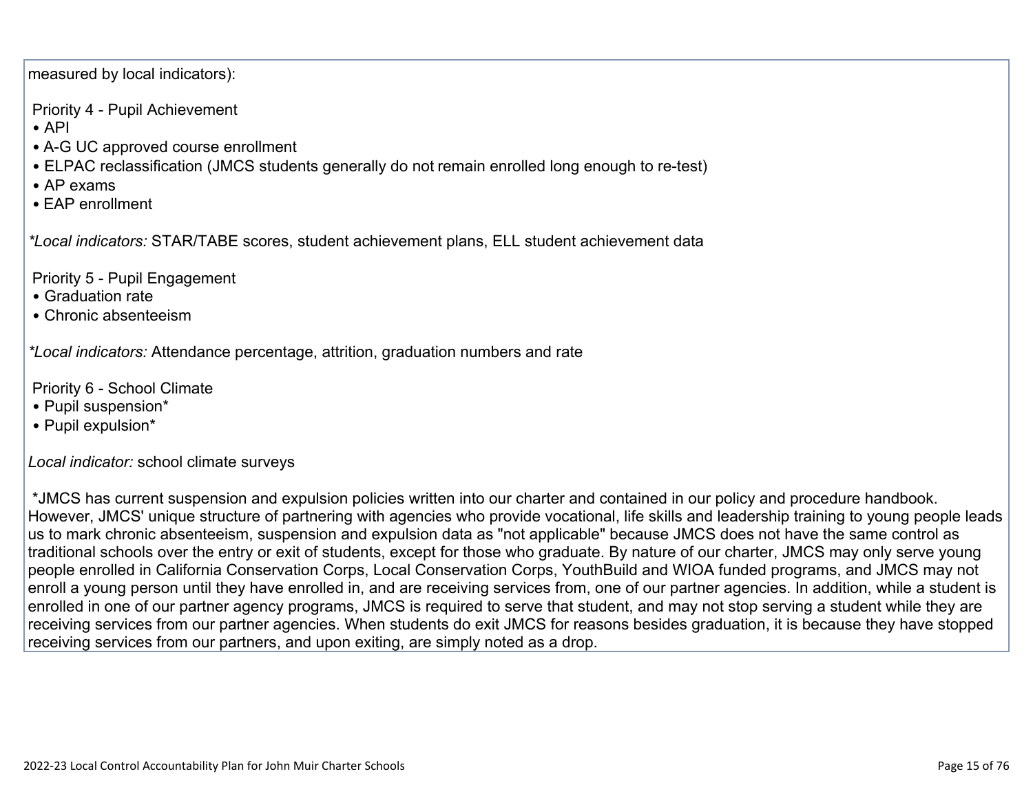measured by local indicators):

Priority 4 - Pupil Achievement
- API
- A-G UC approved course enrollment
- ELPAC reclassification (JMCS students generally do not remain enrolled long enough to re-test)
- AP exams
- EAP enrollment

*Local indicators:* STAR/TABE scores, student achievement plans, ELL student achievement data

Priority 5 - Pupil Engagement
- Graduation rate
- Chronic absenteeism

*Local indicators:* Attendance percentage, attrition, graduation numbers and rate

Priority 6 - School Climate
- Pupil suspension*
- Pupil expulsion*

*Local indicator:* school climate surveys

*JMCS has current suspension and expulsion policies written into our charter and contained in our policy and procedure handbook. However, JMCS' unique structure of partnering with agencies who provide vocational, life skills and leadership training to young people leads us to mark chronic absenteeism, suspension and expulsion data as "not applicable" because JMCS does not have the same control as traditional schools over the entry or exit of students, except for those who graduate. By nature of our charter, JMCS may only serve young people enrolled in California Conservation Corps, Local Conservation Corps, YouthBuild and WIOA funded programs, and JMCS may not enroll a young person until they have enrolled in, and are receiving services from, one of our partner agencies. In addition, while a student is enrolled in one of our partner agency programs, JMCS is required to serve that student, and may not stop serving a student while they are receiving services from our partner agencies. When students do exit JMCS for reasons besides graduation, it is because they have stopped receiving services from our partners, and upon exiting, are simply noted as a drop.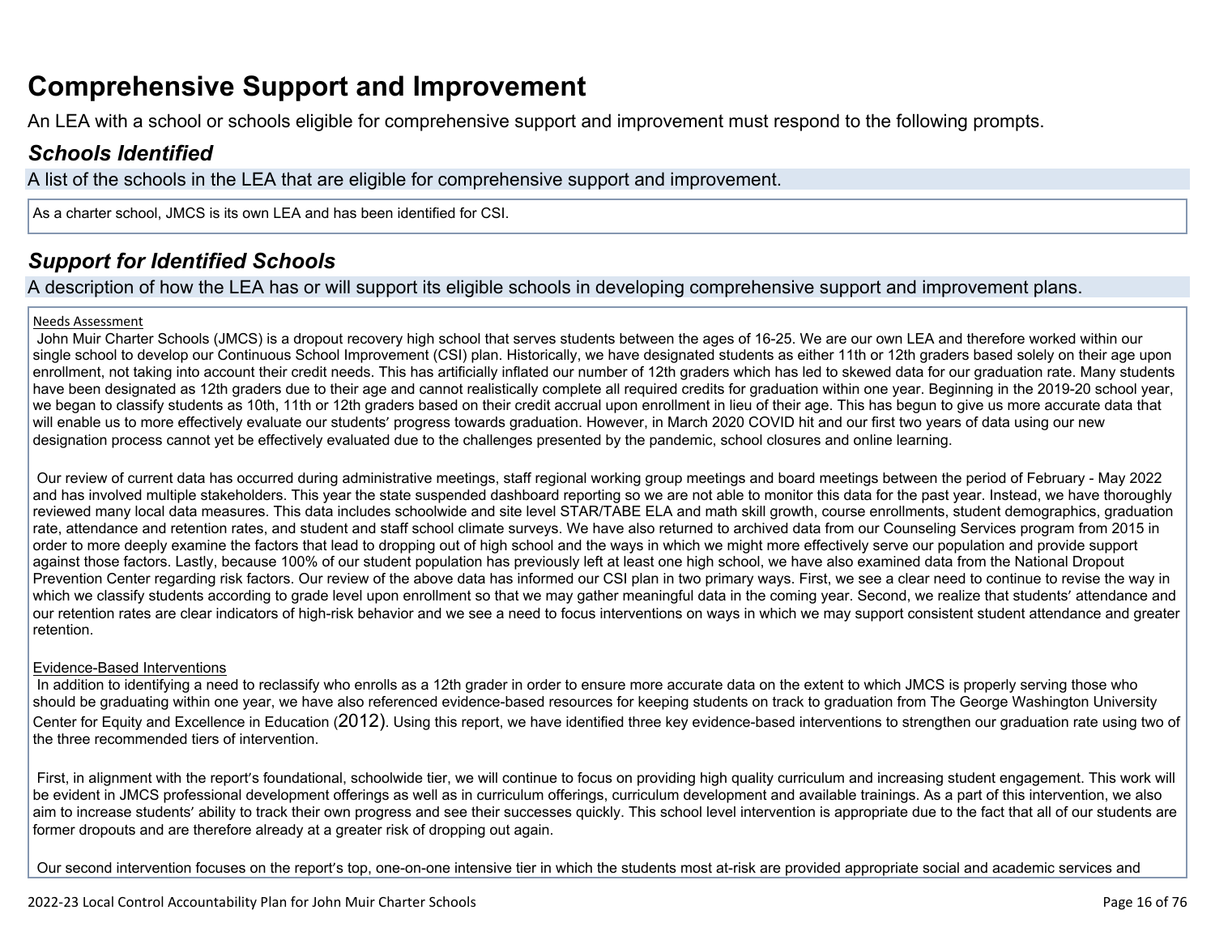# Comprehensive Support and Improvement

An LEA with a school or schools eligible for comprehensive support and improvement must respond to the following prompts.

## *Schools Identified*

A list of the schools in the LEA that are eligible for comprehensive support and improvement.

As a charter school, JMCS is its own LEA and has been identified for CSI.

## *Support for Identified Schools*

A description of how the LEA has or will support its eligible schools in developing comprehensive support and improvement plans.

<u>Needs Assessment</u>

John Muir Charter Schools (JMCS) is a dropout recovery high school that serves students between the ages of 16-25. We are our own LEA and therefore worked within our single school to develop our Continuous School Improvement (CSI) plan. Historically, we have designated students as either 11th or 12th graders based solely on their age upon enrollment, not taking into account their credit needs. This has artificially inflated our number of 12th graders which has led to skewed data for our graduation rate. Many students have been designated as 12th graders due to their age and cannot realistically complete all required credits for graduation within one year. Beginning in the 2019-20 school year, we began to classify students as 10th, 11th or 12th graders based on their credit accrual upon enrollment in lieu of their age. This has begun to give us more accurate data that will enable us to more effectively evaluate our students' progress towards graduation. However, in March 2020 COVID hit and our first two years of data using our new designation process cannot yet be effectively evaluated due to the challenges presented by the pandemic, school closures and online learning.

Our review of current data has occurred during administrative meetings, staff regional working group meetings and board meetings between the period of February - May 2022 and has involved multiple stakeholders. This year the state suspended dashboard reporting so we are not able to monitor this data for the past year. Instead, we have thoroughly reviewed many local data measures. This data includes schoolwide and site level STAR/TABE ELA and math skill growth, course enrollments, student demographics, graduation rate, attendance and retention rates, and student and staff school climate surveys. We have also returned to archived data from our Counseling Services program from 2015 in order to more deeply examine the factors that lead to dropping out of high school and the ways in which we might more effectively serve our population and provide support against those factors. Lastly, because 100% of our student population has previously left at least one high school, we have also examined data from the National Dropout Prevention Center regarding risk factors. Our review of the above data has informed our CSI plan in two primary ways. First, we see a clear need to continue to revise the way in which we classify students according to grade level upon enrollment so that we may gather meaningful data in the coming year. Second, we realize that students' attendance and our retention rates are clear indicators of high-risk behavior and we see a need to focus interventions on ways in which we may support consistent student attendance and greater retention.

<u>Evidence-Based Interventions</u>

In addition to identifying a need to reclassify who enrolls as a 12th grader in order to ensure more accurate data on the extent to which JMCS is properly serving those who should be graduating within one year, we have also referenced evidence-based resources for keeping students on track to graduation from The George Washington University Center for Equity and Excellence in Education (2012). Using this report, we have identified three key evidence-based interventions to strengthen our graduation rate using two of the three recommended tiers of intervention.

First, in alignment with the report's foundational, schoolwide tier, we will continue to focus on providing high quality curriculum and increasing student engagement. This work will be evident in JMCS professional development offerings as well as in curriculum offerings, curriculum development and available trainings. As a part of this intervention, we also aim to increase students' ability to track their own progress and see their successes quickly. This school level intervention is appropriate due to the fact that all of our students are former dropouts and are therefore already at a greater risk of dropping out again.

Our second intervention focuses on the report's top, one-on-one intensive tier in which the students most at-risk are provided appropriate social and academic services and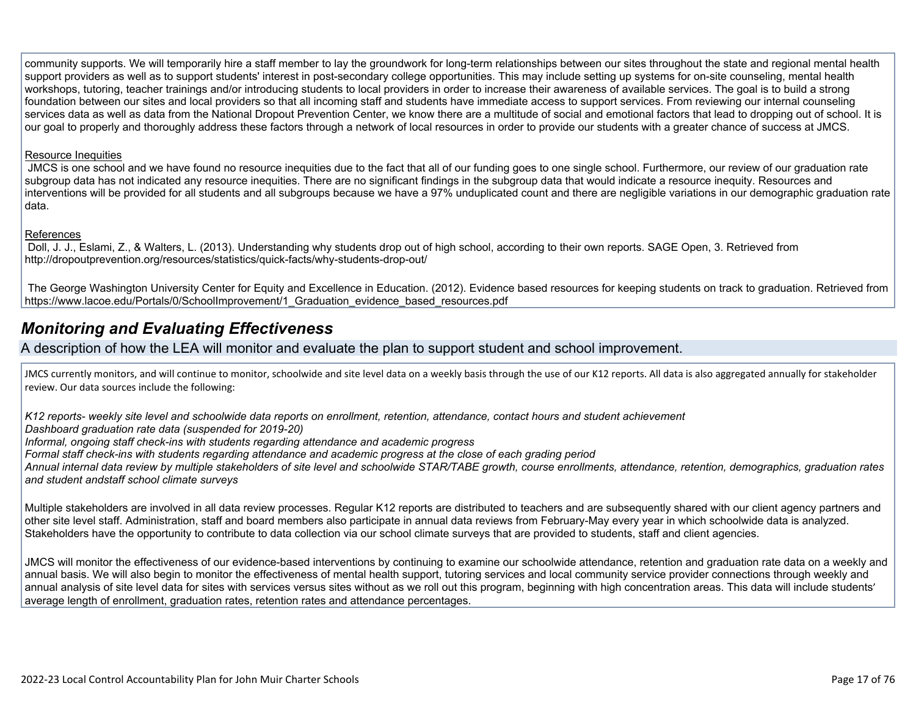community supports. We will temporarily hire a staff member to lay the groundwork for long-term relationships between our sites throughout the state and regional mental health support providers as well as to support students' interest in post-secondary college opportunities. This may include setting up systems for on-site counseling, mental health workshops, tutoring, teacher trainings and/or introducing students to local providers in order to increase their awareness of available services. The goal is to build a strong foundation between our sites and local providers so that all incoming staff and students have immediate access to support services. From reviewing our internal counseling services data as well as data from the National Dropout Prevention Center, we know there are a multitude of social and emotional factors that lead to dropping out of school. It is our goal to properly and thoroughly address these factors through a network of local resources in order to provide our students with a greater chance of success at JMCS.

Resource Inequities

JMCS is one school and we have found no resource inequities due to the fact that all of our funding goes to one single school. Furthermore, our review of our graduation rate subgroup data has not indicated any resource inequities. There are no significant findings in the subgroup data that would indicate a resource inequity. Resources and interventions will be provided for all students and all subgroups because we have a 97% unduplicated count and there are negligible variations in our demographic graduation rate data.

References

Doll, J. J., Eslami, Z., & Walters, L. (2013). Understanding why students drop out of high school, according to their own reports. SAGE Open, 3. Retrieved from http://dropoutprevention.org/resources/statistics/quick-facts/why-students-drop-out/

The George Washington University Center for Equity and Excellence in Education. (2012). Evidence based resources for keeping students on track to graduation. Retrieved from https://www.lacoe.edu/Portals/0/SchoolImprovement/1_Graduation_evidence_based_resources.pdf

## *Monitoring and Evaluating Effectiveness*

A description of how the LEA will monitor and evaluate the plan to support student and school improvement.

JMCS currently monitors, and will continue to monitor, schoolwide and site level data on a weekly basis through the use of our K12 reports. All data is also aggregated annually for stakeholder review. Our data sources include the following:

*K12 reports- weekly site level and schoolwide data reports on enrollment, retention, attendance, contact hours and student achievement*
*Dashboard graduation rate data (suspended for 2019-20)*
*Informal, ongoing staff check-ins with students regarding attendance and academic progress*
*Formal staff check-ins with students regarding attendance and academic progress at the close of each grading period*
*Annual internal data review by multiple stakeholders of site level and schoolwide STAR/TABE growth, course enrollments, attendance, retention, demographics, graduation rates and student andstaff school climate surveys*

Multiple stakeholders are involved in all data review processes. Regular K12 reports are distributed to teachers and are subsequently shared with our client agency partners and other site level staff. Administration, staff and board members also participate in annual data reviews from February-May every year in which schoolwide data is analyzed. Stakeholders have the opportunity to contribute to data collection via our school climate surveys that are provided to students, staff and client agencies.

JMCS will monitor the effectiveness of our evidence-based interventions by continuing to examine our schoolwide attendance, retention and graduation rate data on a weekly and annual basis. We will also begin to monitor the effectiveness of mental health support, tutoring services and local community service provider connections through weekly and annual analysis of site level data for sites with services versus sites without as we roll out this program, beginning with high concentration areas. This data will include students' average length of enrollment, graduation rates, retention rates and attendance percentages.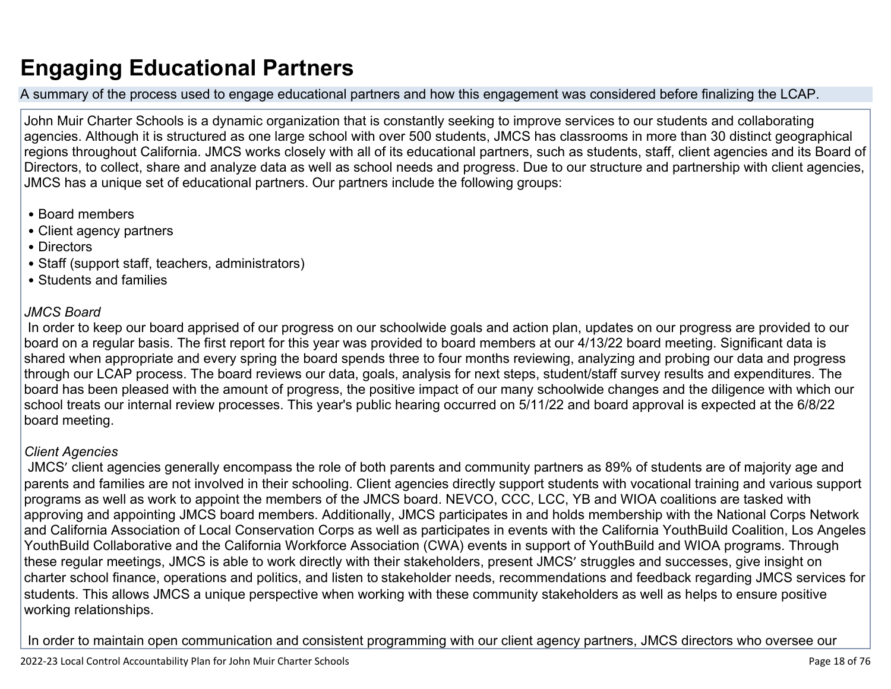# Engaging Educational Partners

A summary of the process used to engage educational partners and how this engagement was considered before finalizing the LCAP.

John Muir Charter Schools is a dynamic organization that is constantly seeking to improve services to our students and collaborating agencies. Although it is structured as one large school with over 500 students, JMCS has classrooms in more than 30 distinct geographical regions throughout California. JMCS works closely with all of its educational partners, such as students, staff, client agencies and its Board of Directors, to collect, share and analyze data as well as school needs and progress. Due to our structure and partnership with client agencies, JMCS has a unique set of educational partners. Our partners include the following groups:

- Board members
- Client agency partners
- Directors
- Staff (support staff, teachers, administrators)
- Students and families

*JMCS Board*

In order to keep our board apprised of our progress on our schoolwide goals and action plan, updates on our progress are provided to our board on a regular basis. The first report for this year was provided to board members at our 4/13/22 board meeting. Significant data is shared when appropriate and every spring the board spends three to four months reviewing, analyzing and probing our data and progress through our LCAP process. The board reviews our data, goals, analysis for next steps, student/staff survey results and expenditures. The board has been pleased with the amount of progress, the positive impact of our many schoolwide changes and the diligence with which our school treats our internal review processes. This year's public hearing occurred on 5/11/22 and board approval is expected at the 6/8/22 board meeting.

*Client Agencies*

JMCS' client agencies generally encompass the role of both parents and community partners as 89% of students are of majority age and parents and families are not involved in their schooling. Client agencies directly support students with vocational training and various support programs as well as work to appoint the members of the JMCS board. NEVCO, CCC, LCC, YB and WIOA coalitions are tasked with approving and appointing JMCS board members. Additionally, JMCS participates in and holds membership with the National Corps Network and California Association of Local Conservation Corps as well as participates in events with the California YouthBuild Coalition, Los Angeles YouthBuild Collaborative and the California Workforce Association (CWA) events in support of YouthBuild and WIOA programs. Through these regular meetings, JMCS is able to work directly with their stakeholders, present JMCS' struggles and successes, give insight on charter school finance, operations and politics, and listen to stakeholder needs, recommendations and feedback regarding JMCS services for students. This allows JMCS a unique perspective when working with these community stakeholders as well as helps to ensure positive working relationships.

In order to maintain open communication and consistent programming with our client agency partners, JMCS directors who oversee our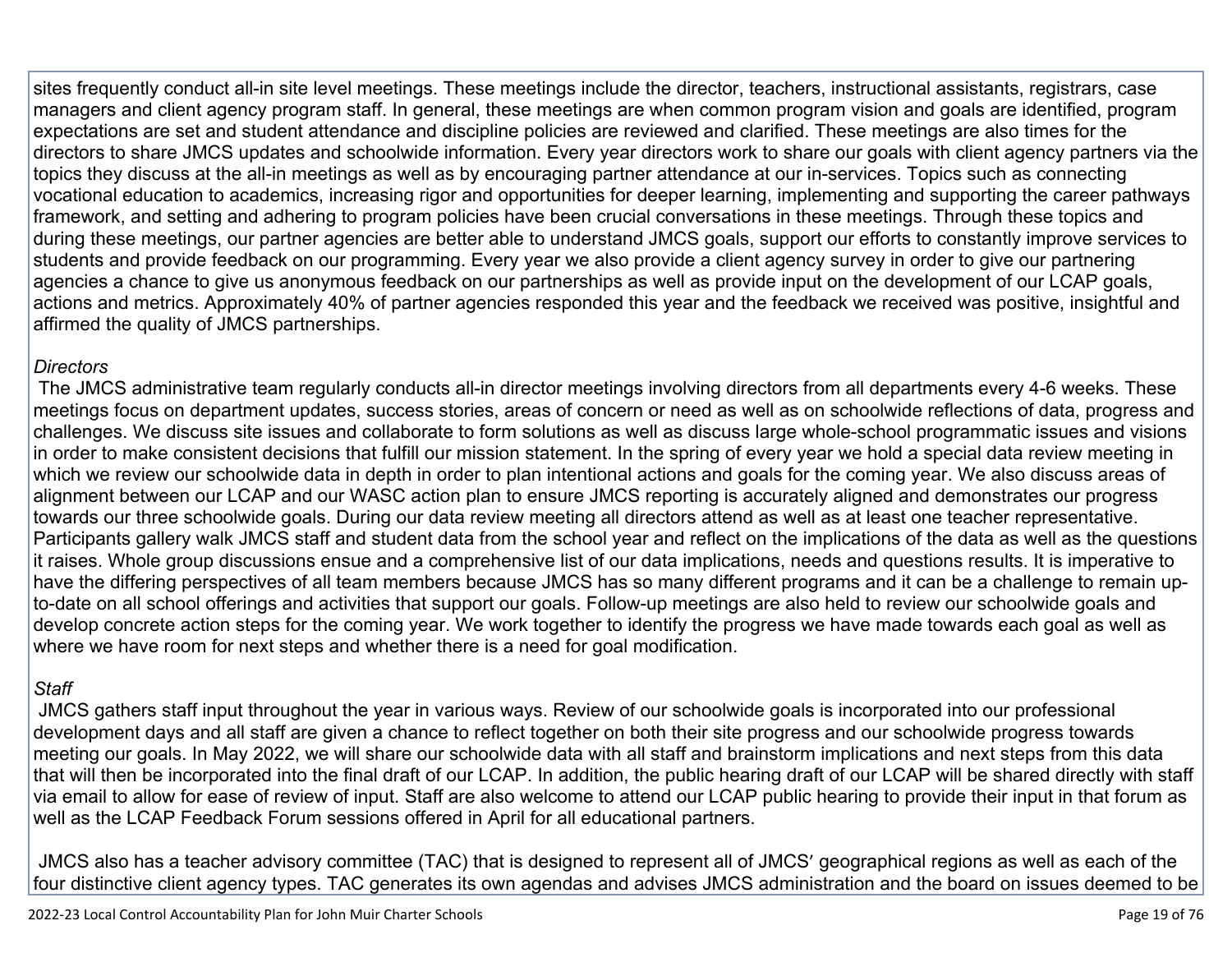sites frequently conduct all-in site level meetings. These meetings include the director, teachers, instructional assistants, registrars, case managers and client agency program staff. In general, these meetings are when common program vision and goals are identified, program expectations are set and student attendance and discipline policies are reviewed and clarified. These meetings are also times for the directors to share JMCS updates and schoolwide information. Every year directors work to share our goals with client agency partners via the topics they discuss at the all-in meetings as well as by encouraging partner attendance at our in-services. Topics such as connecting vocational education to academics, increasing rigor and opportunities for deeper learning, implementing and supporting the career pathways framework, and setting and adhering to program policies have been crucial conversations in these meetings. Through these topics and during these meetings, our partner agencies are better able to understand JMCS goals, support our efforts to constantly improve services to students and provide feedback on our programming. Every year we also provide a client agency survey in order to give our partnering agencies a chance to give us anonymous feedback on our partnerships as well as provide input on the development of our LCAP goals, actions and metrics. Approximately 40% of partner agencies responded this year and the feedback we received was positive, insightful and affirmed the quality of JMCS partnerships.

*Directors*

The JMCS administrative team regularly conducts all-in director meetings involving directors from all departments every 4-6 weeks. These meetings focus on department updates, success stories, areas of concern or need as well as on schoolwide reflections of data, progress and challenges. We discuss site issues and collaborate to form solutions as well as discuss large whole-school programmatic issues and visions in order to make consistent decisions that fulfill our mission statement. In the spring of every year we hold a special data review meeting in which we review our schoolwide data in depth in order to plan intentional actions and goals for the coming year. We also discuss areas of alignment between our LCAP and our WASC action plan to ensure JMCS reporting is accurately aligned and demonstrates our progress towards our three schoolwide goals. During our data review meeting all directors attend as well as at least one teacher representative. Participants gallery walk JMCS staff and student data from the school year and reflect on the implications of the data as well as the questions it raises. Whole group discussions ensue and a comprehensive list of our data implications, needs and questions results. It is imperative to have the differing perspectives of all team members because JMCS has so many different programs and it can be a challenge to remain up-to-date on all school offerings and activities that support our goals. Follow-up meetings are also held to review our schoolwide goals and develop concrete action steps for the coming year. We work together to identify the progress we have made towards each goal as well as where we have room for next steps and whether there is a need for goal modification.

*Staff*

JMCS gathers staff input throughout the year in various ways. Review of our schoolwide goals is incorporated into our professional development days and all staff are given a chance to reflect together on both their site progress and our schoolwide progress towards meeting our goals. In May 2022, we will share our schoolwide data with all staff and brainstorm implications and next steps from this data that will then be incorporated into the final draft of our LCAP. In addition, the public hearing draft of our LCAP will be shared directly with staff via email to allow for ease of review of input. Staff are also welcome to attend our LCAP public hearing to provide their input in that forum as well as the LCAP Feedback Forum sessions offered in April for all educational partners.

JMCS also has a teacher advisory committee (TAC) that is designed to represent all of JMCS′ geographical regions as well as each of the four distinctive client agency types. TAC generates its own agendas and advises JMCS administration and the board on issues deemed to be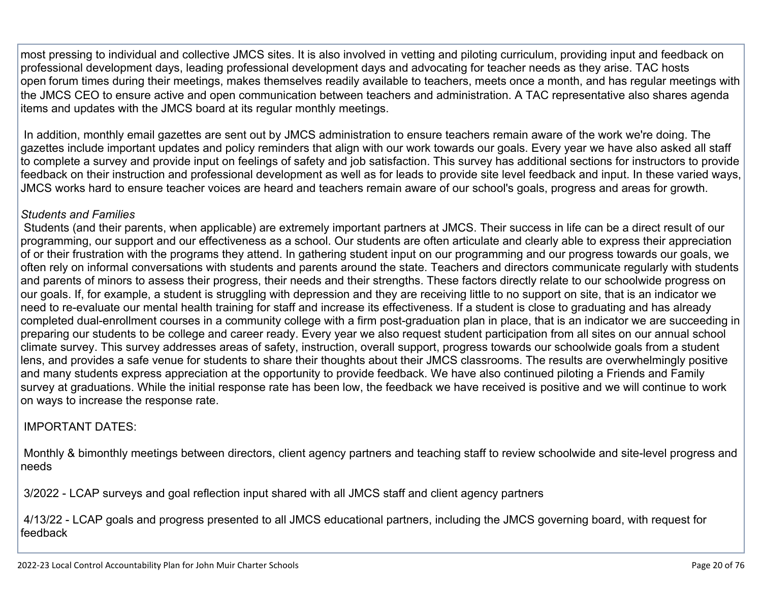most pressing to individual and collective JMCS sites. It is also involved in vetting and piloting curriculum, providing input and feedback on professional development days, leading professional development days and advocating for teacher needs as they arise. TAC hosts open forum times during their meetings, makes themselves readily available to teachers, meets once a month, and has regular meetings with the JMCS CEO to ensure active and open communication between teachers and administration. A TAC representative also shares agenda items and updates with the JMCS board at its regular monthly meetings.

In addition, monthly email gazettes are sent out by JMCS administration to ensure teachers remain aware of the work we're doing. The gazettes include important updates and policy reminders that align with our work towards our goals. Every year we have also asked all staff to complete a survey and provide input on feelings of safety and job satisfaction. This survey has additional sections for instructors to provide feedback on their instruction and professional development as well as for leads to provide site level feedback and input. In these varied ways, JMCS works hard to ensure teacher voices are heard and teachers remain aware of our school's goals, progress and areas for growth.

*Students and Families*

Students (and their parents, when applicable) are extremely important partners at JMCS. Their success in life can be a direct result of our programming, our support and our effectiveness as a school. Our students are often articulate and clearly able to express their appreciation of or their frustration with the programs they attend. In gathering student input on our programming and our progress towards our goals, we often rely on informal conversations with students and parents around the state. Teachers and directors communicate regularly with students and parents of minors to assess their progress, their needs and their strengths. These factors directly relate to our schoolwide progress on our goals. If, for example, a student is struggling with depression and they are receiving little to no support on site, that is an indicator we need to re-evaluate our mental health training for staff and increase its effectiveness. If a student is close to graduating and has already completed dual-enrollment courses in a community college with a firm post-graduation plan in place, that is an indicator we are succeeding in preparing our students to be college and career ready. Every year we also request student participation from all sites on our annual school climate survey. This survey addresses areas of safety, instruction, overall support, progress towards our schoolwide goals from a student lens, and provides a safe venue for students to share their thoughts about their JMCS classrooms. The results are overwhelmingly positive and many students express appreciation at the opportunity to provide feedback. We have also continued piloting a Friends and Family survey at graduations. While the initial response rate has been low, the feedback we have received is positive and we will continue to work on ways to increase the response rate.

IMPORTANT DATES:

Monthly & bimonthly meetings between directors, client agency partners and teaching staff to review schoolwide and site-level progress and needs

3/2022 - LCAP surveys and goal reflection input shared with all JMCS staff and client agency partners

4/13/22 - LCAP goals and progress presented to all JMCS educational partners, including the JMCS governing board, with request for feedback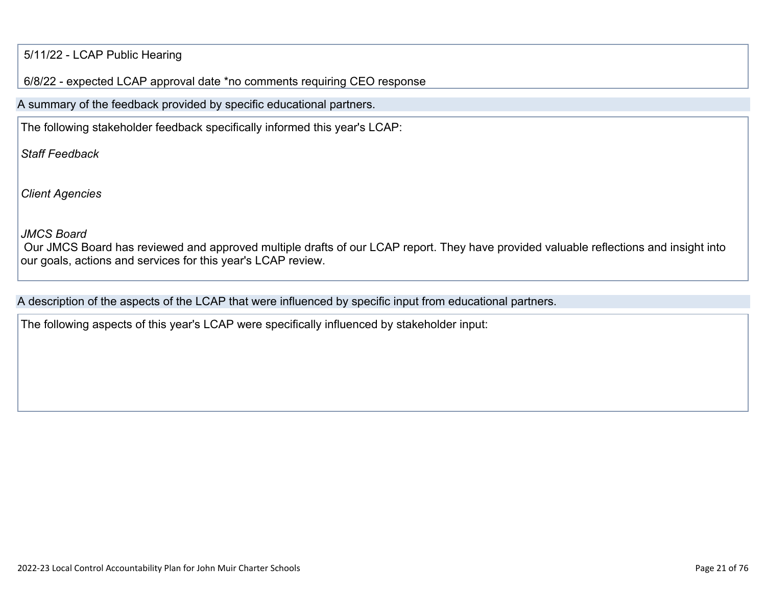5/11/22 - LCAP Public Hearing

6/8/22 - expected LCAP approval date *no comments requiring CEO response

## A summary of the feedback provided by specific educational partners.

The following stakeholder feedback specifically informed this year's LCAP:

*Staff Feedback*

*Client Agencies*

*JMCS Board*
Our JMCS Board has reviewed and approved multiple drafts of our LCAP report. They have provided valuable reflections and insight into our goals, actions and services for this year's LCAP review.

## A description of the aspects of the LCAP that were influenced by specific input from educational partners.

The following aspects of this year's LCAP were specifically influenced by stakeholder input: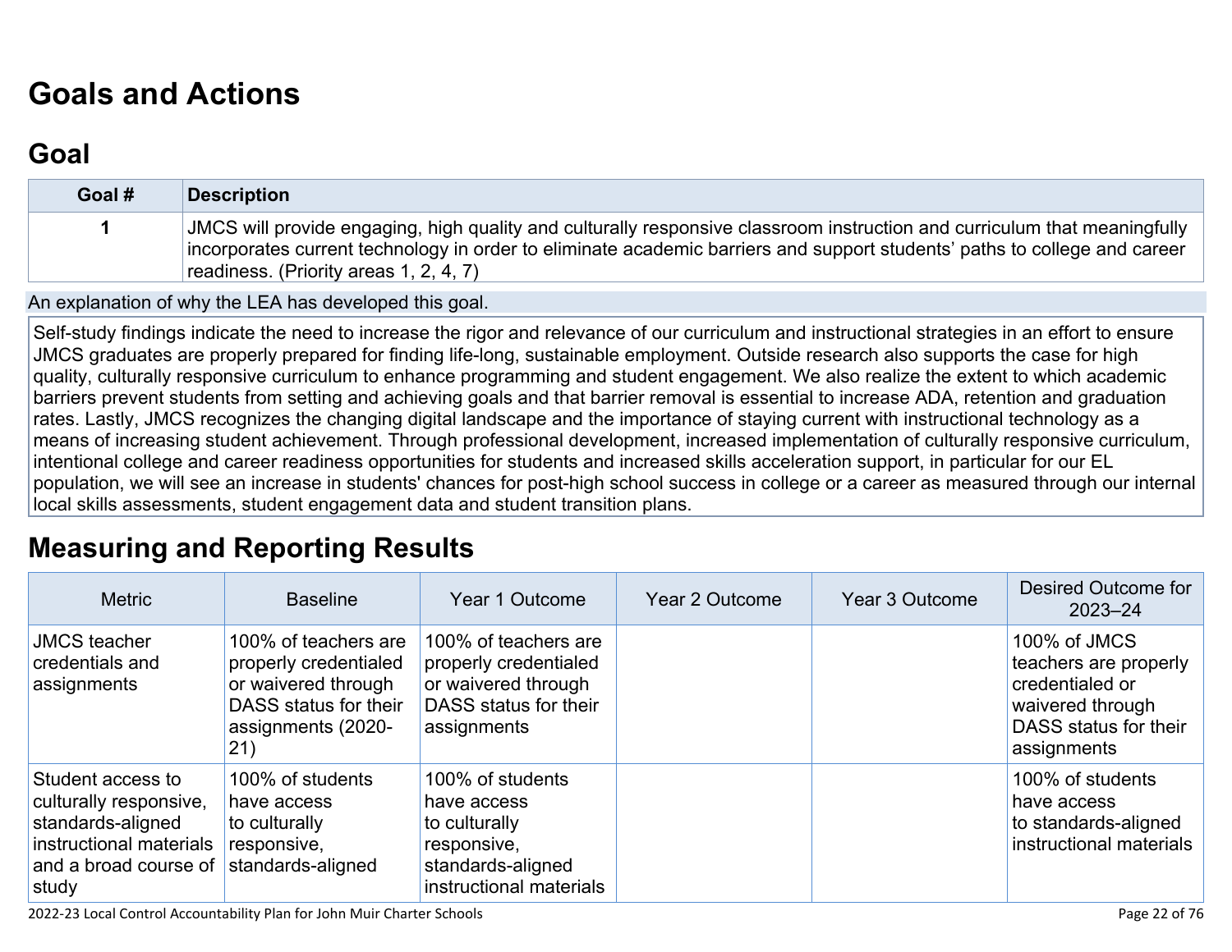# Goals and Actions

## Goal

| Goal # | Description |
|---|---|
| 1 | JMCS will provide engaging, high quality and culturally responsive classroom instruction and curriculum that meaningfully incorporates current technology in order to eliminate academic barriers and support students' paths to college and career readiness. (Priority areas 1, 2, 4, 7) |

An explanation of why the LEA has developed this goal.

Self-study findings indicate the need to increase the rigor and relevance of our curriculum and instructional strategies in an effort to ensure JMCS graduates are properly prepared for finding life-long, sustainable employment. Outside research also supports the case for high quality, culturally responsive curriculum to enhance programming and student engagement. We also realize the extent to which academic barriers prevent students from setting and achieving goals and that barrier removal is essential to increase ADA, retention and graduation rates. Lastly, JMCS recognizes the changing digital landscape and the importance of staying current with instructional technology as a means of increasing student achievement. Through professional development, increased implementation of culturally responsive curriculum, intentional college and career readiness opportunities for students and increased skills acceleration support, in particular for our EL population, we will see an increase in students' chances for post-high school success in college or a career as measured through our internal local skills assessments, student engagement data and student transition plans.

# Measuring and Reporting Results

| Metric | Baseline | Year 1 Outcome | Year 2 Outcome | Year 3 Outcome | Desired Outcome for 2023–24 |
|---|---|---|---|---|---|
| JMCS teacher credentials and assignments | 100% of teachers are properly credentialed or waivered through DASS status for their assignments (2020-21) | 100% of teachers are properly credentialed or waivered through DASS status for their assignments | | | 100% of JMCS teachers are properly credentialed or waivered through DASS status for their assignments |
| Student access to culturally responsive, standards-aligned instructional materials and a broad course of study | 100% of students have access to culturally responsive, standards-aligned | 100% of students have access to culturally responsive, standards-aligned instructional materials | | | 100% of students have access to standards-aligned instructional materials |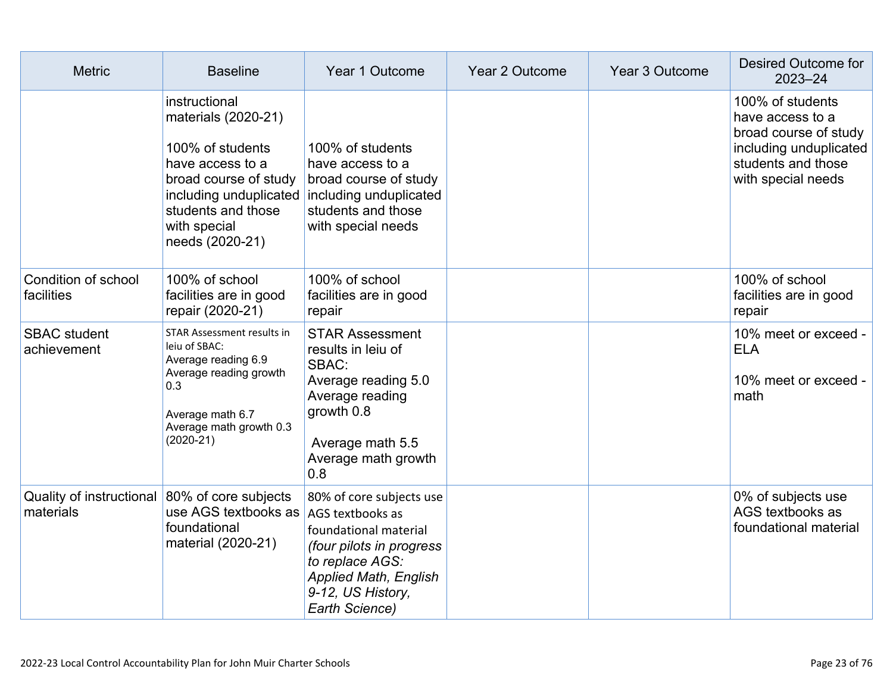| Metric | Baseline | Year 1 Outcome | Year 2 Outcome | Year 3 Outcome | Desired Outcome for 2023–24 |
|---|---|---|---|---|---|
| | instructional materials (2020-21)<br><br>100% of students have access to a broad course of study including unduplicated students and those with special needs (2020-21) | 100% of students have access to a broad course of study including unduplicated students and those with special needs | | | 100% of students have access to a broad course of study including unduplicated students and those with special needs |
| Condition of school facilities | 100% of school facilities are in good repair (2020-21) | 100% of school facilities are in good repair | | | 100% of school facilities are in good repair |
| SBAC student achievement | STAR Assessment results in leiu of SBAC:<br>Average reading 6.9<br>Average reading growth 0.3<br><br>Average math 6.7<br>Average math growth 0.3 (2020-21) | STAR Assessment results in leiu of SBAC:<br>Average reading 5.0<br>Average reading growth 0.8<br><br>Average math 5.5<br>Average math growth 0.8 | | | 10% meet or exceed - ELA<br><br>10% meet or exceed - math |
| Quality of instructional materials | 80% of core subjects use AGS textbooks as foundational material (2020-21) | 80% of core subjects use AGS textbooks as foundational material *(four pilots in progress to replace AGS: Applied Math, English 9-12, US History, Earth Science)* | | | 0% of subjects use AGS textbooks as foundational material |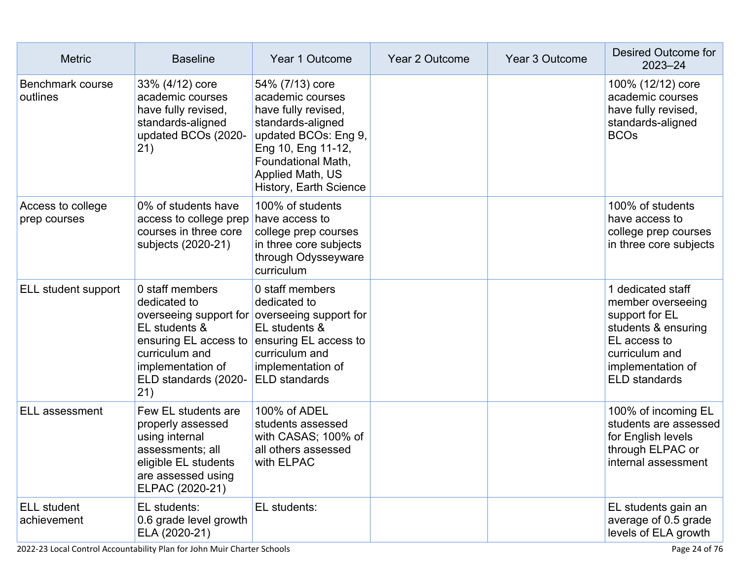| Metric | Baseline | Year 1 Outcome | Year 2 Outcome | Year 3 Outcome | Desired Outcome for 2023–24 |
|---|---|---|---|---|---|
| Benchmark course outlines | 33% (4/12) core academic courses have fully revised, standards-aligned updated BCOs (2020-21) | 54% (7/13) core academic courses have fully revised, standards-aligned updated BCOs: Eng 9, Eng 10, Eng 11-12, Foundational Math, Applied Math, US History, Earth Science | | | 100% (12/12) core academic courses have fully revised, standards-aligned BCOs |
| Access to college prep courses | 0% of students have access to college prep courses in three core subjects (2020-21) | 100% of students have access to college prep courses in three core subjects through Odysseyware curriculum | | | 100% of students have access to college prep courses in three core subjects |
| ELL student support | 0 staff members dedicated to overseeing support for EL students & ensuring EL access to curriculum and implementation of ELD standards (2020-21) | 0 staff members dedicated to overseeing support for EL students & ensuring EL access to curriculum and implementation of ELD standards | | | 1 dedicated staff member overseeing support for EL students & ensuring EL access to curriculum and implementation of ELD standards |
| ELL assessment | Few EL students are properly assessed using internal assessments; all eligible EL students are assessed using ELPAC (2020-21) | 100% of ADEL students assessed with CASAS; 100% of all others assessed with ELPAC | | | 100% of incoming EL students are assessed for English levels through ELPAC or internal assessment |
| ELL student achievement | EL students:<br>0.6 grade level growth ELA (2020-21) | EL students: | | | EL students gain an average of 0.5 grade levels of ELA growth |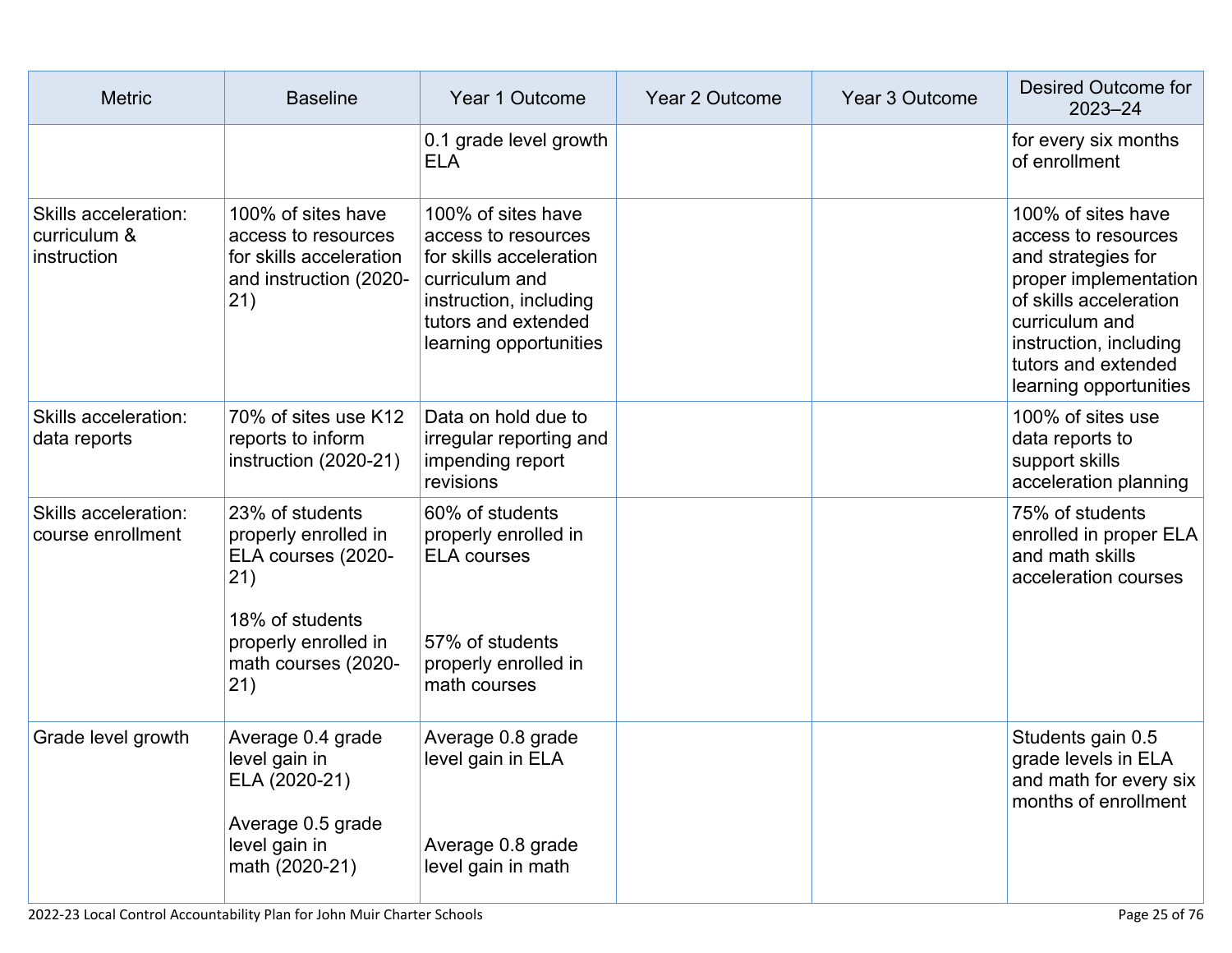| Metric | Baseline | Year 1 Outcome | Year 2 Outcome | Year 3 Outcome | Desired Outcome for 2023–24 |
|---|---|---|---|---|---|
| | | 0.1 grade level growth ELA | | | for every six months of enrollment |
| Skills acceleration: curriculum & instruction | 100% of sites have access to resources for skills acceleration and instruction (2020-21) | 100% of sites have access to resources for skills acceleration curriculum and instruction, including tutors and extended learning opportunities | | | 100% of sites have access to resources and strategies for proper implementation of skills acceleration curriculum and instruction, including tutors and extended learning opportunities |
| Skills acceleration: data reports | 70% of sites use K12 reports to inform instruction (2020-21) | Data on hold due to irregular reporting and impending report revisions | | | 100% of sites use data reports to support skills acceleration planning |
| Skills acceleration: course enrollment | 23% of students properly enrolled in ELA courses (2020-21)<br><br>18% of students properly enrolled in math courses (2020-21) | 60% of students properly enrolled in ELA courses<br><br>57% of students properly enrolled in math courses | | | 75% of students enrolled in proper ELA and math skills acceleration courses |
| Grade level growth | Average 0.4 grade level gain in ELA (2020-21)<br><br>Average 0.5 grade level gain in math (2020-21) | Average 0.8 grade level gain in ELA<br><br>Average 0.8 grade level gain in math | | | Students gain 0.5 grade levels in ELA and math for every six months of enrollment |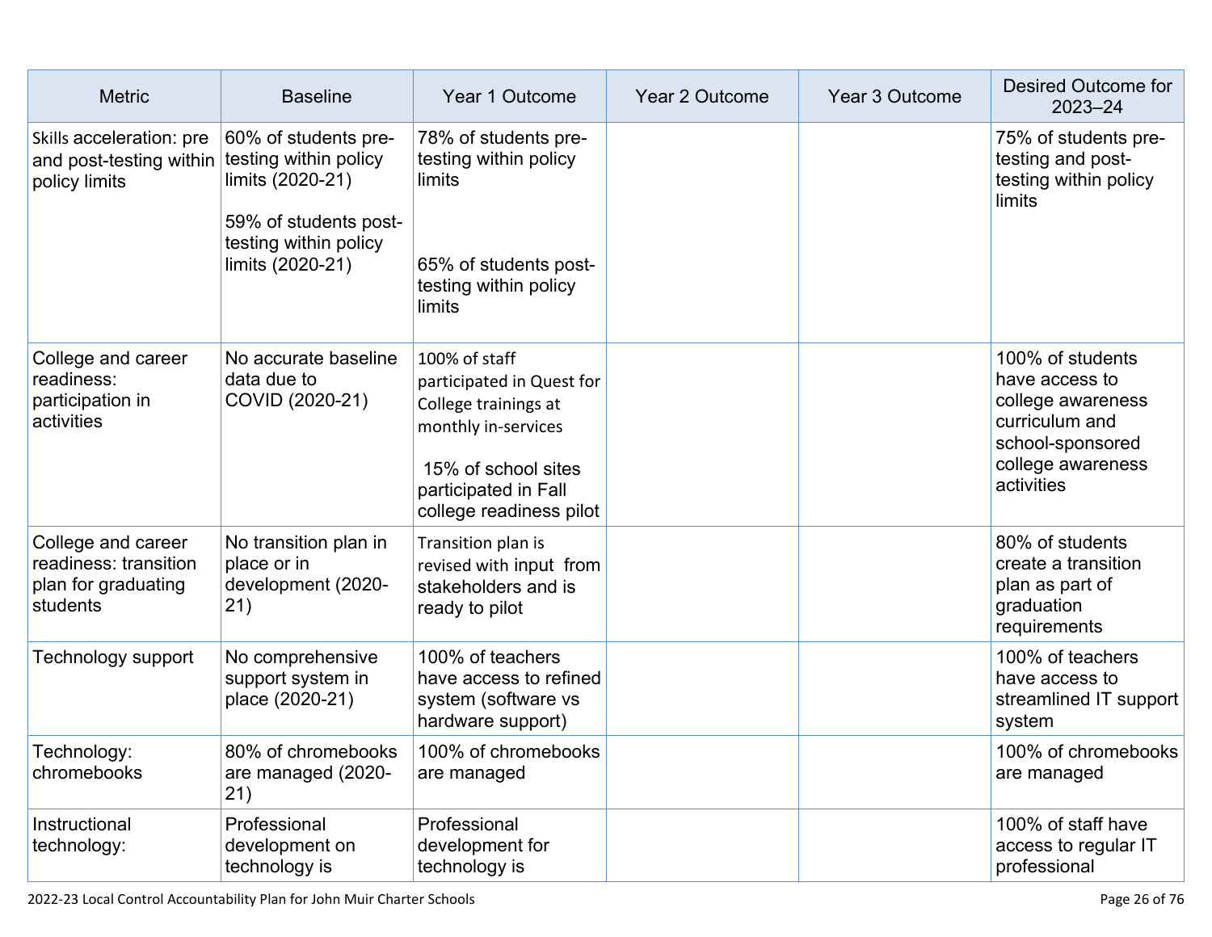| Metric | Baseline | Year 1 Outcome | Year 2 Outcome | Year 3 Outcome | Desired Outcome for 2023–24 |
|---|---|---|---|---|---|
| Skills acceleration: pre and post-testing within policy limits | 60% of students pre-testing within policy limits (2020-21)<br><br>59% of students post-testing within policy limits (2020-21) | 78% of students pre-testing within policy limits<br><br>65% of students post-testing within policy limits | | | 75% of students pre-testing and post-testing within policy limits |
| College and career readiness: participation in activities | No accurate baseline data due to COVID (2020-21) | 100% of staff participated in Quest for College trainings at monthly in-services<br><br>15% of school sites participated in Fall college readiness pilot | | | 100% of students have access to college awareness curriculum and school-sponsored college awareness activities |
| College and career readiness: transition plan for graduating students | No transition plan in place or in development (2020-21) | Transition plan is revised with input from stakeholders and is ready to pilot | | | 80% of students create a transition plan as part of graduation requirements |
| Technology support | No comprehensive support system in place (2020-21) | 100% of teachers have access to refined system (software vs hardware support) | | | 100% of teachers have access to streamlined IT support system |
| Technology: chromebooks | 80% of chromebooks are managed (2020-21) | 100% of chromebooks are managed | | | 100% of chromebooks are managed |
| Instructional technology: | Professional development on technology is | Professional development for technology is | | | 100% of staff have access to regular IT professional |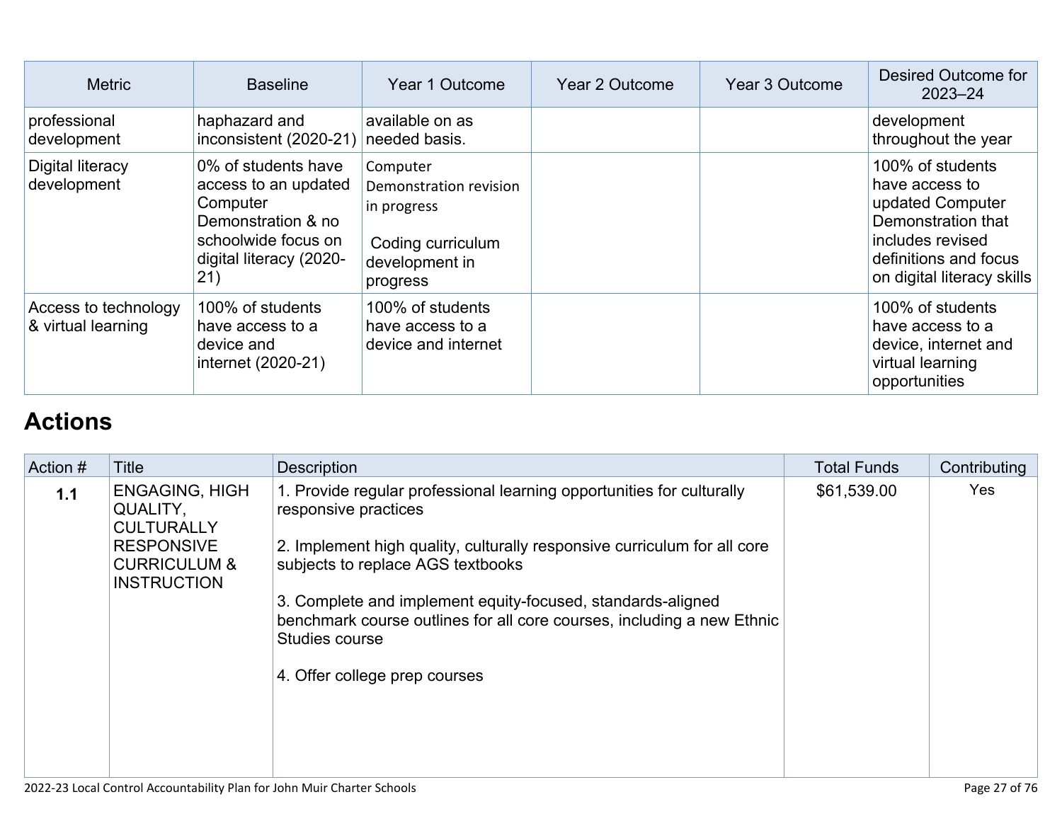| Metric | Baseline | Year 1 Outcome | Year 2 Outcome | Year 3 Outcome | Desired Outcome for 2023–24 |
|---|---|---|---|---|---|
| professional development | haphazard and inconsistent (2020-21) | available on as needed basis. | | | development throughout the year |
| Digital literacy development | 0% of students have access to an updated Computer Demonstration & no schoolwide focus on digital literacy (2020-21) | Computer Demonstration revision in progress<br><br>Coding curriculum development in progress | | | 100% of students have access to updated Computer Demonstration that includes revised definitions and focus on digital literacy skills |
| Access to technology & virtual learning | 100% of students have access to a device and internet (2020-21) | 100% of students have access to a device and internet | | | 100% of students have access to a device, internet and virtual learning opportunities |

## Actions

| Action # | Title | Description | Total Funds | Contributing |
|---|---|---|---|---|
| **1.1** | ENGAGING, HIGH QUALITY, CULTURALLY RESPONSIVE CURRICULUM & INSTRUCTION | 1. Provide regular professional learning opportunities for culturally responsive practices<br><br>2. Implement high quality, culturally responsive curriculum for all core subjects to replace AGS textbooks<br><br>3. Complete and implement equity-focused, standards-aligned benchmark course outlines for all core courses, including a new Ethnic Studies course<br><br>4. Offer college prep courses | $61,539.00 | Yes |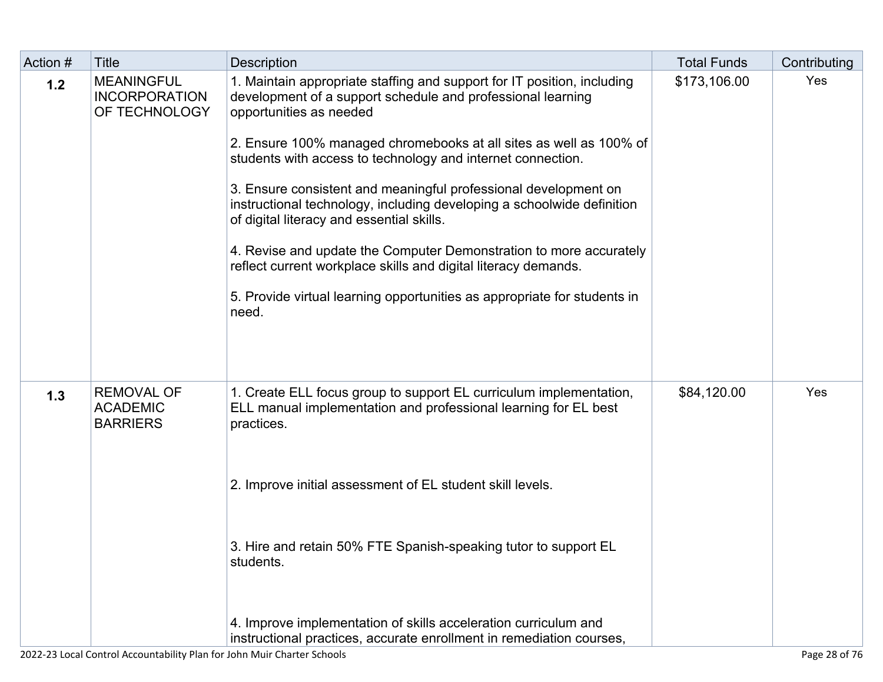| Action # | Title | Description | Total Funds | Contributing |
|---|---|---|---|---|
| **1.2** | MEANINGFUL INCORPORATION OF TECHNOLOGY | 1. Maintain appropriate staffing and support for IT position, including development of a support schedule and professional learning opportunities as needed<br><br>2. Ensure 100% managed chromebooks at all sites as well as 100% of students with access to technology and internet connection.<br><br>3. Ensure consistent and meaningful professional development on instructional technology, including developing a schoolwide definition of digital literacy and essential skills.<br><br>4. Revise and update the Computer Demonstration to more accurately reflect current workplace skills and digital literacy demands.<br><br>5. Provide virtual learning opportunities as appropriate for students in need. | $173,106.00 | Yes |
| **1.3** | REMOVAL OF ACADEMIC BARRIERS | 1. Create ELL focus group to support EL curriculum implementation, ELL manual implementation and professional learning for EL best practices.<br><br>2. Improve initial assessment of EL student skill levels.<br><br>3. Hire and retain 50% FTE Spanish-speaking tutor to support EL students.<br><br>4. Improve implementation of skills acceleration curriculum and instructional practices, accurate enrollment in remediation courses, | $84,120.00 | Yes |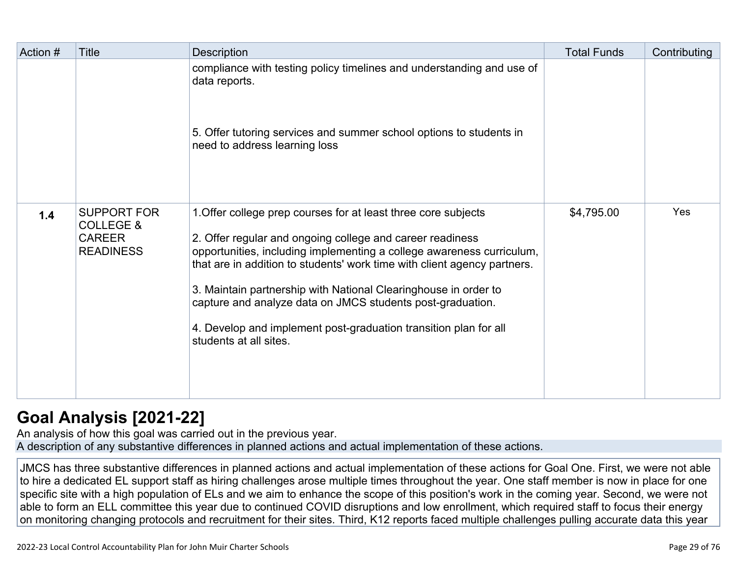| Action # | Title | Description | Total Funds | Contributing |
|---|---|---|---|---|
| | | compliance with testing policy timelines and understanding and use of data reports.<br><br>5. Offer tutoring services and summer school options to students in need to address learning loss | | |
| **1.4** | SUPPORT FOR COLLEGE & CAREER READINESS | 1.Offer college prep courses for at least three core subjects<br><br>2. Offer regular and ongoing college and career readiness opportunities, including implementing a college awareness curriculum, that are in addition to students' work time with client agency partners.<br><br>3. Maintain partnership with National Clearinghouse in order to capture and analyze data on JMCS students post-graduation.<br><br>4. Develop and implement post-graduation transition plan for all students at all sites. | $4,795.00 | Yes |

# Goal Analysis [2021-22]

An analysis of how this goal was carried out in the previous year.

A description of any substantive differences in planned actions and actual implementation of these actions.

JMCS has three substantive differences in planned actions and actual implementation of these actions for Goal One. First, we were not able to hire a dedicated EL support staff as hiring challenges arose multiple times throughout the year. One staff member is now in place for one specific site with a high population of ELs and we aim to enhance the scope of this position's work in the coming year. Second, we were not able to form an ELL committee this year due to continued COVID disruptions and low enrollment, which required staff to focus their energy on monitoring changing protocols and recruitment for their sites. Third, K12 reports faced multiple challenges pulling accurate data this year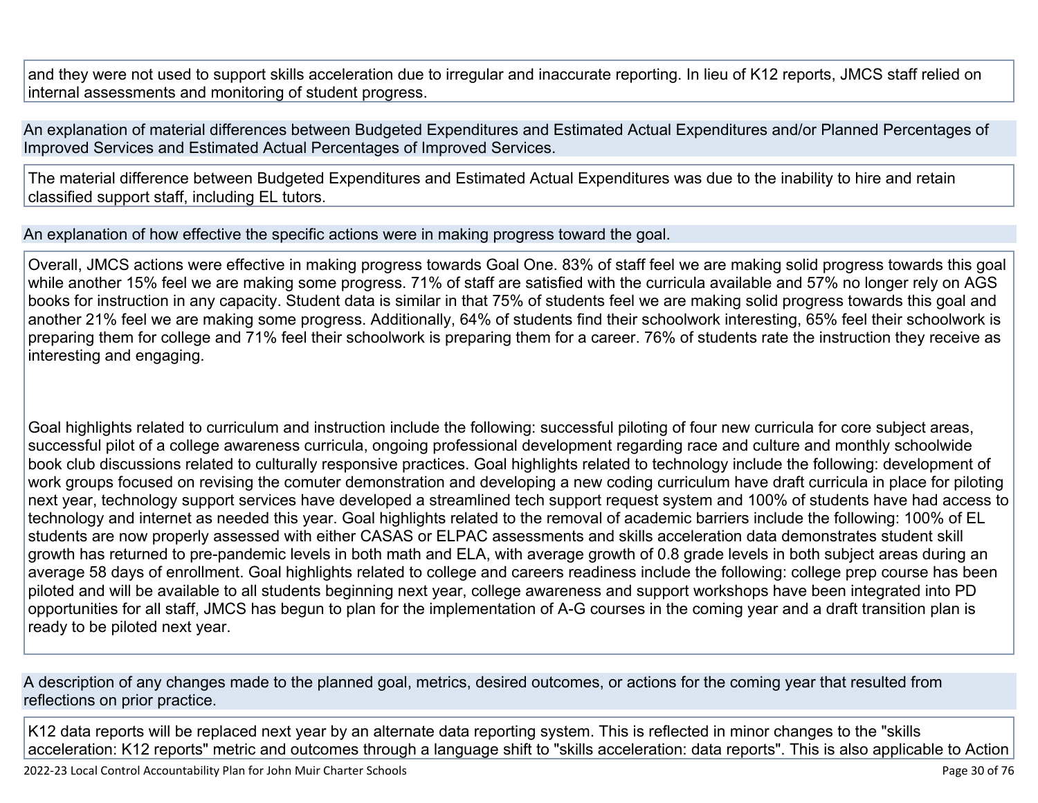and they were not used to support skills acceleration due to irregular and inaccurate reporting. In lieu of K12 reports, JMCS staff relied on internal assessments and monitoring of student progress.

**An explanation of material differences between Budgeted Expenditures and Estimated Actual Expenditures and/or Planned Percentages of Improved Services and Estimated Actual Percentages of Improved Services.**

The material difference between Budgeted Expenditures and Estimated Actual Expenditures was due to the inability to hire and retain classified support staff, including EL tutors.

**An explanation of how effective the specific actions were in making progress toward the goal.**

Overall, JMCS actions were effective in making progress towards Goal One. 83% of staff feel we are making solid progress towards this goal while another 15% feel we are making some progress. 71% of staff are satisfied with the curricula available and 57% no longer rely on AGS books for instruction in any capacity. Student data is similar in that 75% of students feel we are making solid progress towards this goal and another 21% feel we are making some progress. Additionally, 64% of students find their schoolwork interesting, 65% feel their schoolwork is preparing them for college and 71% feel their schoolwork is preparing them for a career. 76% of students rate the instruction they receive as interesting and engaging.

Goal highlights related to curriculum and instruction include the following: successful piloting of four new curricula for core subject areas, successful pilot of a college awareness curricula, ongoing professional development regarding race and culture and monthly schoolwide book club discussions related to culturally responsive practices. Goal highlights related to technology include the following: development of work groups focused on revising the comuter demonstration and developing a new coding curriculum have draft curricula in place for piloting next year, technology support services have developed a streamlined tech support request system and 100% of students have had access to technology and internet as needed this year. Goal highlights related to the removal of academic barriers include the following: 100% of EL students are now properly assessed with either CASAS or ELPAC assessments and skills acceleration data demonstrates student skill growth has returned to pre-pandemic levels in both math and ELA, with average growth of 0.8 grade levels in both subject areas during an average 58 days of enrollment. Goal highlights related to college and careers readiness include the following: college prep course has been piloted and will be available to all students beginning next year, college awareness and support workshops have been integrated into PD opportunities for all staff, JMCS has begun to plan for the implementation of A-G courses in the coming year and a draft transition plan is ready to be piloted next year.

**A description of any changes made to the planned goal, metrics, desired outcomes, or actions for the coming year that resulted from reflections on prior practice.**

K12 data reports will be replaced next year by an alternate data reporting system. This is reflected in minor changes to the "skills acceleration: K12 reports" metric and outcomes through a language shift to "skills acceleration: data reports". This is also applicable to Action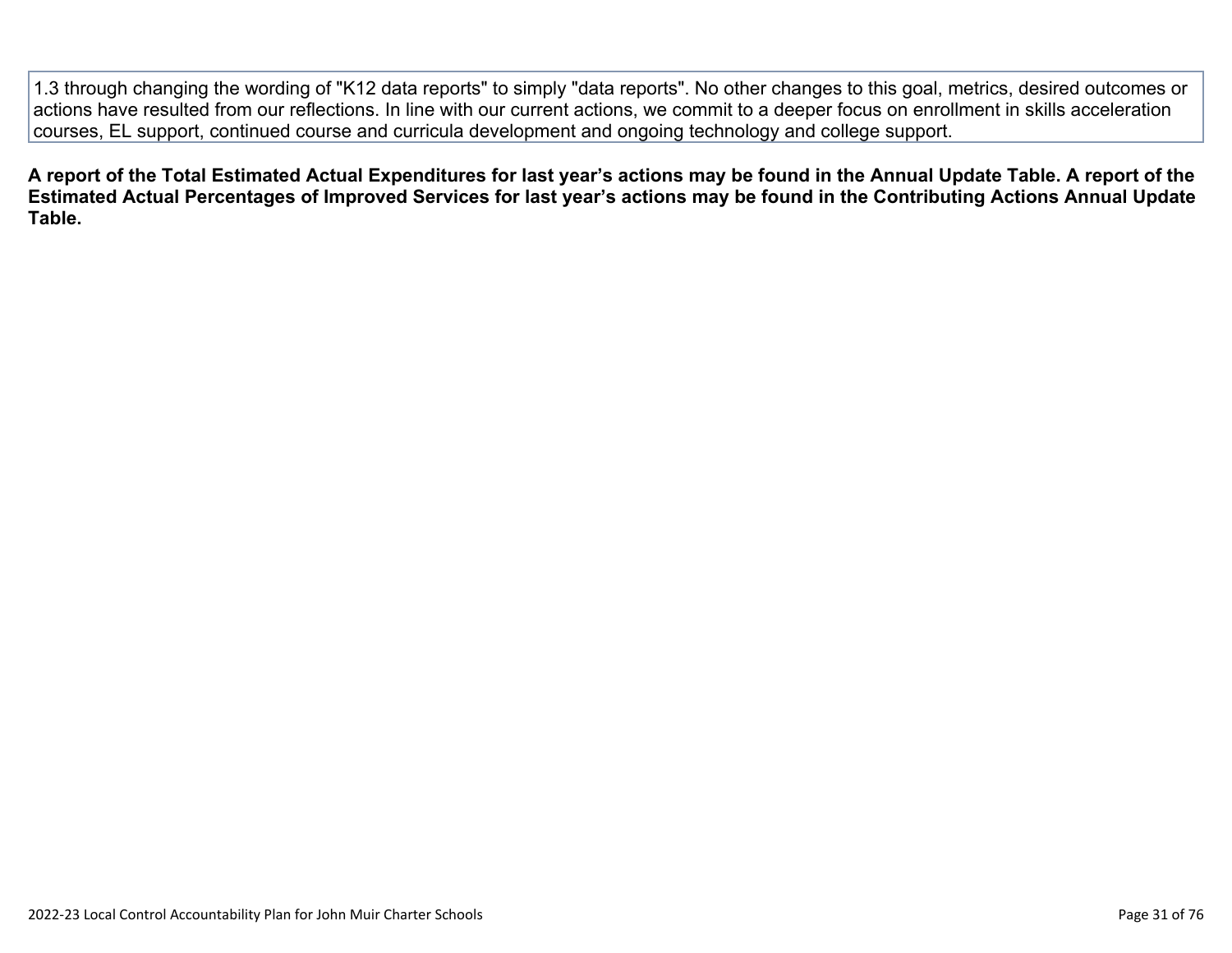1.3 through changing the wording of "K12 data reports" to simply "data reports". No other changes to this goal, metrics, desired outcomes or actions have resulted from our reflections. In line with our current actions, we commit to a deeper focus on enrollment in skills acceleration courses, EL support, continued course and curricula development and ongoing technology and college support.

**A report of the Total Estimated Actual Expenditures for last year's actions may be found in the Annual Update Table. A report of the Estimated Actual Percentages of Improved Services for last year's actions may be found in the Contributing Actions Annual Update Table.**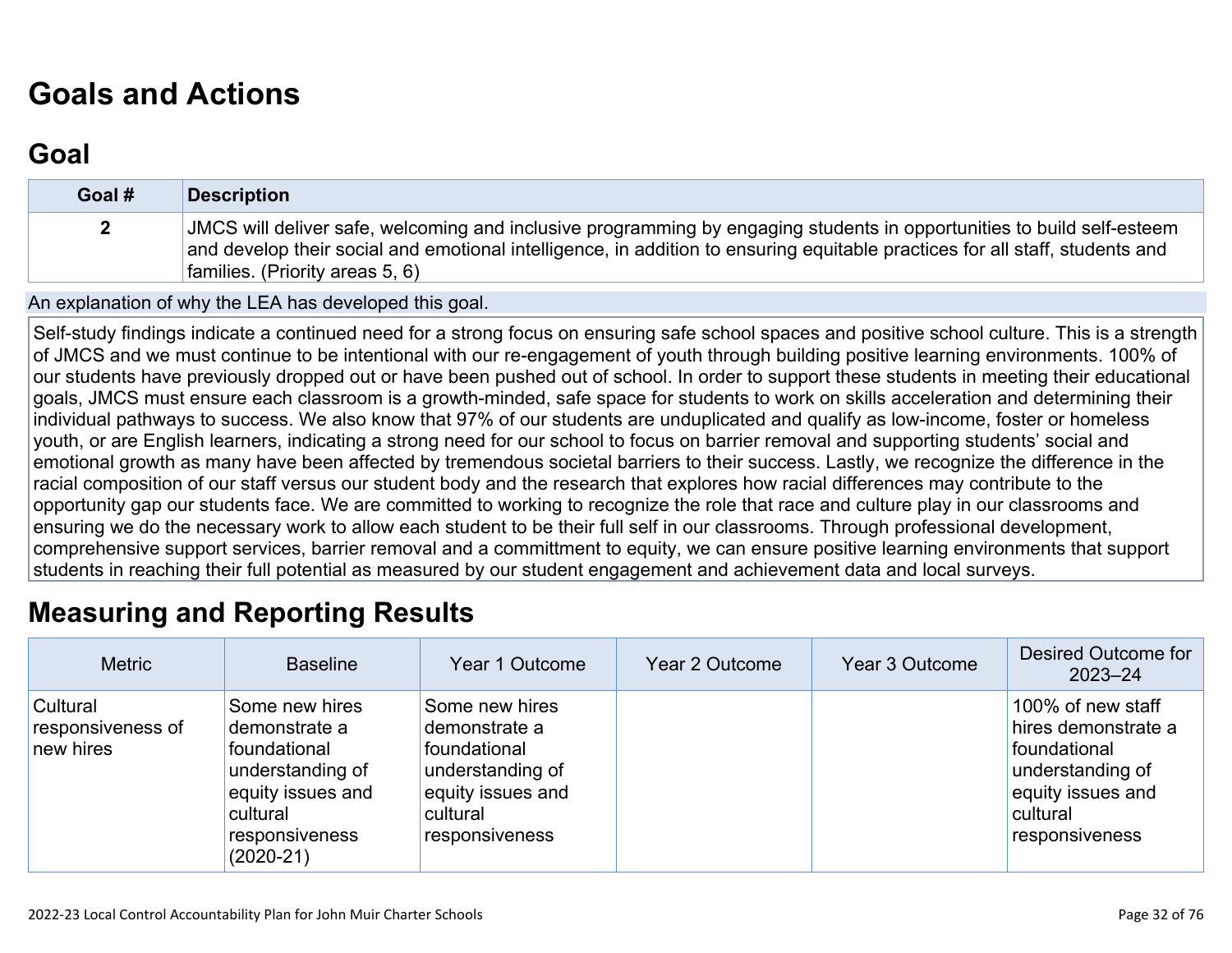# Goals and Actions

## Goal

| Goal # | Description |
|---|---|
| 2 | JMCS will deliver safe, welcoming and inclusive programming by engaging students in opportunities to build self-esteem and develop their social and emotional intelligence, in addition to ensuring equitable practices for all staff, students and families. (Priority areas 5, 6) |

An explanation of why the LEA has developed this goal.

Self-study findings indicate a continued need for a strong focus on ensuring safe school spaces and positive school culture. This is a strength of JMCS and we must continue to be intentional with our re-engagement of youth through building positive learning environments. 100% of our students have previously dropped out or have been pushed out of school. In order to support these students in meeting their educational goals, JMCS must ensure each classroom is a growth-minded, safe space for students to work on skills acceleration and determining their individual pathways to success. We also know that 97% of our students are unduplicated and qualify as low-income, foster or homeless youth, or are English learners, indicating a strong need for our school to focus on barrier removal and supporting students' social and emotional growth as many have been affected by tremendous societal barriers to their success. Lastly, we recognize the difference in the racial composition of our staff versus our student body and the research that explores how racial differences may contribute to the opportunity gap our students face. We are committed to working to recognize the role that race and culture play in our classrooms and ensuring we do the necessary work to allow each student to be their full self in our classrooms. Through professional development, comprehensive support services, barrier removal and a committment to equity, we can ensure positive learning environments that support students in reaching their full potential as measured by our student engagement and achievement data and local surveys.

## Measuring and Reporting Results

| Metric | Baseline | Year 1 Outcome | Year 2 Outcome | Year 3 Outcome | Desired Outcome for 2023–24 |
|---|---|---|---|---|---|
| Cultural responsiveness of new hires | Some new hires demonstrate a foundational understanding of equity issues and cultural responsiveness (2020-21) | Some new hires demonstrate a foundational understanding of equity issues and cultural responsiveness | | | 100% of new staff hires demonstrate a foundational understanding of equity issues and cultural responsiveness |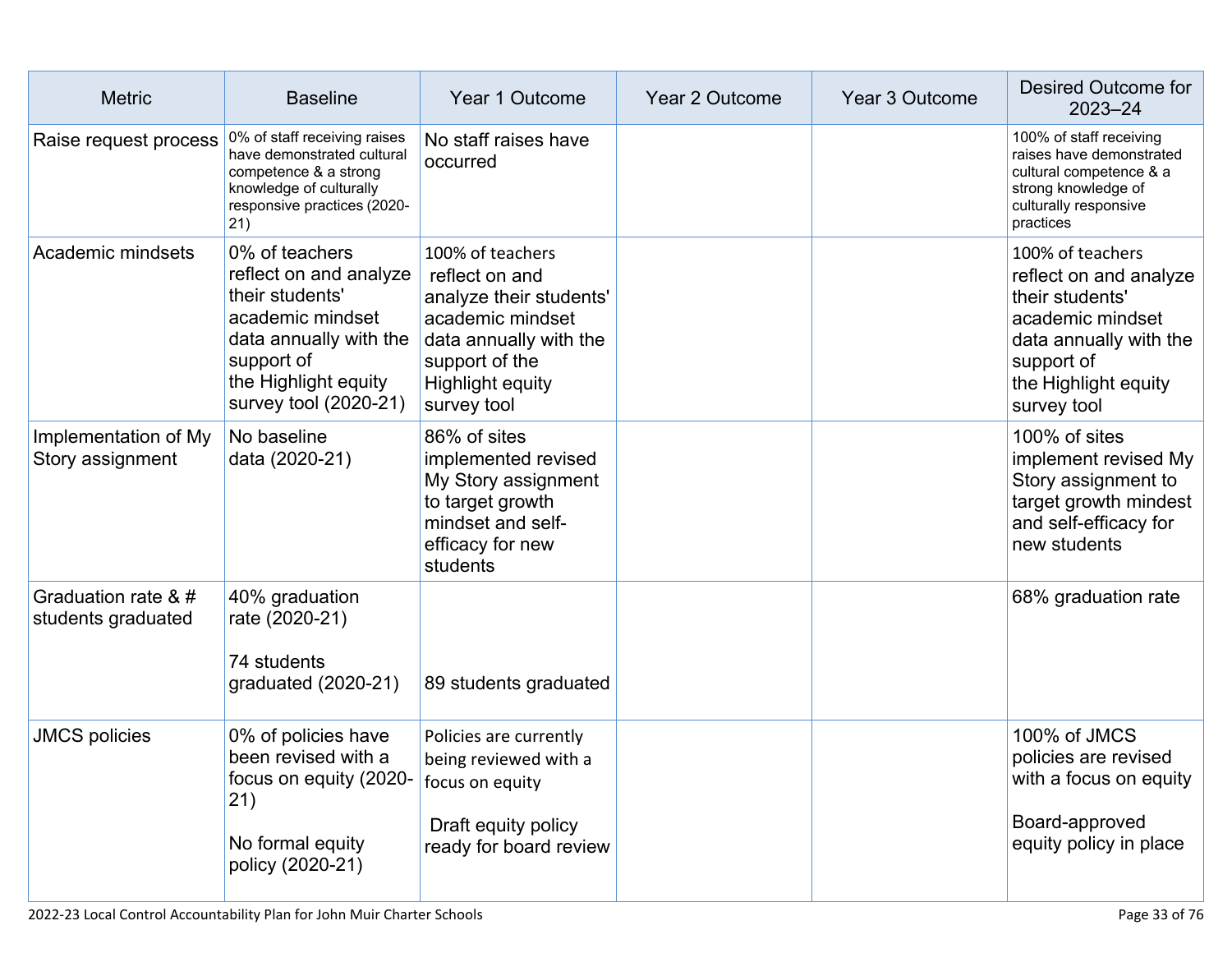| Metric | Baseline | Year 1 Outcome | Year 2 Outcome | Year 3 Outcome | Desired Outcome for 2023–24 |
|---|---|---|---|---|---|
| Raise request process | 0% of staff receiving raises have demonstrated cultural competence & a strong knowledge of culturally responsive practices (2020-21) | No staff raises have occurred | | | 100% of staff receiving raises have demonstrated cultural competence & a strong knowledge of culturally responsive practices |
| Academic mindsets | 0% of teachers reflect on and analyze their students' academic mindset data annually with the support of the Highlight equity survey tool (2020-21) | 100% of teachers reflect on and analyze their students' academic mindset data annually with the support of the Highlight equity survey tool | | | 100% of teachers reflect on and analyze their students' academic mindset data annually with the support of the Highlight equity survey tool |
| Implementation of My Story assignment | No baseline data (2020-21) | 86% of sites implemented revised My Story assignment to target growth mindset and self-efficacy for new students | | | 100% of sites implement revised My Story assignment to target growth mindest and self-efficacy for new students |
| Graduation rate & # students graduated | 40% graduation rate (2020-21)<br><br>74 students graduated (2020-21) | 89 students graduated | | | 68% graduation rate |
| JMCS policies | 0% of policies have been revised with a focus on equity (2020-21)<br><br>No formal equity policy (2020-21) | Policies are currently being reviewed with a focus on equity<br><br>Draft equity policy ready for board review | | | 100% of JMCS policies are revised with a focus on equity<br><br>Board-approved equity policy in place |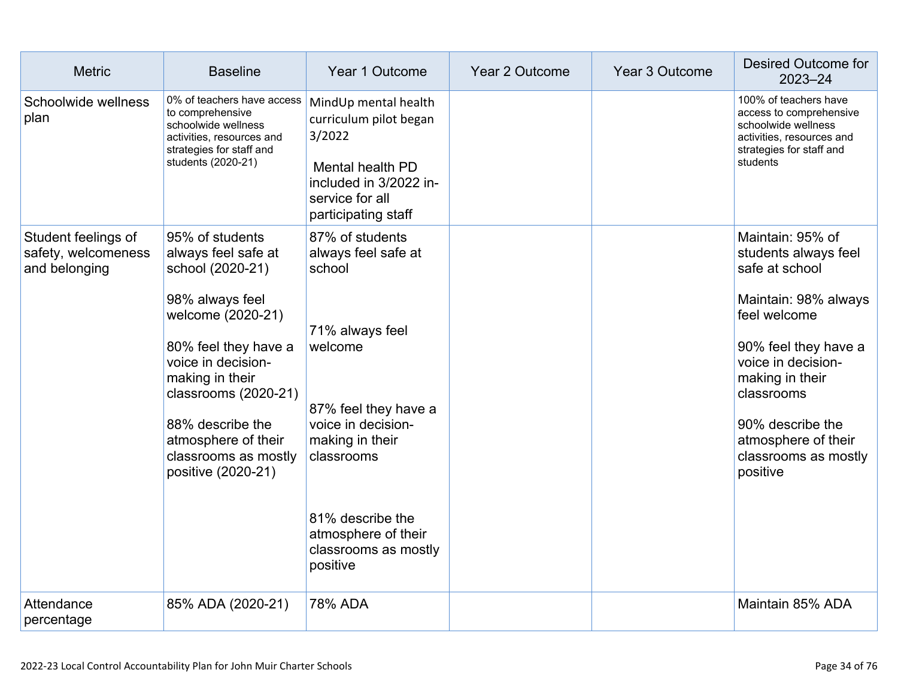| Metric | Baseline | Year 1 Outcome | Year 2 Outcome | Year 3 Outcome | Desired Outcome for 2023–24 |
|---|---|---|---|---|---|
| Schoolwide wellness plan | 0% of teachers have access to comprehensive schoolwide wellness activities, resources and strategies for staff and students (2020-21) | MindUp mental health curriculum pilot began 3/2022<br><br>Mental health PD included in 3/2022 in-service for all participating staff | | | 100% of teachers have access to comprehensive schoolwide wellness activities, resources and strategies for staff and students |
| Student feelings of safety, welcomeness and belonging | 95% of students always feel safe at school (2020-21)<br><br>98% always feel welcome (2020-21)<br><br>80% feel they have a voice in decision-making in their classrooms (2020-21)<br><br>88% describe the atmosphere of their classrooms as mostly positive (2020-21) | 87% of students always feel safe at school<br><br>71% always feel welcome<br><br>87% feel they have a voice in decision-making in their classrooms<br><br>81% describe the atmosphere of their classrooms as mostly positive | | | Maintain: 95% of students always feel safe at school<br><br>Maintain: 98% always feel welcome<br><br>90% feel they have a voice in decision-making in their classrooms<br><br>90% describe the atmosphere of their classrooms as mostly positive |
| Attendance percentage | 85% ADA (2020-21) | 78% ADA | | | Maintain 85% ADA |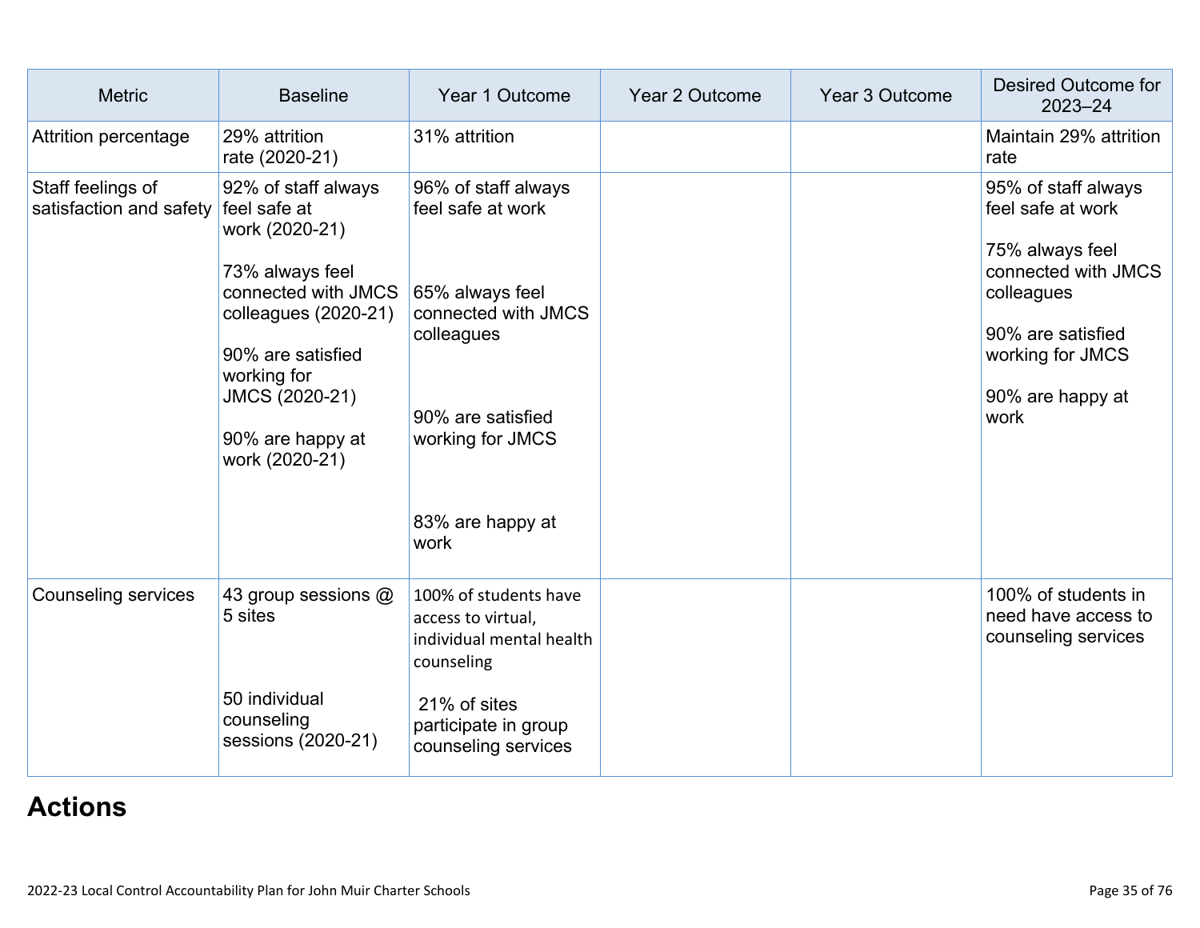| Metric | Baseline | Year 1 Outcome | Year 2 Outcome | Year 3 Outcome | Desired Outcome for 2023–24 |
| --- | --- | --- | --- | --- | --- |
| Attrition percentage | 29% attrition rate (2020-21) | 31% attrition | | | Maintain 29% attrition rate |
| Staff feelings of satisfaction and safety | 92% of staff always feel safe at work (2020-21)<br><br>73% always feel connected with JMCS colleagues (2020-21)<br><br>90% are satisfied working for JMCS (2020-21)<br><br>90% are happy at work (2020-21) | 96% of staff always feel safe at work<br><br>65% always feel connected with JMCS colleagues<br><br>90% are satisfied working for JMCS<br><br>83% are happy at work | | | 95% of staff always feel safe at work<br><br>75% always feel connected with JMCS colleagues<br><br>90% are satisfied working for JMCS<br><br>90% are happy at work |
| Counseling services | 43 group sessions @ 5 sites<br><br>50 individual counseling sessions (2020-21) | 100% of students have access to virtual, individual mental health counseling<br><br>21% of sites participate in group counseling services | | | 100% of students in need have access to counseling services |

# Actions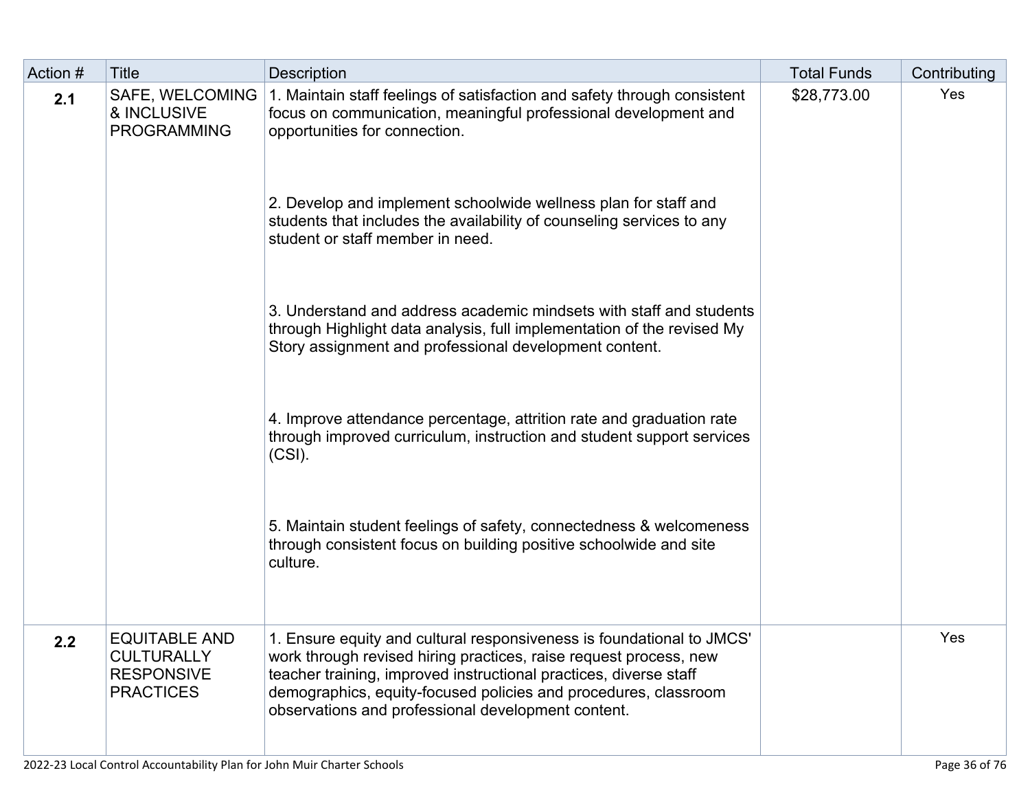| Action # | Title | Description | Total Funds | Contributing |
|---|---|---|---|---|
| **2.1** | SAFE, WELCOMING & INCLUSIVE PROGRAMMING | 1. Maintain staff feelings of satisfaction and safety through consistent focus on communication, meaningful professional development and opportunities for connection.<br><br>2. Develop and implement schoolwide wellness plan for staff and students that includes the availability of counseling services to any student or staff member in need.<br><br>3. Understand and address academic mindsets with staff and students through Highlight data analysis, full implementation of the revised My Story assignment and professional development content.<br><br>4. Improve attendance percentage, attrition rate and graduation rate through improved curriculum, instruction and student support services (CSI).<br><br>5. Maintain student feelings of safety, connectedness & welcomeness through consistent focus on building positive schoolwide and site culture. | $28,773.00 | Yes |
| **2.2** | EQUITABLE AND CULTURALLY RESPONSIVE PRACTICES | 1. Ensure equity and cultural responsiveness is foundational to JMCS' work through revised hiring practices, raise request process, new teacher training, improved instructional practices, diverse staff demographics, equity-focused policies and procedures, classroom observations and professional development content. | | Yes |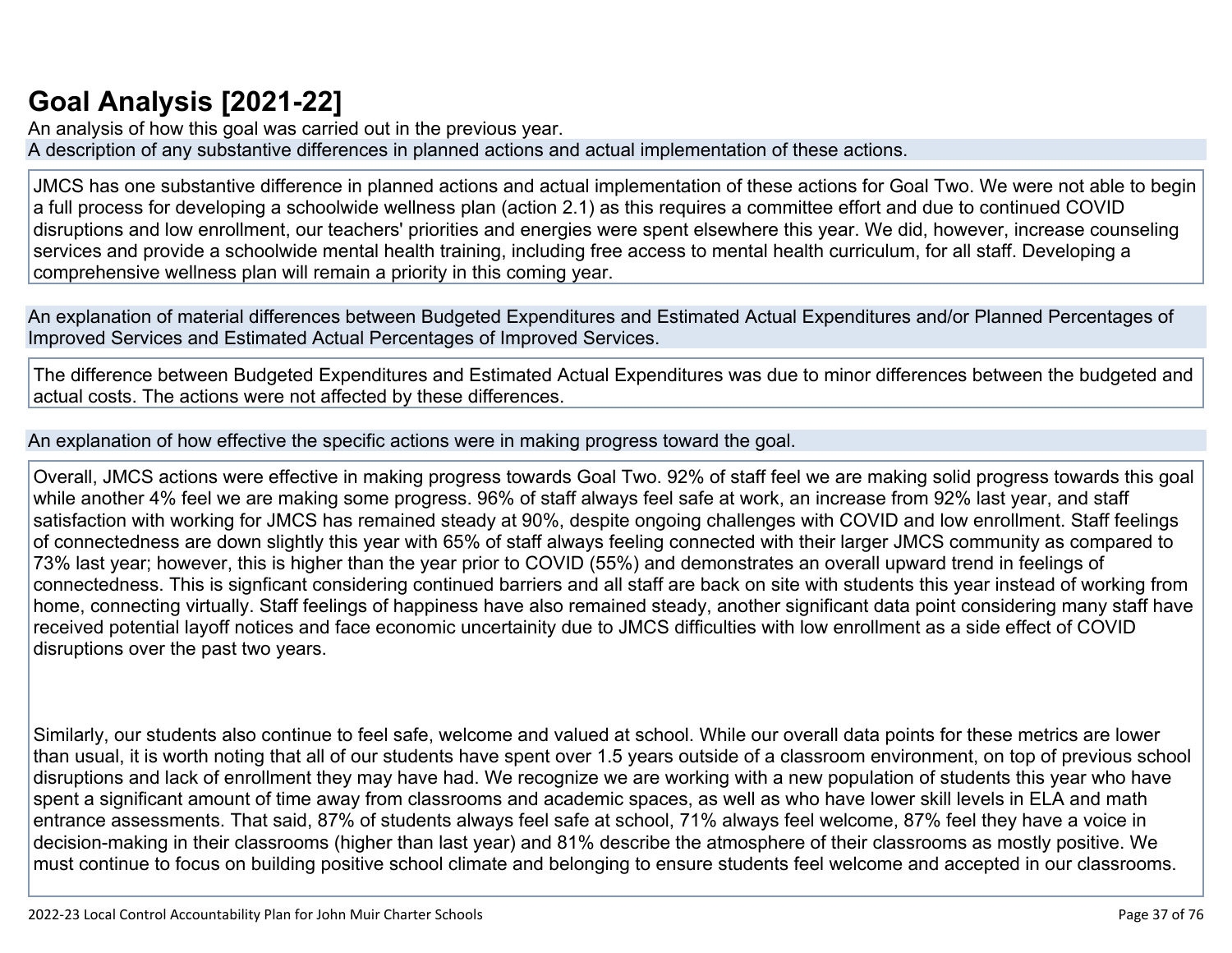# Goal Analysis [2021-22]

An analysis of how this goal was carried out in the previous year.

A description of any substantive differences in planned actions and actual implementation of these actions.

JMCS has one substantive difference in planned actions and actual implementation of these actions for Goal Two. We were not able to begin a full process for developing a schoolwide wellness plan (action 2.1) as this requires a committee effort and due to continued COVID disruptions and low enrollment, our teachers' priorities and energies were spent elsewhere this year. We did, however, increase counseling services and provide a schoolwide mental health training, including free access to mental health curriculum, for all staff. Developing a comprehensive wellness plan will remain a priority in this coming year.

An explanation of material differences between Budgeted Expenditures and Estimated Actual Expenditures and/or Planned Percentages of Improved Services and Estimated Actual Percentages of Improved Services.

The difference between Budgeted Expenditures and Estimated Actual Expenditures was due to minor differences between the budgeted and actual costs. The actions were not affected by these differences.

An explanation of how effective the specific actions were in making progress toward the goal.

Overall, JMCS actions were effective in making progress towards Goal Two. 92% of staff feel we are making solid progress towards this goal while another 4% feel we are making some progress. 96% of staff always feel safe at work, an increase from 92% last year, and staff satisfaction with working for JMCS has remained steady at 90%, despite ongoing challenges with COVID and low enrollment. Staff feelings of connectedness are down slightly this year with 65% of staff always feeling connected with their larger JMCS community as compared to 73% last year; however, this is higher than the year prior to COVID (55%) and demonstrates an overall upward trend in feelings of connectedness. This is signficant considering continued barriers and all staff are back on site with students this year instead of working from home, connecting virtually. Staff feelings of happiness have also remained steady, another significant data point considering many staff have received potential layoff notices and face economic uncertainity due to JMCS difficulties with low enrollment as a side effect of COVID disruptions over the past two years.

Similarly, our students also continue to feel safe, welcome and valued at school. While our overall data points for these metrics are lower than usual, it is worth noting that all of our students have spent over 1.5 years outside of a classroom environment, on top of previous school disruptions and lack of enrollment they may have had. We recognize we are working with a new population of students this year who have spent a significant amount of time away from classrooms and academic spaces, as well as who have lower skill levels in ELA and math entrance assessments. That said, 87% of students always feel safe at school, 71% always feel welcome, 87% feel they have a voice in decision-making in their classrooms (higher than last year) and 81% describe the atmosphere of their classrooms as mostly positive. We must continue to focus on building positive school climate and belonging to ensure students feel welcome and accepted in our classrooms.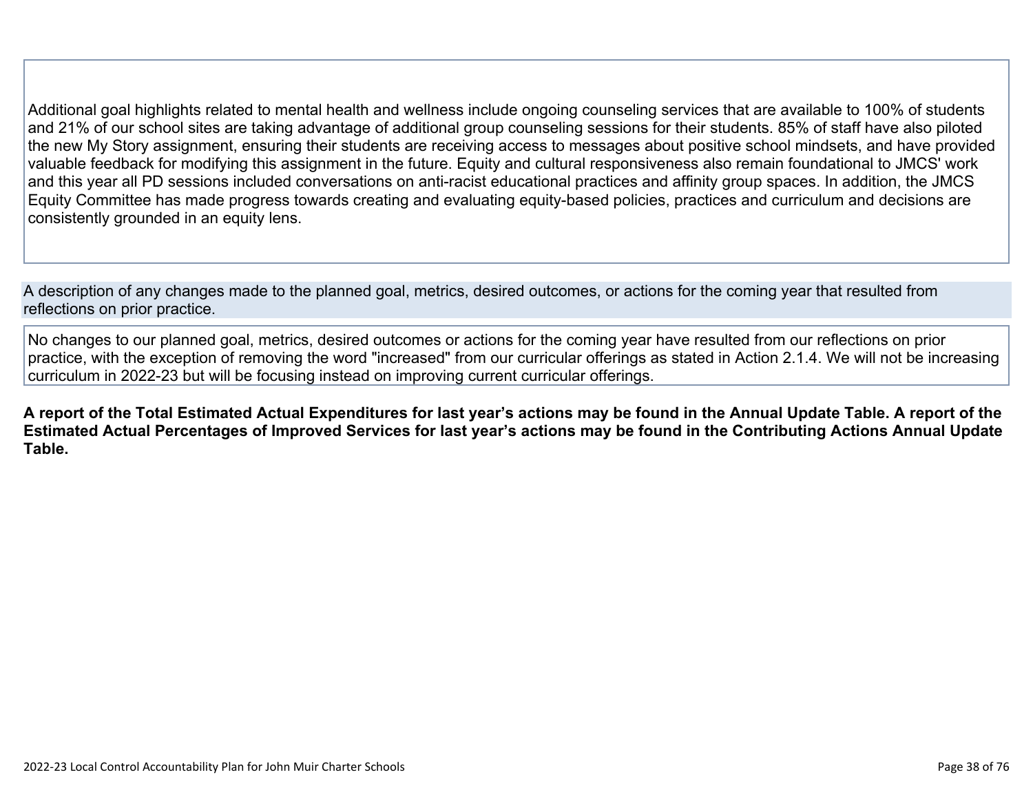Additional goal highlights related to mental health and wellness include ongoing counseling services that are available to 100% of students and 21% of our school sites are taking advantage of additional group counseling sessions for their students. 85% of staff have also piloted the new My Story assignment, ensuring their students are receiving access to messages about positive school mindsets, and have provided valuable feedback for modifying this assignment in the future. Equity and cultural responsiveness also remain foundational to JMCS' work and this year all PD sessions included conversations on anti-racist educational practices and affinity group spaces. In addition, the JMCS Equity Committee has made progress towards creating and evaluating equity-based policies, practices and curriculum and decisions are consistently grounded in an equity lens.

A description of any changes made to the planned goal, metrics, desired outcomes, or actions for the coming year that resulted from reflections on prior practice.

No changes to our planned goal, metrics, desired outcomes or actions for the coming year have resulted from our reflections on prior practice, with the exception of removing the word "increased" from our curricular offerings as stated in Action 2.1.4. We will not be increasing curriculum in 2022-23 but will be focusing instead on improving current curricular offerings.

**A report of the Total Estimated Actual Expenditures for last year's actions may be found in the Annual Update Table. A report of the Estimated Actual Percentages of Improved Services for last year's actions may be found in the Contributing Actions Annual Update Table.**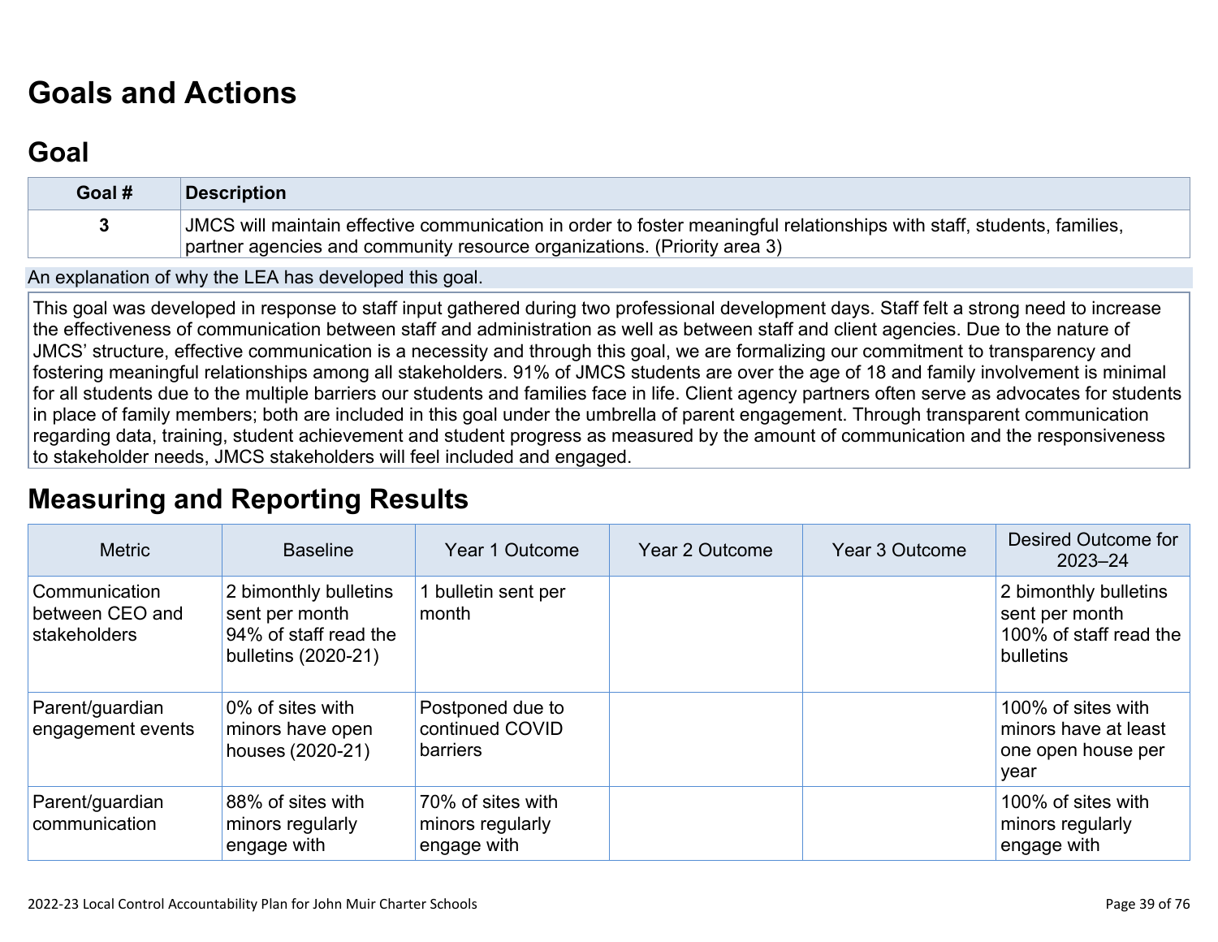# Goals and Actions

## Goal

| Goal # | Description |
|---|---|
| 3 | JMCS will maintain effective communication in order to foster meaningful relationships with staff, students, families, partner agencies and community resource organizations. (Priority area 3) |

An explanation of why the LEA has developed this goal.

This goal was developed in response to staff input gathered during two professional development days. Staff felt a strong need to increase the effectiveness of communication between staff and administration as well as between staff and client agencies. Due to the nature of JMCS' structure, effective communication is a necessity and through this goal, we are formalizing our commitment to transparency and fostering meaningful relationships among all stakeholders. 91% of JMCS students are over the age of 18 and family involvement is minimal for all students due to the multiple barriers our students and families face in life. Client agency partners often serve as advocates for students in place of family members; both are included in this goal under the umbrella of parent engagement. Through transparent communication regarding data, training, student achievement and student progress as measured by the amount of communication and the responsiveness to stakeholder needs, JMCS stakeholders will feel included and engaged.

# Measuring and Reporting Results

| Metric | Baseline | Year 1 Outcome | Year 2 Outcome | Year 3 Outcome | Desired Outcome for 2023–24 |
|---|---|---|---|---|---|
| Communication between CEO and stakeholders | 2 bimonthly bulletins sent per month<br>94% of staff read the bulletins (2020-21) | 1 bulletin sent per month | | | 2 bimonthly bulletins sent per month<br>100% of staff read the bulletins |
| Parent/guardian engagement events | 0% of sites with minors have open houses (2020-21) | Postponed due to continued COVID barriers | | | 100% of sites with minors have at least one open house per year |
| Parent/guardian communication | 88% of sites with minors regularly engage with | 70% of sites with minors regularly engage with | | | 100% of sites with minors regularly engage with |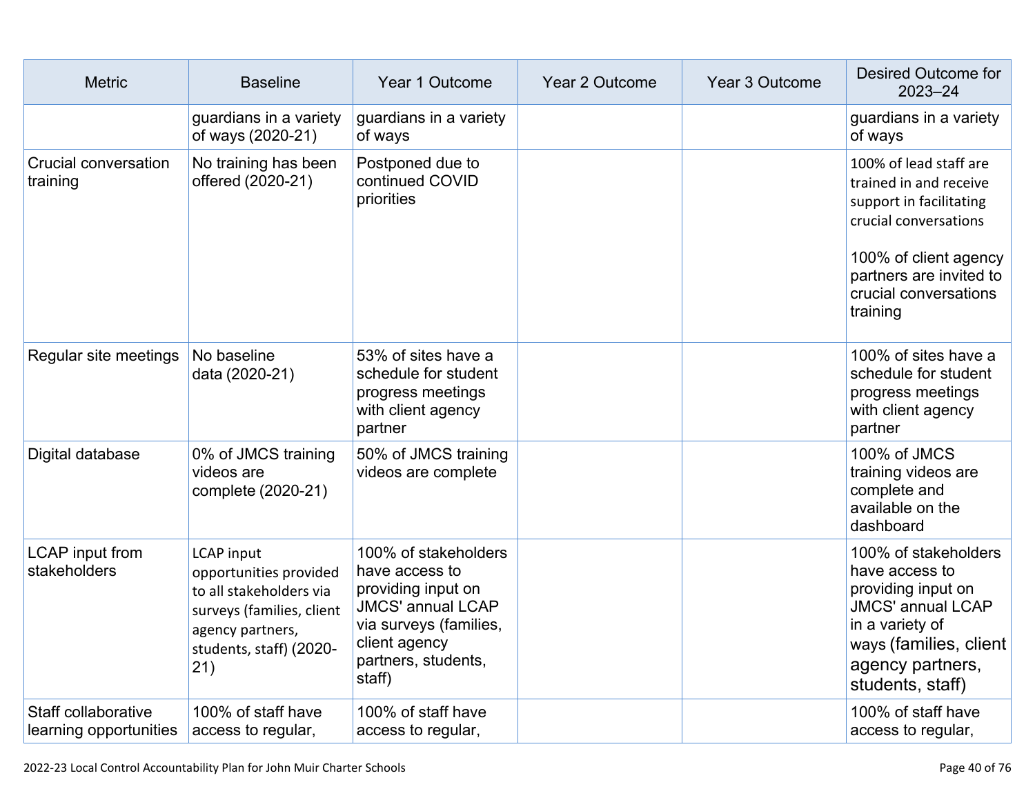| Metric | Baseline | Year 1 Outcome | Year 2 Outcome | Year 3 Outcome | Desired Outcome for 2023–24 |
|---|---|---|---|---|---|
| | guardians in a variety of ways (2020-21) | guardians in a variety of ways | | | guardians in a variety of ways |
| Crucial conversation training | No training has been offered (2020-21) | Postponed due to continued COVID priorities | | | 100% of lead staff are trained in and receive support in facilitating crucial conversations<br><br>100% of client agency partners are invited to crucial conversations training |
| Regular site meetings | No baseline data (2020-21) | 53% of sites have a schedule for student progress meetings with client agency partner | | | 100% of sites have a schedule for student progress meetings with client agency partner |
| Digital database | 0% of JMCS training videos are complete (2020-21) | 50% of JMCS training videos are complete | | | 100% of JMCS training videos are complete and available on the dashboard |
| LCAP input from stakeholders | LCAP input opportunities provided to all stakeholders via surveys (families, client agency partners, students, staff) (2020-21) | 100% of stakeholders have access to providing input on JMCS' annual LCAP via surveys (families, client agency partners, students, staff) | | | 100% of stakeholders have access to providing input on JMCS' annual LCAP in a variety of ways (families, client agency partners, students, staff) |
| Staff collaborative learning opportunities | 100% of staff have access to regular, | 100% of staff have access to regular, | | | 100% of staff have access to regular, |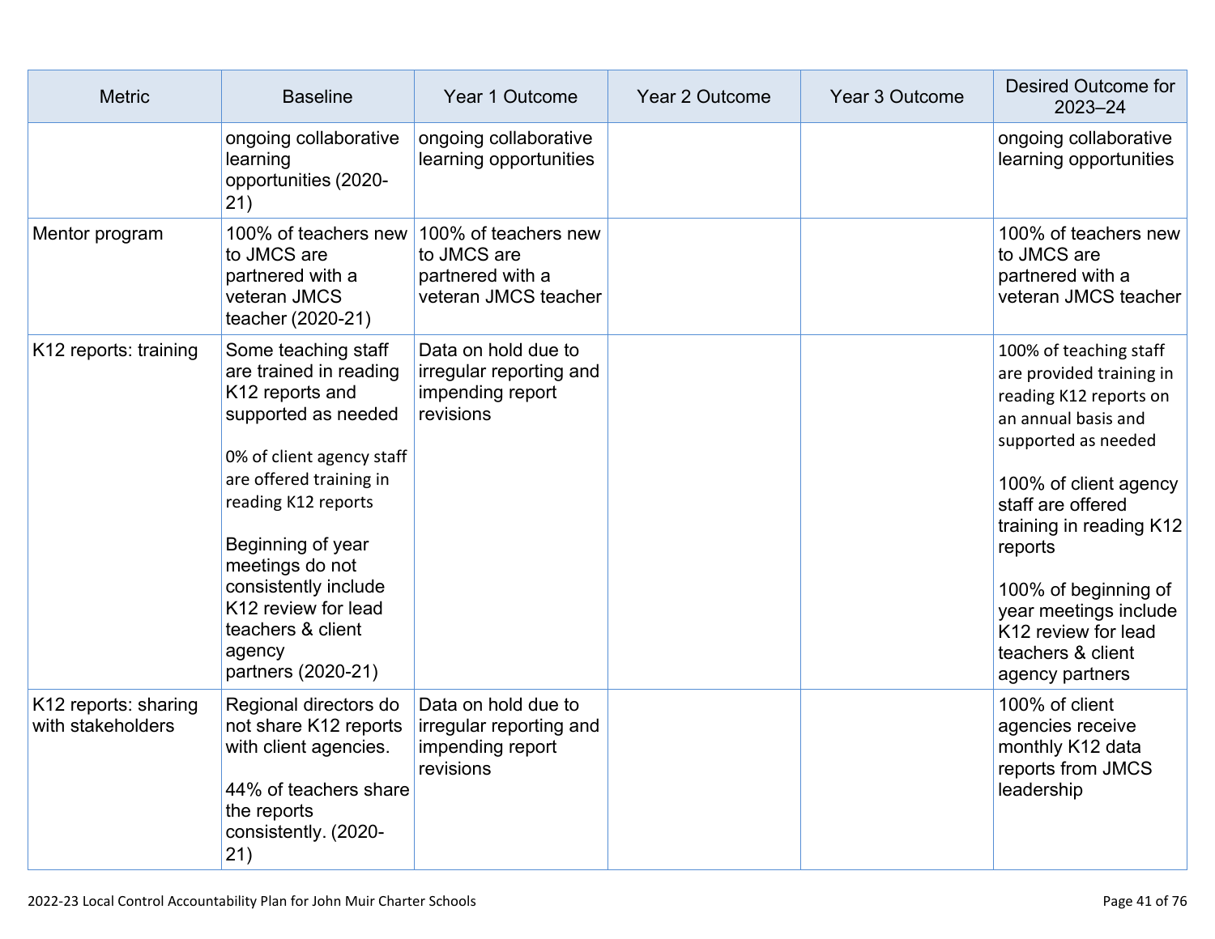| Metric | Baseline | Year 1 Outcome | Year 2 Outcome | Year 3 Outcome | Desired Outcome for 2023–24 |
|---|---|---|---|---|---|
| | ongoing collaborative learning opportunities (2020-21) | ongoing collaborative learning opportunities | | | ongoing collaborative learning opportunities |
| Mentor program | 100% of teachers new to JMCS are partnered with a veteran JMCS teacher (2020-21) | 100% of teachers new to JMCS are partnered with a veteran JMCS teacher | | | 100% of teachers new to JMCS are partnered with a veteran JMCS teacher |
| K12 reports: training | Some teaching staff are trained in reading K12 reports and supported as needed<br><br>0% of client agency staff are offered training in reading K12 reports<br><br>Beginning of year meetings do not consistently include K12 review for lead teachers & client agency partners (2020-21) | Data on hold due to irregular reporting and impending report revisions | | | 100% of teaching staff are provided training in reading K12 reports on an annual basis and supported as needed<br><br>100% of client agency staff are offered training in reading K12 reports<br><br>100% of beginning of year meetings include K12 review for lead teachers & client agency partners |
| K12 reports: sharing with stakeholders | Regional directors do not share K12 reports with client agencies.<br><br>44% of teachers share the reports consistently. (2020-21) | Data on hold due to irregular reporting and impending report revisions | | | 100% of client agencies receive monthly K12 data reports from JMCS leadership |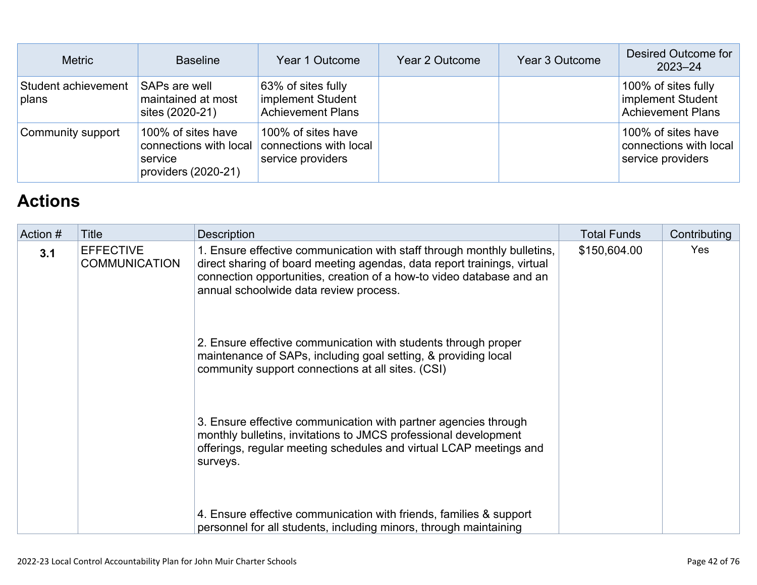| Metric | Baseline | Year 1 Outcome | Year 2 Outcome | Year 3 Outcome | Desired Outcome for 2023–24 |
|---|---|---|---|---|---|
| Student achievement plans | SAPs are well maintained at most sites (2020-21) | 63% of sites fully implement Student Achievement Plans | | | 100% of sites fully implement Student Achievement Plans |
| Community support | 100% of sites have connections with local service providers (2020-21) | 100% of sites have connections with local service providers | | | 100% of sites have connections with local service providers |

## Actions

| Action # | Title | Description | Total Funds | Contributing |
|---|---|---|---|---|
| **3.1** | EFFECTIVE COMMUNICATION | 1. Ensure effective communication with staff through monthly bulletins, direct sharing of board meeting agendas, data report trainings, virtual connection opportunities, creation of a how-to video database and an annual schoolwide data review process.<br><br>2. Ensure effective communication with students through proper maintenance of SAPs, including goal setting, & providing local community support connections at all sites. (CSI)<br><br>3. Ensure effective communication with partner agencies through monthly bulletins, invitations to JMCS professional development offerings, regular meeting schedules and virtual LCAP meetings and surveys.<br><br>4. Ensure effective communication with friends, families & support personnel for all students, including minors, through maintaining | $150,604.00 | Yes |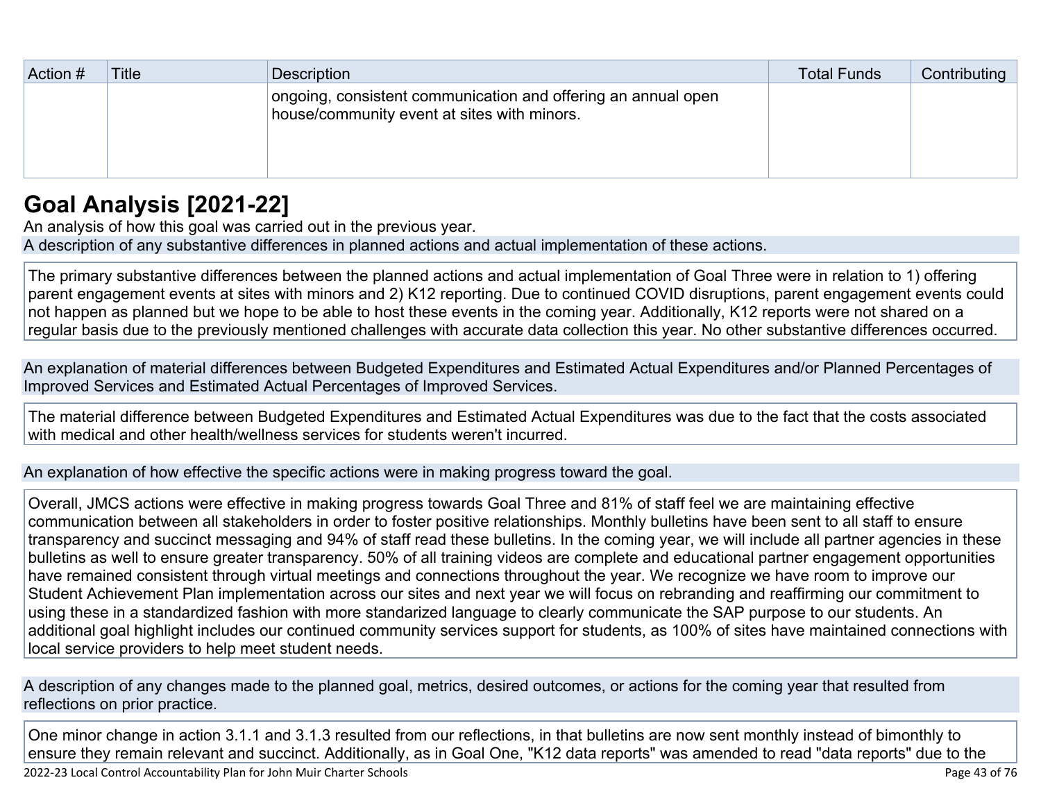| Action # | Title | Description | Total Funds | Contributing |
| --- | --- | --- | --- | --- |
| | | ongoing, consistent communication and offering an annual open house/community event at sites with minors. | | |

## Goal Analysis [2021-22]

An analysis of how this goal was carried out in the previous year.

A description of any substantive differences in planned actions and actual implementation of these actions.

The primary substantive differences between the planned actions and actual implementation of Goal Three were in relation to 1) offering parent engagement events at sites with minors and 2) K12 reporting. Due to continued COVID disruptions, parent engagement events could not happen as planned but we hope to be able to host these events in the coming year. Additionally, K12 reports were not shared on a regular basis due to the previously mentioned challenges with accurate data collection this year. No other substantive differences occurred.

An explanation of material differences between Budgeted Expenditures and Estimated Actual Expenditures and/or Planned Percentages of Improved Services and Estimated Actual Percentages of Improved Services.

The material difference between Budgeted Expenditures and Estimated Actual Expenditures was due to the fact that the costs associated with medical and other health/wellness services for students weren't incurred.

An explanation of how effective the specific actions were in making progress toward the goal.

Overall, JMCS actions were effective in making progress towards Goal Three and 81% of staff feel we are maintaining effective communication between all stakeholders in order to foster positive relationships. Monthly bulletins have been sent to all staff to ensure transparency and succinct messaging and 94% of staff read these bulletins. In the coming year, we will include all partner agencies in these bulletins as well to ensure greater transparency. 50% of all training videos are complete and educational partner engagement opportunities have remained consistent through virtual meetings and connections throughout the year. We recognize we have room to improve our Student Achievement Plan implementation across our sites and next year we will focus on rebranding and reaffirming our commitment to using these in a standardized fashion with more standarized language to clearly communicate the SAP purpose to our students. An additional goal highlight includes our continued community services support for students, as 100% of sites have maintained connections with local service providers to help meet student needs.

A description of any changes made to the planned goal, metrics, desired outcomes, or actions for the coming year that resulted from reflections on prior practice.

One minor change in action 3.1.1 and 3.1.3 resulted from our reflections, in that bulletins are now sent monthly instead of bimonthly to ensure they remain relevant and succinct. Additionally, as in Goal One, "K12 data reports" was amended to read "data reports" due to the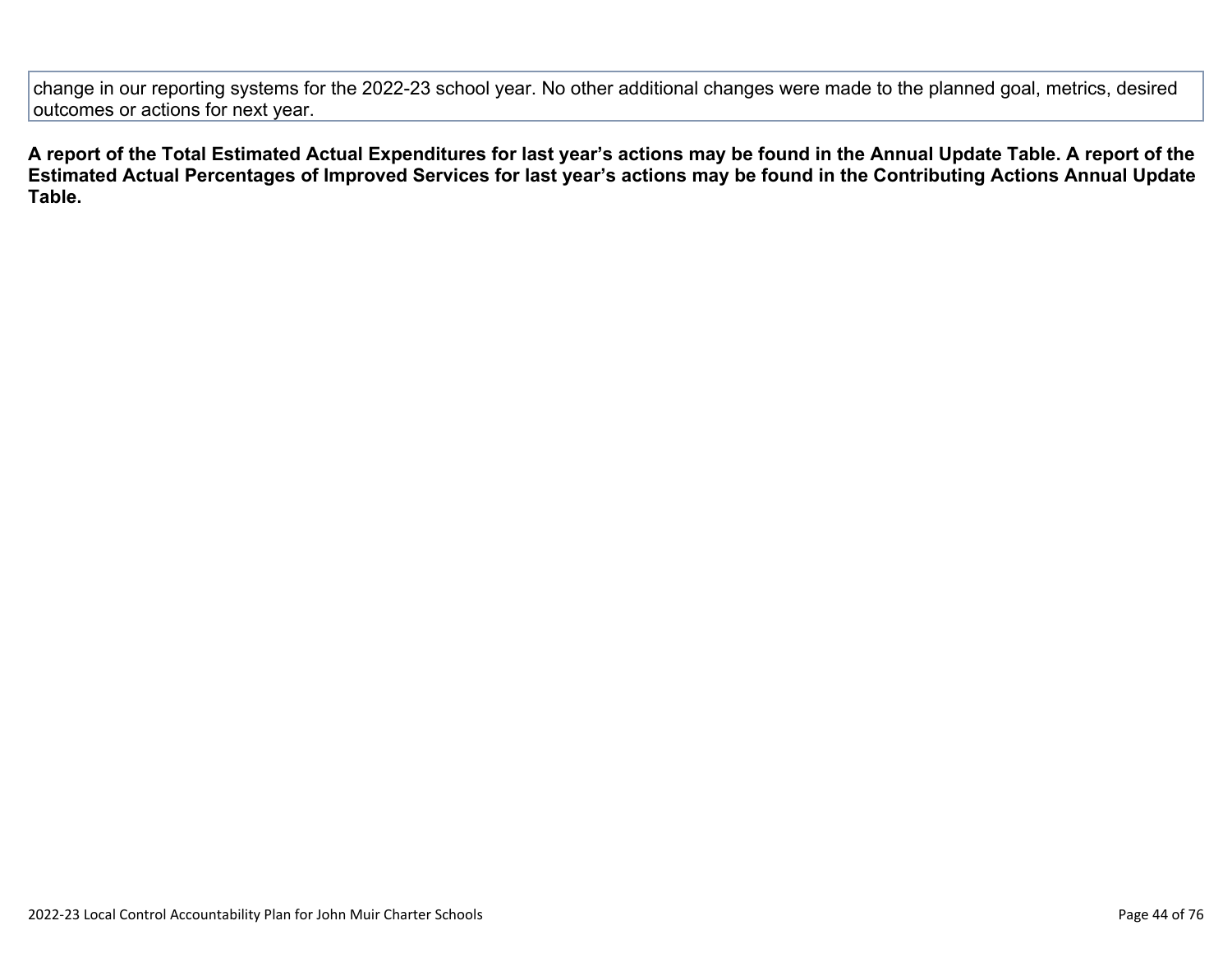| change in our reporting systems for the 2022-23 school year. No other additional changes were made to the planned goal, metrics, desired outcomes or actions for next year. |
| --- |

**A report of the Total Estimated Actual Expenditures for last year's actions may be found in the Annual Update Table. A report of the Estimated Actual Percentages of Improved Services for last year's actions may be found in the Contributing Actions Annual Update Table.**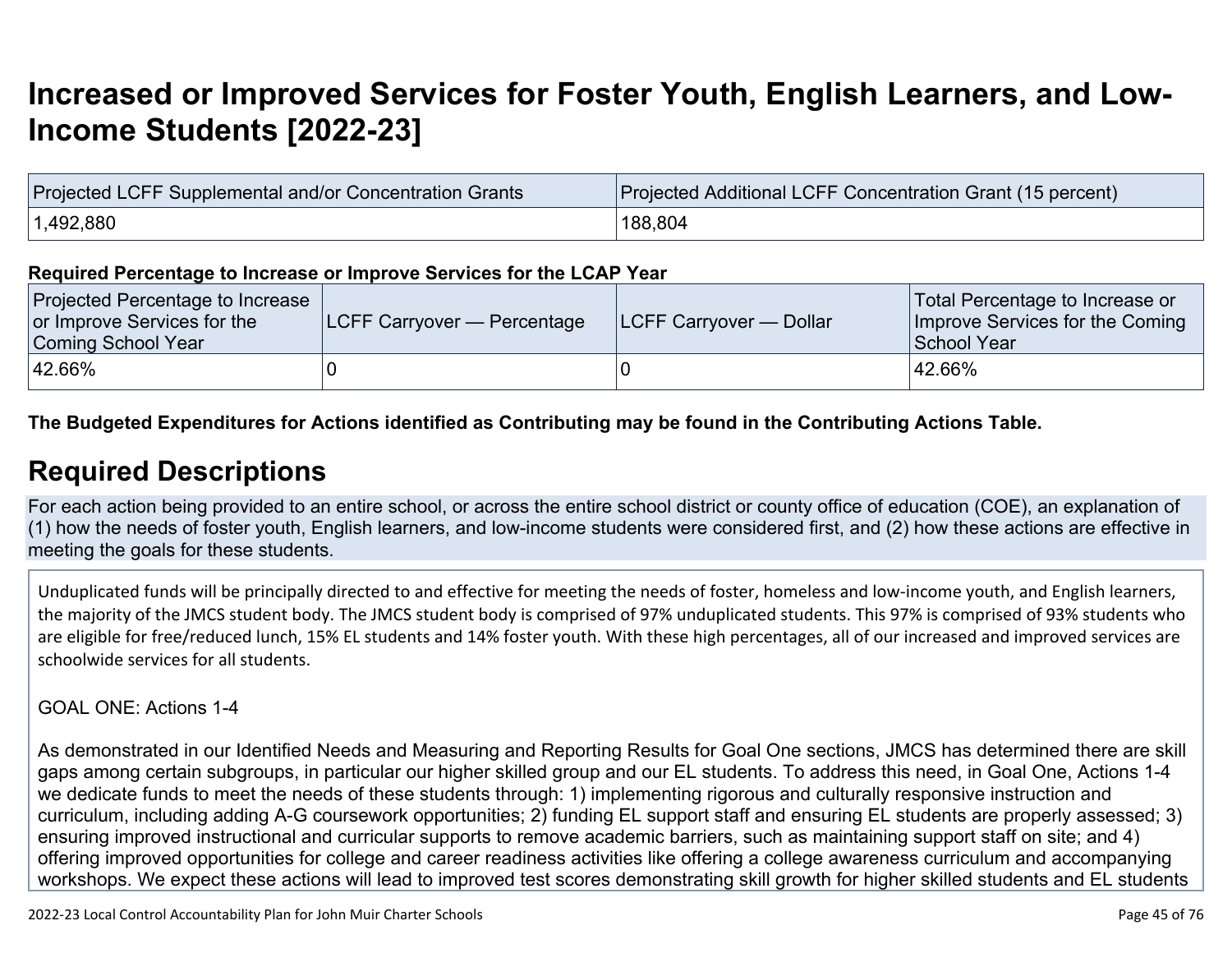# Increased or Improved Services for Foster Youth, English Learners, and Low-Income Students [2022-23]

| Projected LCFF Supplemental and/or Concentration Grants | Projected Additional LCFF Concentration Grant (15 percent) |
|---|---|
| 1,492,880 | 188,804 |

**Required Percentage to Increase or Improve Services for the LCAP Year**

| Projected Percentage to Increase or Improve Services for the Coming School Year | LCFF Carryover — Percentage | LCFF Carryover — Dollar | Total Percentage to Increase or Improve Services for the Coming School Year |
|---|---|---|---|
| 42.66% | 0 | 0 | 42.66% |

**The Budgeted Expenditures for Actions identified as Contributing may be found in the Contributing Actions Table.**

## Required Descriptions

For each action being provided to an entire school, or across the entire school district or county office of education (COE), an explanation of (1) how the needs of foster youth, English learners, and low-income students were considered first, and (2) how these actions are effective in meeting the goals for these students.

Unduplicated funds will be principally directed to and effective for meeting the needs of foster, homeless and low-income youth, and English learners, the majority of the JMCS student body. The JMCS student body is comprised of 97% unduplicated students. This 97% is comprised of 93% students who are eligible for free/reduced lunch, 15% EL students and 14% foster youth. With these high percentages, all of our increased and improved services are schoolwide services for all students.

GOAL ONE: Actions 1-4

As demonstrated in our Identified Needs and Measuring and Reporting Results for Goal One sections, JMCS has determined there are skill gaps among certain subgroups, in particular our higher skilled group and our EL students. To address this need, in Goal One, Actions 1-4 we dedicate funds to meet the needs of these students through: 1) implementing rigorous and culturally responsive instruction and curriculum, including adding A-G coursework opportunities; 2) funding EL support staff and ensuring EL students are properly assessed; 3) ensuring improved instructional and curricular supports to remove academic barriers, such as maintaining support staff on site; and 4) offering improved opportunities for college and career readiness activities like offering a college awareness curriculum and accompanying workshops. We expect these actions will lead to improved test scores demonstrating skill growth for higher skilled students and EL students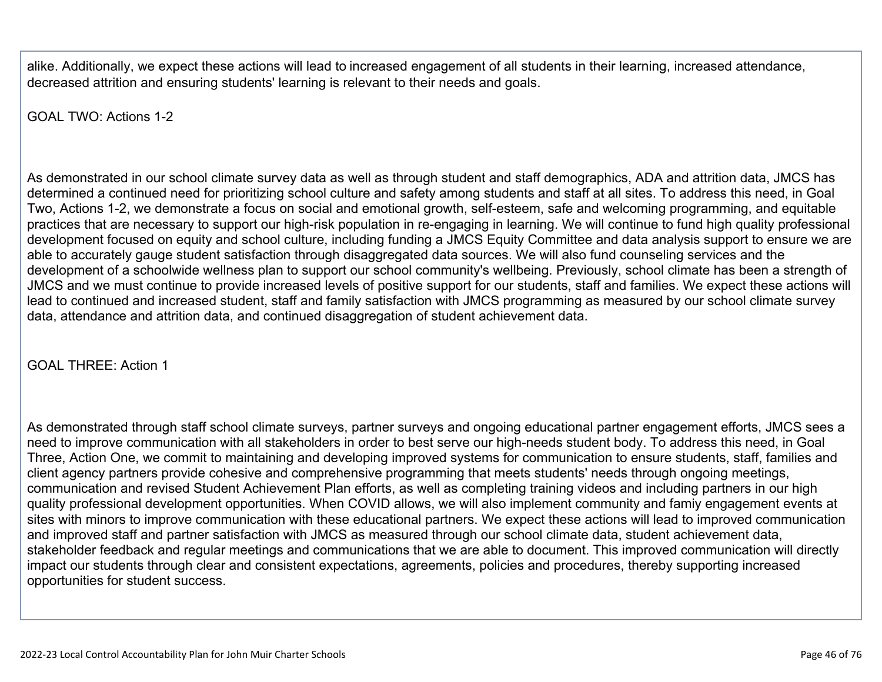alike. Additionally, we expect these actions will lead to increased engagement of all students in their learning, increased attendance, decreased attrition and ensuring students' learning is relevant to their needs and goals.

GOAL TWO: Actions 1-2

As demonstrated in our school climate survey data as well as through student and staff demographics, ADA and attrition data, JMCS has determined a continued need for prioritizing school culture and safety among students and staff at all sites. To address this need, in Goal Two, Actions 1-2, we demonstrate a focus on social and emotional growth, self-esteem, safe and welcoming programming, and equitable practices that are necessary to support our high-risk population in re-engaging in learning. We will continue to fund high quality professional development focused on equity and school culture, including funding a JMCS Equity Committee and data analysis support to ensure we are able to accurately gauge student satisfaction through disaggregated data sources. We will also fund counseling services and the development of a schoolwide wellness plan to support our school community's wellbeing. Previously, school climate has been a strength of JMCS and we must continue to provide increased levels of positive support for our students, staff and families. We expect these actions will lead to continued and increased student, staff and family satisfaction with JMCS programming as measured by our school climate survey data, attendance and attrition data, and continued disaggregation of student achievement data.

GOAL THREE: Action 1

As demonstrated through staff school climate surveys, partner surveys and ongoing educational partner engagement efforts, JMCS sees a need to improve communication with all stakeholders in order to best serve our high-needs student body. To address this need, in Goal Three, Action One, we commit to maintaining and developing improved systems for communication to ensure students, staff, families and client agency partners provide cohesive and comprehensive programming that meets students' needs through ongoing meetings, communication and revised Student Achievement Plan efforts, as well as completing training videos and including partners in our high quality professional development opportunities. When COVID allows, we will also implement community and famiy engagement events at sites with minors to improve communication with these educational partners. We expect these actions will lead to improved communication and improved staff and partner satisfaction with JMCS as measured through our school climate data, student achievement data, stakeholder feedback and regular meetings and communications that we are able to document. This improved communication will directly impact our students through clear and consistent expectations, agreements, policies and procedures, thereby supporting increased opportunities for student success.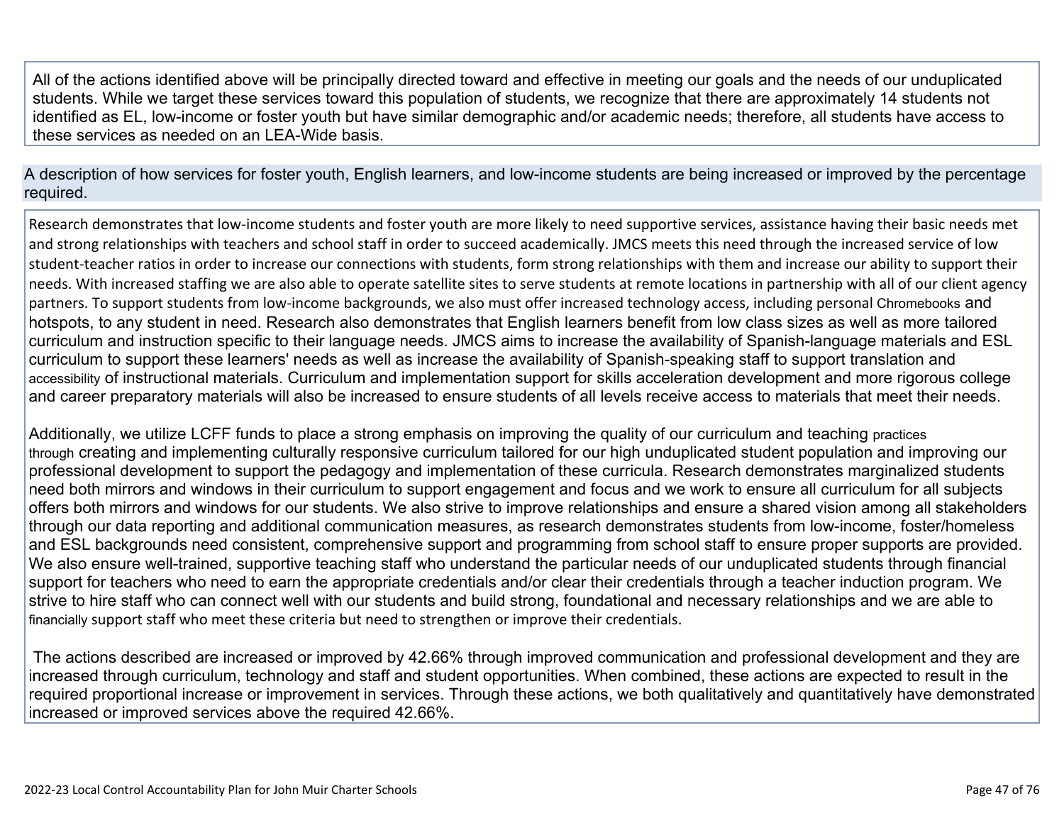All of the actions identified above will be principally directed toward and effective in meeting our goals and the needs of our unduplicated students. While we target these services toward this population of students, we recognize that there are approximately 14 students not identified as EL, low-income or foster youth but have similar demographic and/or academic needs; therefore, all students have access to these services as needed on an LEA-Wide basis.

## A description of how services for foster youth, English learners, and low-income students are being increased or improved by the percentage required.

Research demonstrates that low-income students and foster youth are more likely to need supportive services, assistance having their basic needs met and strong relationships with teachers and school staff in order to succeed academically. JMCS meets this need through the increased service of low student-teacher ratios in order to increase our connections with students, form strong relationships with them and increase our ability to support their needs. With increased staffing we are also able to operate satellite sites to serve students at remote locations in partnership with all of our client agency partners. To support students from low-income backgrounds, we also must offer increased technology access, including personal Chromebooks and hotspots, to any student in need. Research also demonstrates that English learners benefit from low class sizes as well as more tailored curriculum and instruction specific to their language needs. JMCS aims to increase the availability of Spanish-language materials and ESL curriculum to support these learners' needs as well as increase the availability of Spanish-speaking staff to support translation and accessibility of instructional materials. Curriculum and implementation support for skills acceleration development and more rigorous college and career preparatory materials will also be increased to ensure students of all levels receive access to materials that meet their needs.

Additionally, we utilize LCFF funds to place a strong emphasis on improving the quality of our curriculum and teaching practices through creating and implementing culturally responsive curriculum tailored for our high unduplicated student population and improving our professional development to support the pedagogy and implementation of these curricula. Research demonstrates marginalized students need both mirrors and windows in their curriculum to support engagement and focus and we work to ensure all curriculum for all subjects offers both mirrors and windows for our students. We also strive to improve relationships and ensure a shared vision among all stakeholders through our data reporting and additional communication measures, as research demonstrates students from low-income, foster/homeless and ESL backgrounds need consistent, comprehensive support and programming from school staff to ensure proper supports are provided. We also ensure well-trained, supportive teaching staff who understand the particular needs of our unduplicated students through financial support for teachers who need to earn the appropriate credentials and/or clear their credentials through a teacher induction program. We strive to hire staff who can connect well with our students and build strong, foundational and necessary relationships and we are able to financially support staff who meet these criteria but need to strengthen or improve their credentials.

The actions described are increased or improved by 42.66% through improved communication and professional development and they are increased through curriculum, technology and staff and student opportunities. When combined, these actions are expected to result in the required proportional increase or improvement in services. Through these actions, we both qualitatively and quantitatively have demonstrated increased or improved services above the required 42.66%.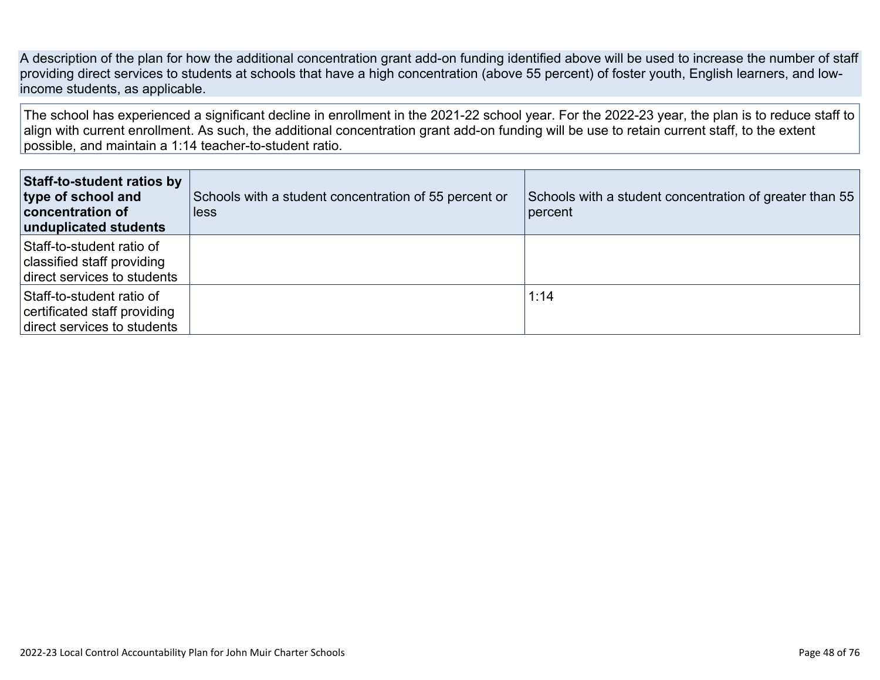A description of the plan for how the additional concentration grant add-on funding identified above will be used to increase the number of staff providing direct services to students at schools that have a high concentration (above 55 percent) of foster youth, English learners, and low-income students, as applicable.

The school has experienced a significant decline in enrollment in the 2021-22 school year. For the 2022-23 year, the plan is to reduce staff to align with current enrollment. As such, the additional concentration grant add-on funding will be use to retain current staff, to the extent possible, and maintain a 1:14 teacher-to-student ratio.

| **Staff-to-student ratios by type of school and concentration of unduplicated students** | Schools with a student concentration of 55 percent or less | Schools with a student concentration of greater than 55 percent |
|---|---|---|
| Staff-to-student ratio of classified staff providing direct services to students | | |
| Staff-to-student ratio of certificated staff providing direct services to students | | 1:14 |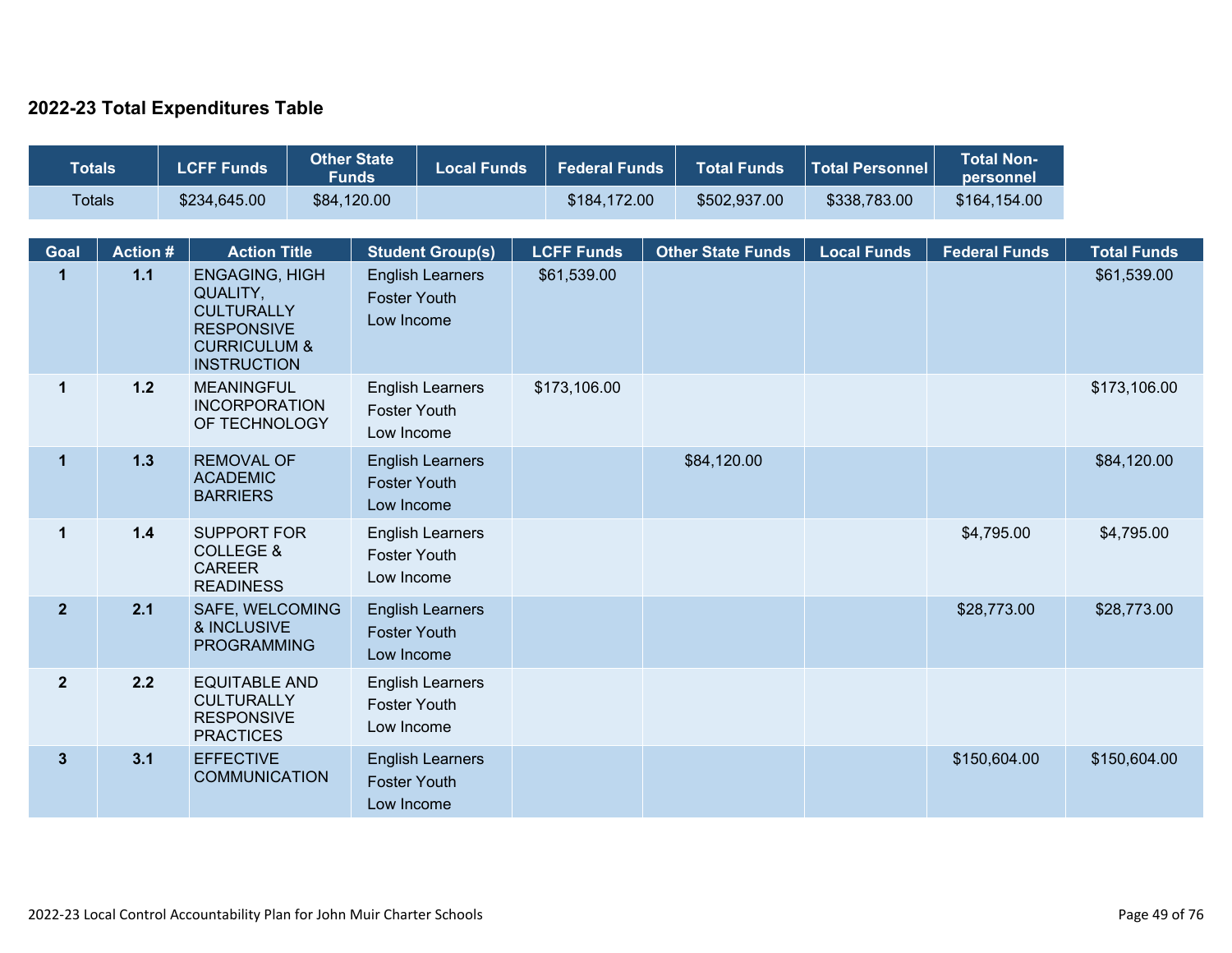## 2022-23 Total Expenditures Table

| Totals | LCFF Funds | Other State Funds | Local Funds | Federal Funds | Total Funds | Total Personnel | Total Non-personnel |
|---|---|---|---|---|---|---|---|
| Totals | $234,645.00 | $84,120.00 | | $184,172.00 | $502,937.00 | $338,783.00 | $164,154.00 |

| Goal | Action # | Action Title | Student Group(s) | LCFF Funds | Other State Funds | Local Funds | Federal Funds | Total Funds |
|---|---|---|---|---|---|---|---|---|
| 1 | 1.1 | ENGAGING, HIGH QUALITY, CULTURALLY RESPONSIVE CURRICULUM & INSTRUCTION | English Learners<br>Foster Youth<br>Low Income | $61,539.00 | | | | $61,539.00 |
| 1 | 1.2 | MEANINGFUL INCORPORATION OF TECHNOLOGY | English Learners<br>Foster Youth<br>Low Income | $173,106.00 | | | | $173,106.00 |
| 1 | 1.3 | REMOVAL OF ACADEMIC BARRIERS | English Learners<br>Foster Youth<br>Low Income | | $84,120.00 | | | $84,120.00 |
| 1 | 1.4 | SUPPORT FOR COLLEGE & CAREER READINESS | English Learners<br>Foster Youth<br>Low Income | | | | $4,795.00 | $4,795.00 |
| 2 | 2.1 | SAFE, WELCOMING & INCLUSIVE PROGRAMMING | English Learners<br>Foster Youth<br>Low Income | | | | $28,773.00 | $28,773.00 |
| 2 | 2.2 | EQUITABLE AND CULTURALLY RESPONSIVE PRACTICES | English Learners<br>Foster Youth<br>Low Income | | | | | |
| 3 | 3.1 | EFFECTIVE COMMUNICATION | English Learners<br>Foster Youth<br>Low Income | | | | $150,604.00 | $150,604.00 |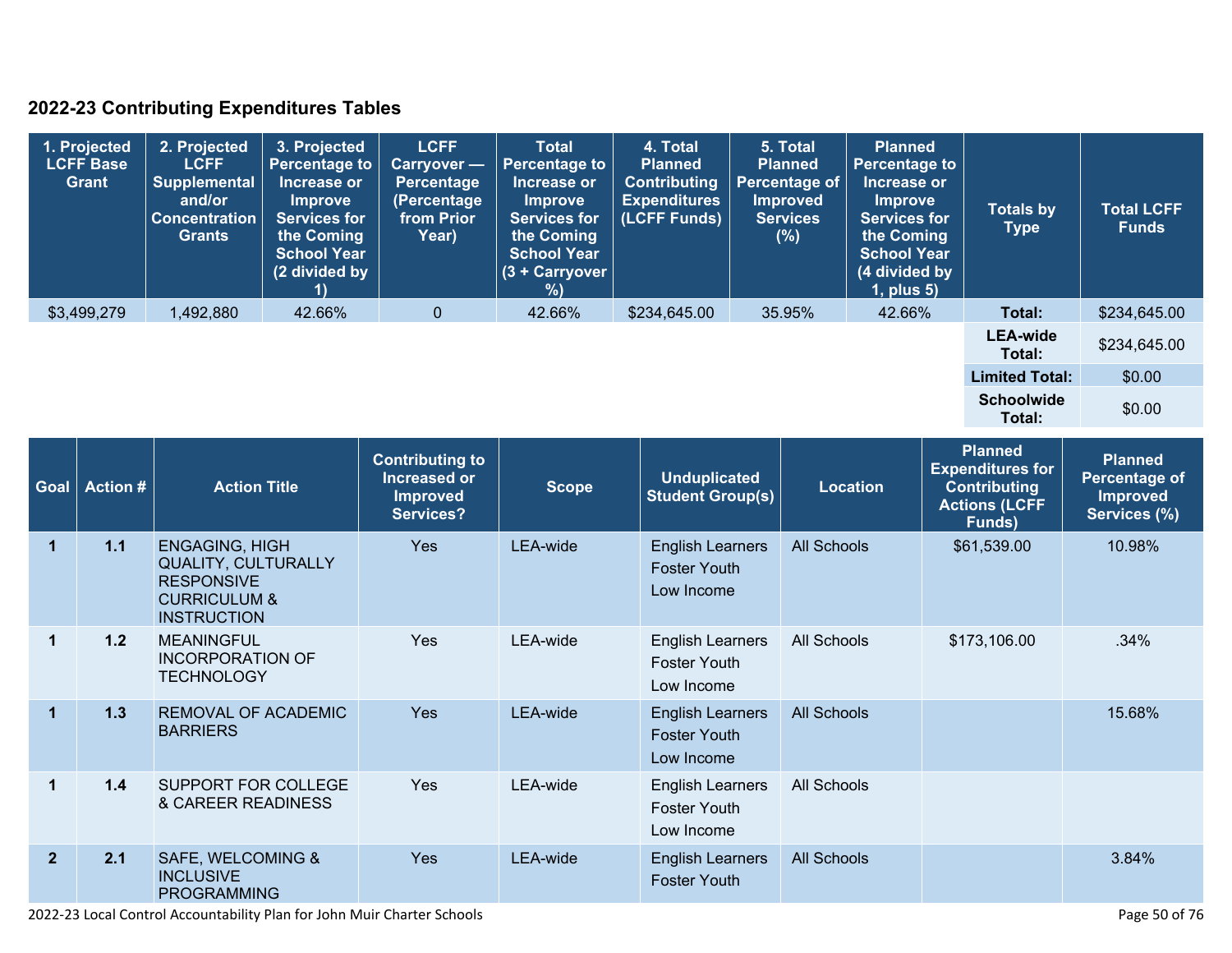## 2022-23 Contributing Expenditures Tables

| 1. Projected LCFF Base Grant | 2. Projected LCFF Supplemental and/or Concentration Grants | 3. Projected Percentage to Increase or Improve Services for the Coming School Year (2 divided by 1) | LCFF Carryover — Percentage (Percentage from Prior Year) | Total Percentage to Increase or Improve Services for the Coming School Year (3 + Carryover %) | 4. Total Planned Contributing Expenditures (LCFF Funds) | 5. Total Planned Percentage of Improved Services (%) | Planned Percentage to Increase or Improve Services for the Coming School Year (4 divided by 1, plus 5) | Totals by Type | Total LCFF Funds |
|---|---|---|---|---|---|---|---|---|---|
| $3,499,279 | 1,492,880 | 42.66% | 0 | 42.66% | $234,645.00 | 35.95% | 42.66% | **Total:** | $234,645.00 |
| | | | | | | | | **LEA-wide Total:** | $234,645.00 |
| | | | | | | | | **Limited Total:** | $0.00 |
| | | | | | | | | **Schoolwide Total:** | $0.00 |

| Goal | Action # | Action Title | Contributing to Increased or Improved Services? | Scope | Unduplicated Student Group(s) | Location | Planned Expenditures for Contributing Actions (LCFF Funds) | Planned Percentage of Improved Services (%) |
|---|---|---|---|---|---|---|---|---|
| 1 | 1.1 | ENGAGING, HIGH QUALITY, CULTURALLY RESPONSIVE CURRICULUM & INSTRUCTION | Yes | LEA-wide | English Learners<br>Foster Youth<br>Low Income | All Schools | $61,539.00 | 10.98% |
| 1 | 1.2 | MEANINGFUL INCORPORATION OF TECHNOLOGY | Yes | LEA-wide | English Learners<br>Foster Youth<br>Low Income | All Schools | $173,106.00 | .34% |
| 1 | 1.3 | REMOVAL OF ACADEMIC BARRIERS | Yes | LEA-wide | English Learners<br>Foster Youth<br>Low Income | All Schools | | 15.68% |
| 1 | 1.4 | SUPPORT FOR COLLEGE & CAREER READINESS | Yes | LEA-wide | English Learners<br>Foster Youth<br>Low Income | All Schools | | |
| 2 | 2.1 | SAFE, WELCOMING & INCLUSIVE PROGRAMMING | Yes | LEA-wide | English Learners<br>Foster Youth | All Schools | | 3.84% |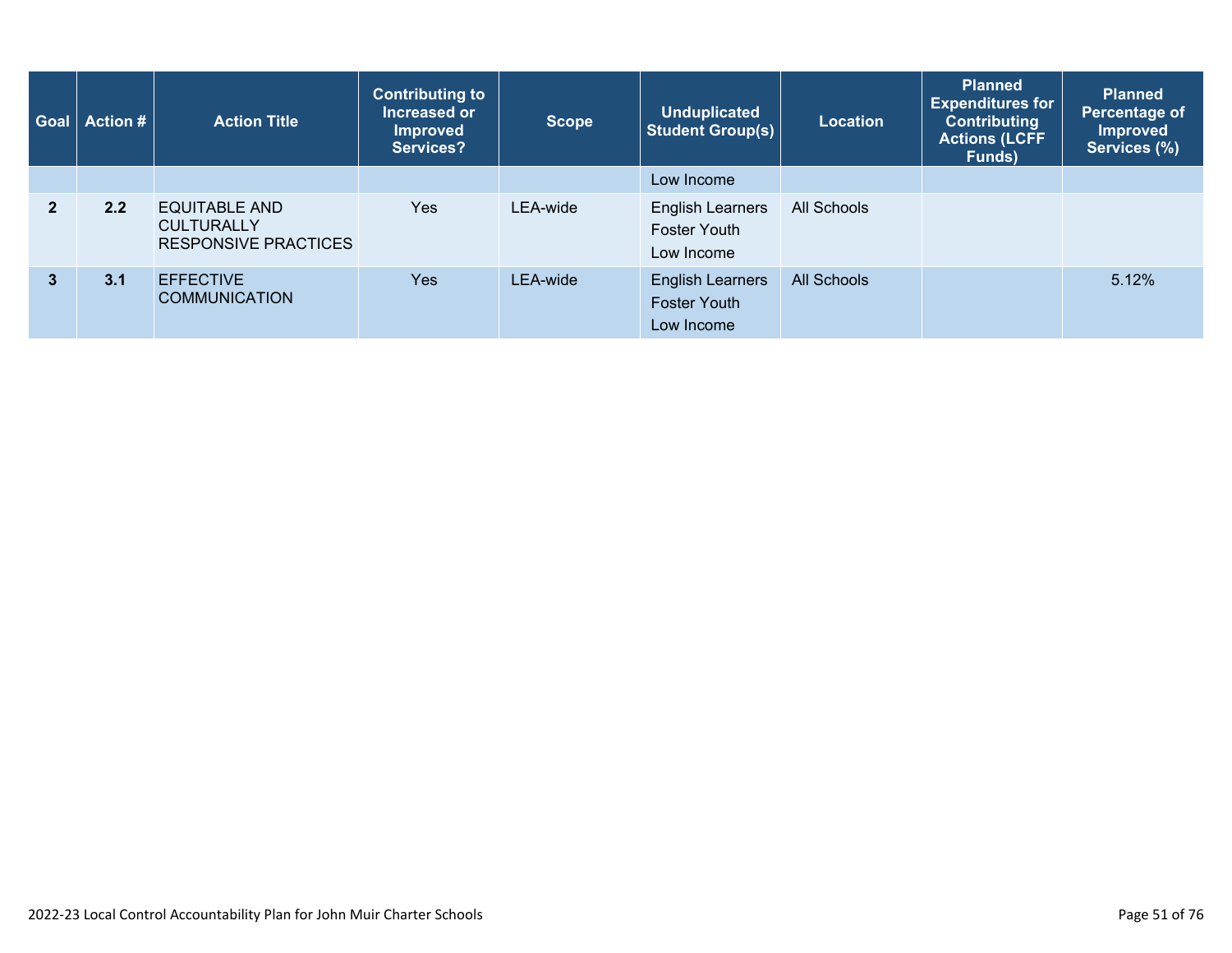| Goal | Action # | Action Title | Contributing to Increased or Improved Services? | Scope | Unduplicated Student Group(s) | Location | Planned Expenditures for Contributing Actions (LCFF Funds) | Planned Percentage of Improved Services (%) |
|---|---|---|---|---|---|---|---|---|
| | | | | | Low Income | | | |
| 2 | 2.2 | EQUITABLE AND CULTURALLY RESPONSIVE PRACTICES | Yes | LEA-wide | English Learners<br>Foster Youth<br>Low Income | All Schools | | |
| 3 | 3.1 | EFFECTIVE COMMUNICATION | Yes | LEA-wide | English Learners<br>Foster Youth<br>Low Income | All Schools | | 5.12% |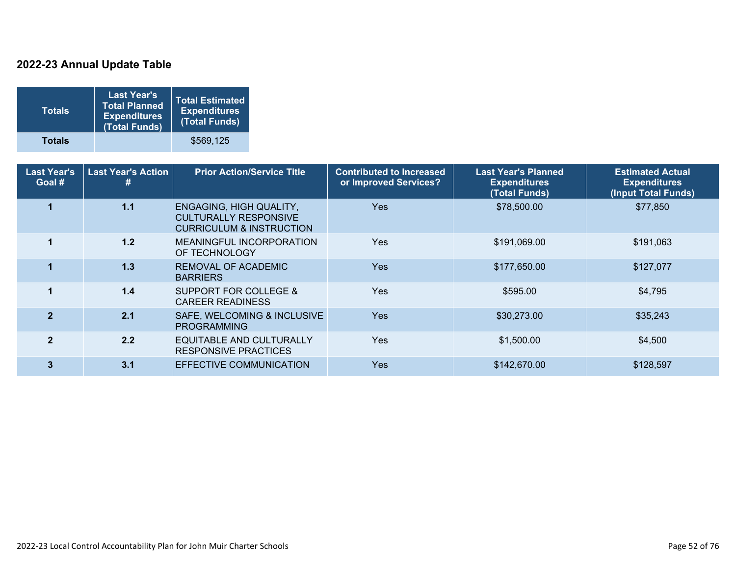## 2022-23 Annual Update Table

| Totals | Last Year's Total Planned Expenditures (Total Funds) | Total Estimated Expenditures (Total Funds) |
|---|---|---|
| **Totals** | | $569,125 |

| Last Year's Goal # | Last Year's Action # | Prior Action/Service Title | Contributed to Increased or Improved Services? | Last Year's Planned Expenditures (Total Funds) | Estimated Actual Expenditures (Input Total Funds) |
|---|---|---|---|---|---|
| 1 | 1.1 | ENGAGING, HIGH QUALITY, CULTURALLY RESPONSIVE CURRICULUM & INSTRUCTION | Yes | $78,500.00 | $77,850 |
| 1 | 1.2 | MEANINGFUL INCORPORATION OF TECHNOLOGY | Yes | $191,069.00 | $191,063 |
| 1 | 1.3 | REMOVAL OF ACADEMIC BARRIERS | Yes | $177,650.00 | $127,077 |
| 1 | 1.4 | SUPPORT FOR COLLEGE & CAREER READINESS | Yes | $595.00 | $4,795 |
| 2 | 2.1 | SAFE, WELCOMING & INCLUSIVE PROGRAMMING | Yes | $30,273.00 | $35,243 |
| 2 | 2.2 | EQUITABLE AND CULTURALLY RESPONSIVE PRACTICES | Yes | $1,500.00 | $4,500 |
| 3 | 3.1 | EFFECTIVE COMMUNICATION | Yes | $142,670.00 | $128,597 |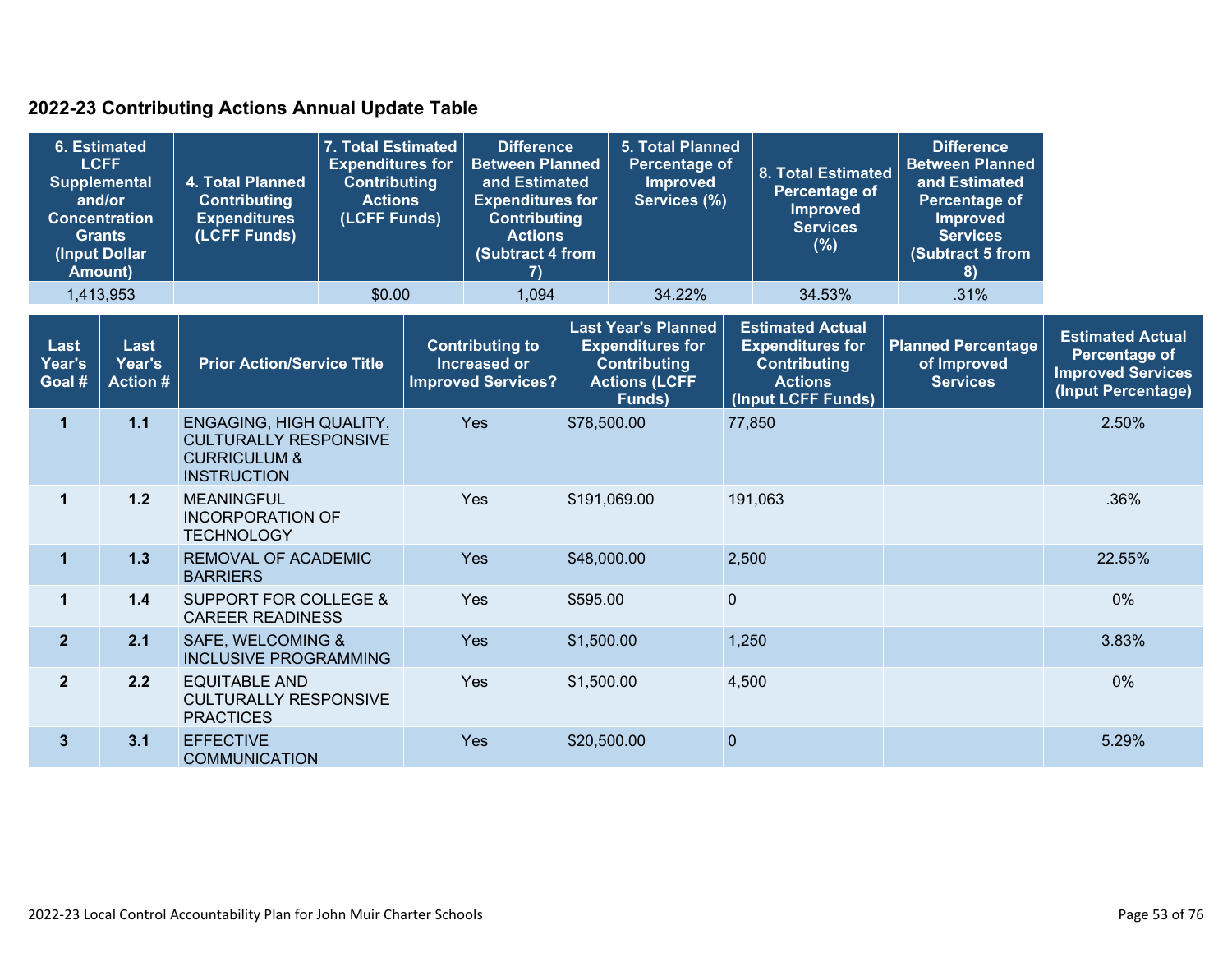## 2022-23 Contributing Actions Annual Update Table

| 6. Estimated LCFF Supplemental and/or Concentration Grants (Input Dollar Amount) | 4. Total Planned Contributing Expenditures (LCFF Funds) | 7. Total Estimated Expenditures for Contributing Actions (LCFF Funds) | Difference Between Planned and Estimated Expenditures for Contributing Actions (Subtract 4 from 7) | 5. Total Planned Percentage of Improved Services (%) | 8. Total Estimated Percentage of Improved Services (%) | Difference Between Planned and Estimated Percentage of Improved Services (Subtract 5 from 8) |
|---|---|---|---|---|---|---|
| 1,413,953 | | $0.00 | 1,094 | 34.22% | 34.53% | .31% |

| Last Year's Goal # | Last Year's Action # | Prior Action/Service Title | Contributing to Increased or Improved Services? | Last Year's Planned Expenditures for Contributing Actions (LCFF Funds) | Estimated Actual Expenditures for Contributing Actions (Input LCFF Funds) | Planned Percentage of Improved Services | Estimated Actual Percentage of Improved Services (Input Percentage) |
|---|---|---|---|---|---|---|---|
| 1 | 1.1 | ENGAGING, HIGH QUALITY, CULTURALLY RESPONSIVE CURRICULUM & INSTRUCTION | Yes | $78,500.00 | 77,850 | | 2.50% |
| 1 | 1.2 | MEANINGFUL INCORPORATION OF TECHNOLOGY | Yes | $191,069.00 | 191,063 | | .36% |
| 1 | 1.3 | REMOVAL OF ACADEMIC BARRIERS | Yes | $48,000.00 | 2,500 | | 22.55% |
| 1 | 1.4 | SUPPORT FOR COLLEGE & CAREER READINESS | Yes | $595.00 | 0 | | 0% |
| 2 | 2.1 | SAFE, WELCOMING & INCLUSIVE PROGRAMMING | Yes | $1,500.00 | 1,250 | | 3.83% |
| 2 | 2.2 | EQUITABLE AND CULTURALLY RESPONSIVE PRACTICES | Yes | $1,500.00 | 4,500 | | 0% |
| 3 | 3.1 | EFFECTIVE COMMUNICATION | Yes | $20,500.00 | 0 | | 5.29% |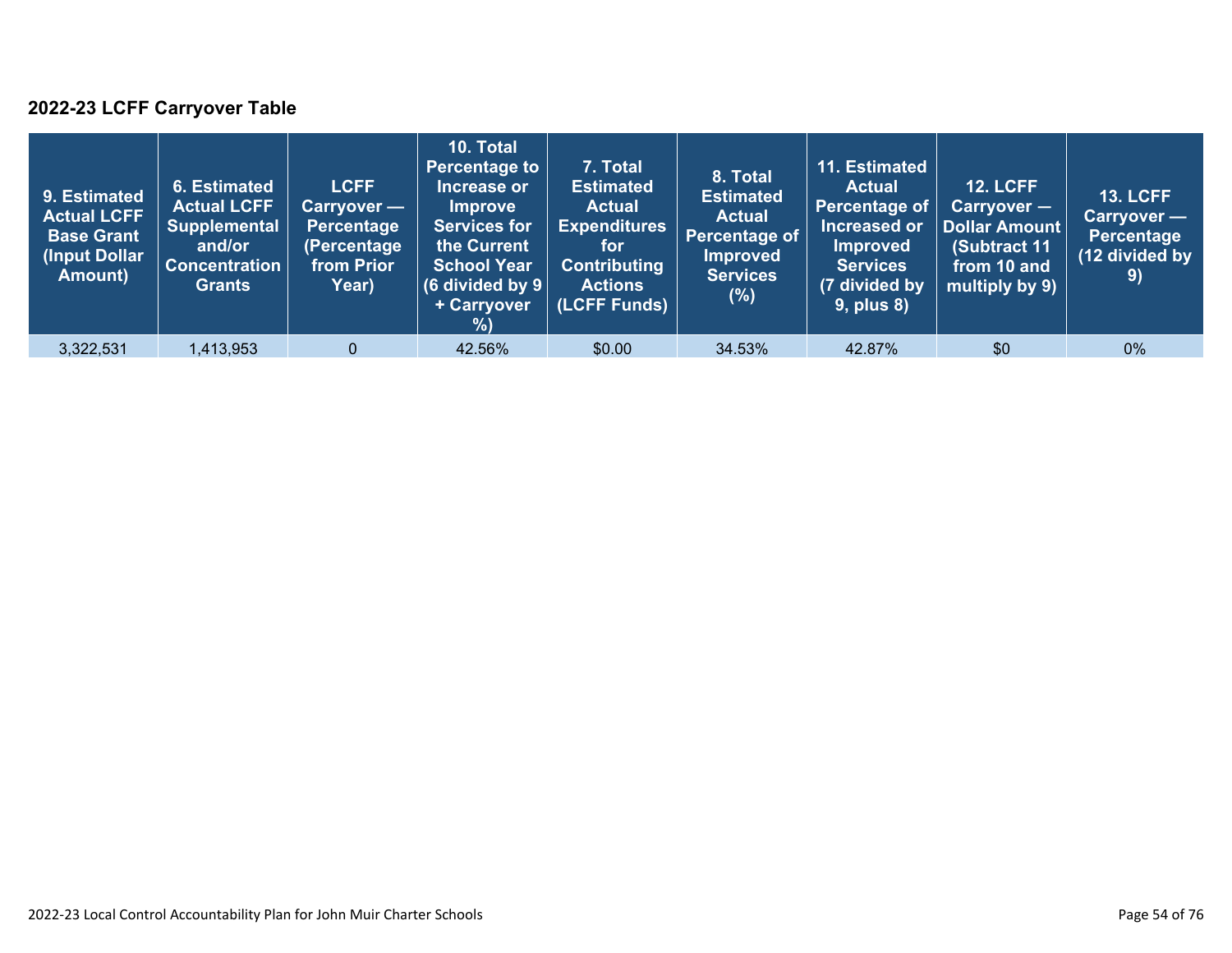## 2022-23 LCFF Carryover Table

| 9. Estimated Actual LCFF Base Grant (Input Dollar Amount) | 6. Estimated Actual LCFF Supplemental and/or Concentration Grants | LCFF Carryover — Percentage (Percentage from Prior Year) | 10. Total Percentage to Increase or Improve Services for the Current School Year (6 divided by 9 + Carryover %) | 7. Total Estimated Actual Expenditures for Contributing Actions (LCFF Funds) | 8. Total Estimated Actual Percentage of Improved Services (%) | 11. Estimated Actual Percentage of Increased or Improved Services (7 divided by 9, plus 8) | 12. LCFF Carryover — Dollar Amount (Subtract 11 from 10 and multiply by 9) | 13. LCFF Carryover — Percentage (12 divided by 9) |
|---|---|---|---|---|---|---|---|---|
| 3,322,531 | 1,413,953 | 0 | 42.56% | $0.00 | 34.53% | 42.87% | $0 | 0% |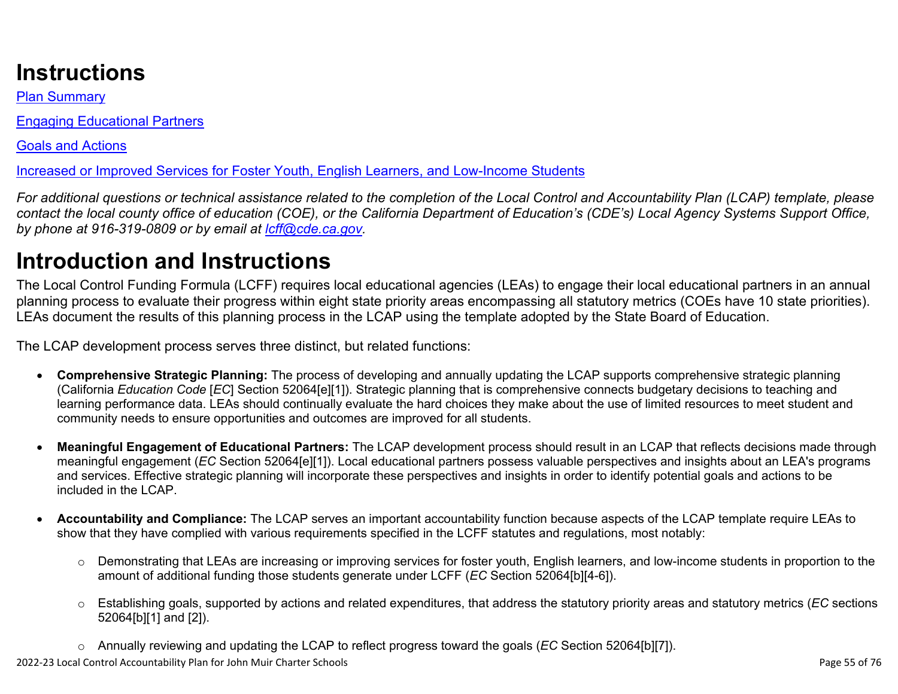# Instructions

[Plan Summary](#)

[Engaging Educational Partners](#)

[Goals and Actions](#)

[Increased or Improved Services for Foster Youth, English Learners, and Low-Income Students](#)

*For additional questions or technical assistance related to the completion of the Local Control and Accountability Plan (LCAP) template, please contact the local county office of education (COE), or the California Department of Education's (CDE's) Local Agency Systems Support Office, by phone at 916-319-0809 or by email at [lcff@cde.ca.gov](mailto:lcff@cde.ca.gov).*

# Introduction and Instructions

The Local Control Funding Formula (LCFF) requires local educational agencies (LEAs) to engage their local educational partners in an annual planning process to evaluate their progress within eight state priority areas encompassing all statutory metrics (COEs have 10 state priorities). LEAs document the results of this planning process in the LCAP using the template adopted by the State Board of Education.

The LCAP development process serves three distinct, but related functions:

- **Comprehensive Strategic Planning:** The process of developing and annually updating the LCAP supports comprehensive strategic planning (California *Education Code* [*EC*] Section 52064[e][1]). Strategic planning that is comprehensive connects budgetary decisions to teaching and learning performance data. LEAs should continually evaluate the hard choices they make about the use of limited resources to meet student and community needs to ensure opportunities and outcomes are improved for all students.

- **Meaningful Engagement of Educational Partners:** The LCAP development process should result in an LCAP that reflects decisions made through meaningful engagement (*EC* Section 52064[e][1]). Local educational partners possess valuable perspectives and insights about an LEA's programs and services. Effective strategic planning will incorporate these perspectives and insights in order to identify potential goals and actions to be included in the LCAP.

- **Accountability and Compliance:** The LCAP serves an important accountability function because aspects of the LCAP template require LEAs to show that they have complied with various requirements specified in the LCFF statutes and regulations, most notably:

  - Demonstrating that LEAs are increasing or improving services for foster youth, English learners, and low-income students in proportion to the amount of additional funding those students generate under LCFF (*EC* Section 52064[b][4-6]).

  - Establishing goals, supported by actions and related expenditures, that address the statutory priority areas and statutory metrics (*EC* sections 52064[b][1] and [2]).

  - Annually reviewing and updating the LCAP to reflect progress toward the goals (*EC* Section 52064[b][7]).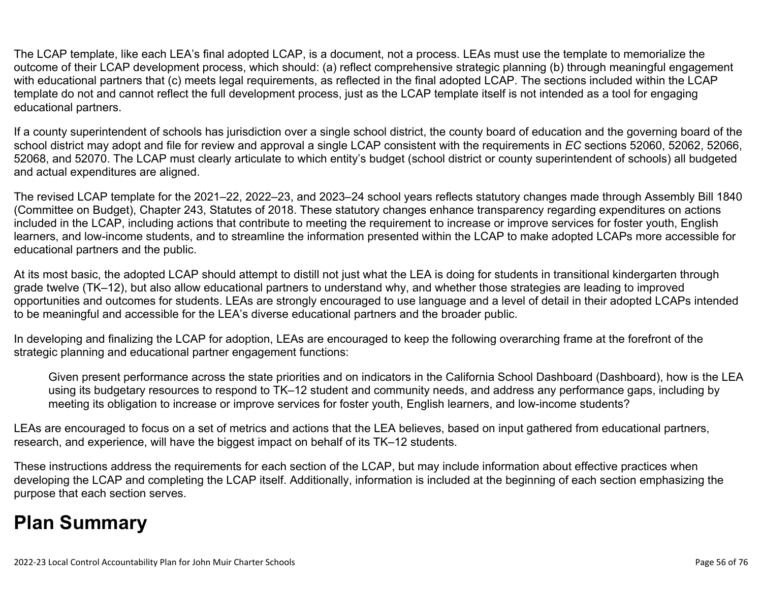The LCAP template, like each LEA's final adopted LCAP, is a document, not a process. LEAs must use the template to memorialize the outcome of their LCAP development process, which should: (a) reflect comprehensive strategic planning (b) through meaningful engagement with educational partners that (c) meets legal requirements, as reflected in the final adopted LCAP. The sections included within the LCAP template do not and cannot reflect the full development process, just as the LCAP template itself is not intended as a tool for engaging educational partners.

If a county superintendent of schools has jurisdiction over a single school district, the county board of education and the governing board of the school district may adopt and file for review and approval a single LCAP consistent with the requirements in *EC* sections 52060, 52062, 52066, 52068, and 52070. The LCAP must clearly articulate to which entity's budget (school district or county superintendent of schools) all budgeted and actual expenditures are aligned.

The revised LCAP template for the 2021–22, 2022–23, and 2023–24 school years reflects statutory changes made through Assembly Bill 1840 (Committee on Budget), Chapter 243, Statutes of 2018. These statutory changes enhance transparency regarding expenditures on actions included in the LCAP, including actions that contribute to meeting the requirement to increase or improve services for foster youth, English learners, and low-income students, and to streamline the information presented within the LCAP to make adopted LCAPs more accessible for educational partners and the public.

At its most basic, the adopted LCAP should attempt to distill not just what the LEA is doing for students in transitional kindergarten through grade twelve (TK–12), but also allow educational partners to understand why, and whether those strategies are leading to improved opportunities and outcomes for students. LEAs are strongly encouraged to use language and a level of detail in their adopted LCAPs intended to be meaningful and accessible for the LEA's diverse educational partners and the broader public.

In developing and finalizing the LCAP for adoption, LEAs are encouraged to keep the following overarching frame at the forefront of the strategic planning and educational partner engagement functions:

> Given present performance across the state priorities and on indicators in the California School Dashboard (Dashboard), how is the LEA using its budgetary resources to respond to TK–12 student and community needs, and address any performance gaps, including by meeting its obligation to increase or improve services for foster youth, English learners, and low-income students?

LEAs are encouraged to focus on a set of metrics and actions that the LEA believes, based on input gathered from educational partners, research, and experience, will have the biggest impact on behalf of its TK–12 students.

These instructions address the requirements for each section of the LCAP, but may include information about effective practices when developing the LCAP and completing the LCAP itself. Additionally, information is included at the beginning of each section emphasizing the purpose that each section serves.

# Plan Summary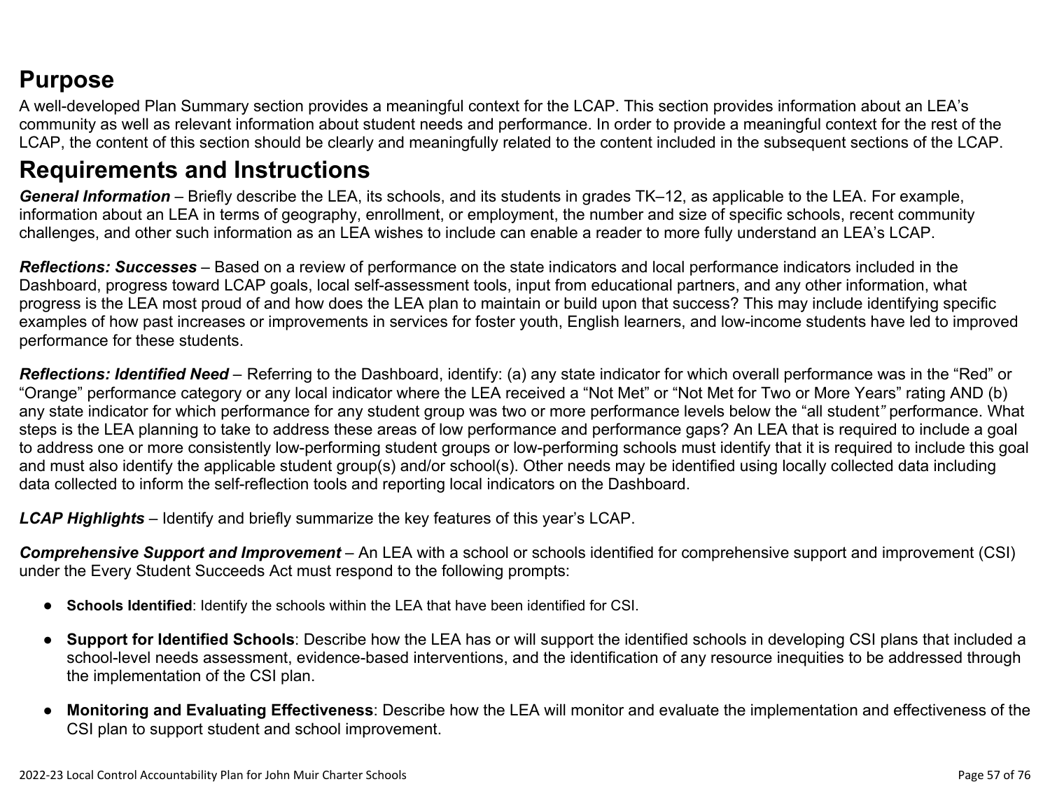# Purpose

A well-developed Plan Summary section provides a meaningful context for the LCAP. This section provides information about an LEA's community as well as relevant information about student needs and performance. In order to provide a meaningful context for the rest of the LCAP, the content of this section should be clearly and meaningfully related to the content included in the subsequent sections of the LCAP.

# Requirements and Instructions

***General Information*** – Briefly describe the LEA, its schools, and its students in grades TK–12, as applicable to the LEA. For example, information about an LEA in terms of geography, enrollment, or employment, the number and size of specific schools, recent community challenges, and other such information as an LEA wishes to include can enable a reader to more fully understand an LEA's LCAP.

***Reflections: Successes*** – Based on a review of performance on the state indicators and local performance indicators included in the Dashboard, progress toward LCAP goals, local self-assessment tools, input from educational partners, and any other information, what progress is the LEA most proud of and how does the LEA plan to maintain or build upon that success? This may include identifying specific examples of how past increases or improvements in services for foster youth, English learners, and low-income students have led to improved performance for these students.

***Reflections: Identified Need*** – Referring to the Dashboard, identify: (a) any state indicator for which overall performance was in the "Red" or "Orange" performance category or any local indicator where the LEA received a "Not Met" or "Not Met for Two or More Years" rating AND (b) any state indicator for which performance for any student group was two or more performance levels below the "all student" performance. What steps is the LEA planning to take to address these areas of low performance and performance gaps? An LEA that is required to include a goal to address one or more consistently low-performing student groups or low-performing schools must identify that it is required to include this goal and must also identify the applicable student group(s) and/or school(s). Other needs may be identified using locally collected data including data collected to inform the self-reflection tools and reporting local indicators on the Dashboard.

***LCAP Highlights*** – Identify and briefly summarize the key features of this year's LCAP.

***Comprehensive Support and Improvement*** – An LEA with a school or schools identified for comprehensive support and improvement (CSI) under the Every Student Succeeds Act must respond to the following prompts:

- **Schools Identified**: Identify the schools within the LEA that have been identified for CSI.
- **Support for Identified Schools**: Describe how the LEA has or will support the identified schools in developing CSI plans that included a school-level needs assessment, evidence-based interventions, and the identification of any resource inequities to be addressed through the implementation of the CSI plan.
- **Monitoring and Evaluating Effectiveness**: Describe how the LEA will monitor and evaluate the implementation and effectiveness of the CSI plan to support student and school improvement.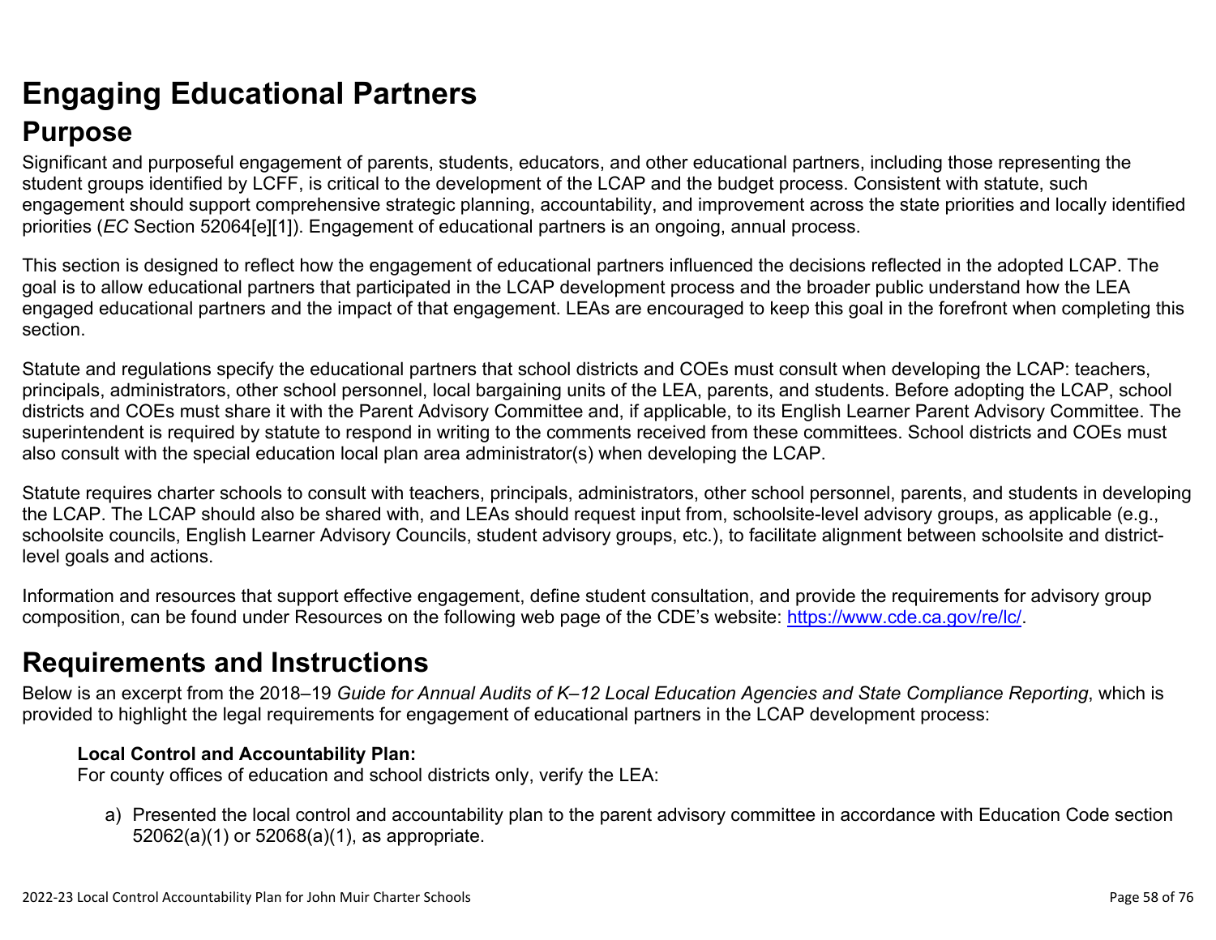# Engaging Educational Partners

## Purpose

Significant and purposeful engagement of parents, students, educators, and other educational partners, including those representing the student groups identified by LCFF, is critical to the development of the LCAP and the budget process. Consistent with statute, such engagement should support comprehensive strategic planning, accountability, and improvement across the state priorities and locally identified priorities (*EC* Section 52064[e][1]). Engagement of educational partners is an ongoing, annual process.

This section is designed to reflect how the engagement of educational partners influenced the decisions reflected in the adopted LCAP. The goal is to allow educational partners that participated in the LCAP development process and the broader public understand how the LEA engaged educational partners and the impact of that engagement. LEAs are encouraged to keep this goal in the forefront when completing this section.

Statute and regulations specify the educational partners that school districts and COEs must consult when developing the LCAP: teachers, principals, administrators, other school personnel, local bargaining units of the LEA, parents, and students. Before adopting the LCAP, school districts and COEs must share it with the Parent Advisory Committee and, if applicable, to its English Learner Parent Advisory Committee. The superintendent is required by statute to respond in writing to the comments received from these committees. School districts and COEs must also consult with the special education local plan area administrator(s) when developing the LCAP.

Statute requires charter schools to consult with teachers, principals, administrators, other school personnel, parents, and students in developing the LCAP. The LCAP should also be shared with, and LEAs should request input from, schoolsite-level advisory groups, as applicable (e.g., schoolsite councils, English Learner Advisory Councils, student advisory groups, etc.), to facilitate alignment between schoolsite and district-level goals and actions.

Information and resources that support effective engagement, define student consultation, and provide the requirements for advisory group composition, can be found under Resources on the following web page of the CDE's website: https://www.cde.ca.gov/re/lc/.

## Requirements and Instructions

Below is an excerpt from the 2018–19 *Guide for Annual Audits of K–12 Local Education Agencies and State Compliance Reporting*, which is provided to highlight the legal requirements for engagement of educational partners in the LCAP development process:

> **Local Control and Accountability Plan:**
> For county offices of education and school districts only, verify the LEA:
>
> a) Presented the local control and accountability plan to the parent advisory committee in accordance with Education Code section 52062(a)(1) or 52068(a)(1), as appropriate.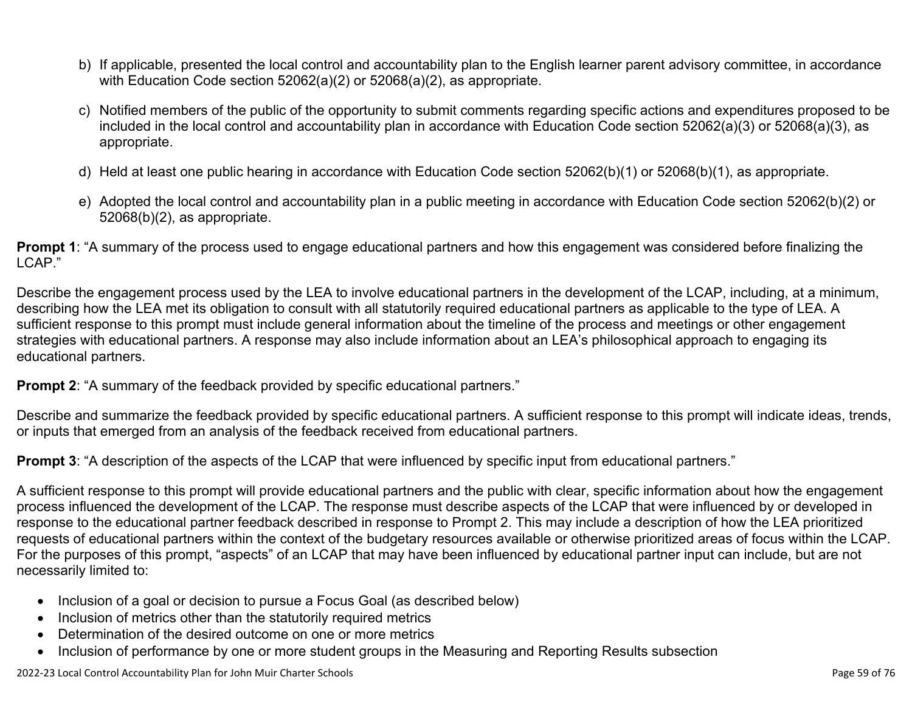b) If applicable, presented the local control and accountability plan to the English learner parent advisory committee, in accordance with Education Code section 52062(a)(2) or 52068(a)(2), as appropriate.

c) Notified members of the public of the opportunity to submit comments regarding specific actions and expenditures proposed to be included in the local control and accountability plan in accordance with Education Code section 52062(a)(3) or 52068(a)(3), as appropriate.

d) Held at least one public hearing in accordance with Education Code section 52062(b)(1) or 52068(b)(1), as appropriate.

e) Adopted the local control and accountability plan in a public meeting in accordance with Education Code section 52062(b)(2) or 52068(b)(2), as appropriate.

**Prompt 1**: "A summary of the process used to engage educational partners and how this engagement was considered before finalizing the LCAP."

Describe the engagement process used by the LEA to involve educational partners in the development of the LCAP, including, at a minimum, describing how the LEA met its obligation to consult with all statutorily required educational partners as applicable to the type of LEA. A sufficient response to this prompt must include general information about the timeline of the process and meetings or other engagement strategies with educational partners. A response may also include information about an LEA's philosophical approach to engaging its educational partners.

**Prompt 2**: "A summary of the feedback provided by specific educational partners."

Describe and summarize the feedback provided by specific educational partners. A sufficient response to this prompt will indicate ideas, trends, or inputs that emerged from an analysis of the feedback received from educational partners.

**Prompt 3**: "A description of the aspects of the LCAP that were influenced by specific input from educational partners."

A sufficient response to this prompt will provide educational partners and the public with clear, specific information about how the engagement process influenced the development of the LCAP. The response must describe aspects of the LCAP that were influenced by or developed in response to the educational partner feedback described in response to Prompt 2. This may include a description of how the LEA prioritized requests of educational partners within the context of the budgetary resources available or otherwise prioritized areas of focus within the LCAP. For the purposes of this prompt, "aspects" of an LCAP that may have been influenced by educational partner input can include, but are not necessarily limited to:

- Inclusion of a goal or decision to pursue a Focus Goal (as described below)
- Inclusion of metrics other than the statutorily required metrics
- Determination of the desired outcome on one or more metrics
- Inclusion of performance by one or more student groups in the Measuring and Reporting Results subsection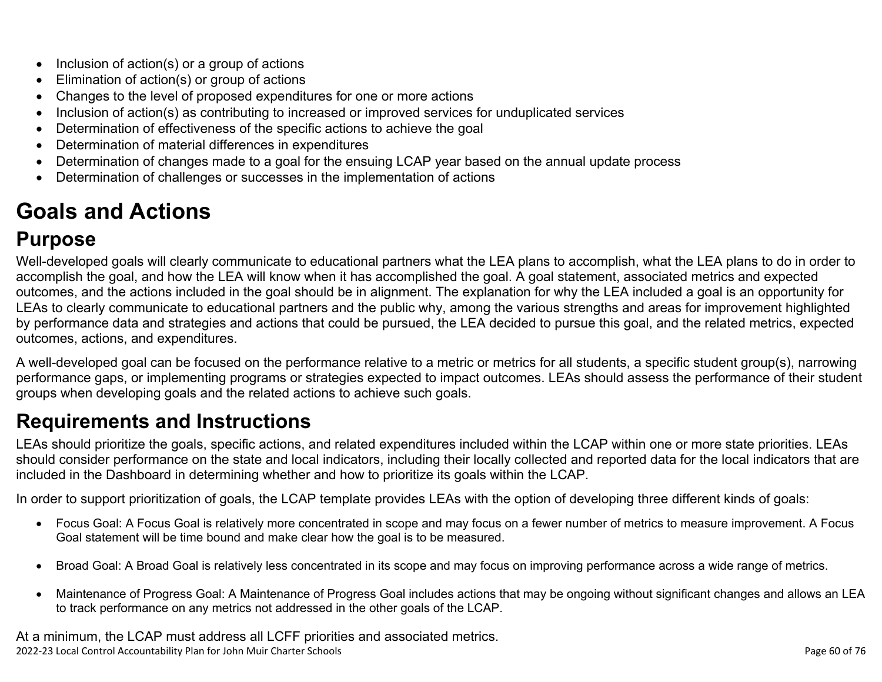- Inclusion of action(s) or a group of actions
- Elimination of action(s) or group of actions
- Changes to the level of proposed expenditures for one or more actions
- Inclusion of action(s) as contributing to increased or improved services for unduplicated services
- Determination of effectiveness of the specific actions to achieve the goal
- Determination of material differences in expenditures
- Determination of changes made to a goal for the ensuing LCAP year based on the annual update process
- Determination of challenges or successes in the implementation of actions

# Goals and Actions

## Purpose

Well-developed goals will clearly communicate to educational partners what the LEA plans to accomplish, what the LEA plans to do in order to accomplish the goal, and how the LEA will know when it has accomplished the goal. A goal statement, associated metrics and expected outcomes, and the actions included in the goal should be in alignment. The explanation for why the LEA included a goal is an opportunity for LEAs to clearly communicate to educational partners and the public why, among the various strengths and areas for improvement highlighted by performance data and strategies and actions that could be pursued, the LEA decided to pursue this goal, and the related metrics, expected outcomes, actions, and expenditures.

A well-developed goal can be focused on the performance relative to a metric or metrics for all students, a specific student group(s), narrowing performance gaps, or implementing programs or strategies expected to impact outcomes. LEAs should assess the performance of their student groups when developing goals and the related actions to achieve such goals.

## Requirements and Instructions

LEAs should prioritize the goals, specific actions, and related expenditures included within the LCAP within one or more state priorities. LEAs should consider performance on the state and local indicators, including their locally collected and reported data for the local indicators that are included in the Dashboard in determining whether and how to prioritize its goals within the LCAP.

In order to support prioritization of goals, the LCAP template provides LEAs with the option of developing three different kinds of goals:

- Focus Goal: A Focus Goal is relatively more concentrated in scope and may focus on a fewer number of metrics to measure improvement. A Focus Goal statement will be time bound and make clear how the goal is to be measured.

- Broad Goal: A Broad Goal is relatively less concentrated in its scope and may focus on improving performance across a wide range of metrics.

- Maintenance of Progress Goal: A Maintenance of Progress Goal includes actions that may be ongoing without significant changes and allows an LEA to track performance on any metrics not addressed in the other goals of the LCAP.

At a minimum, the LCAP must address all LCFF priorities and associated metrics.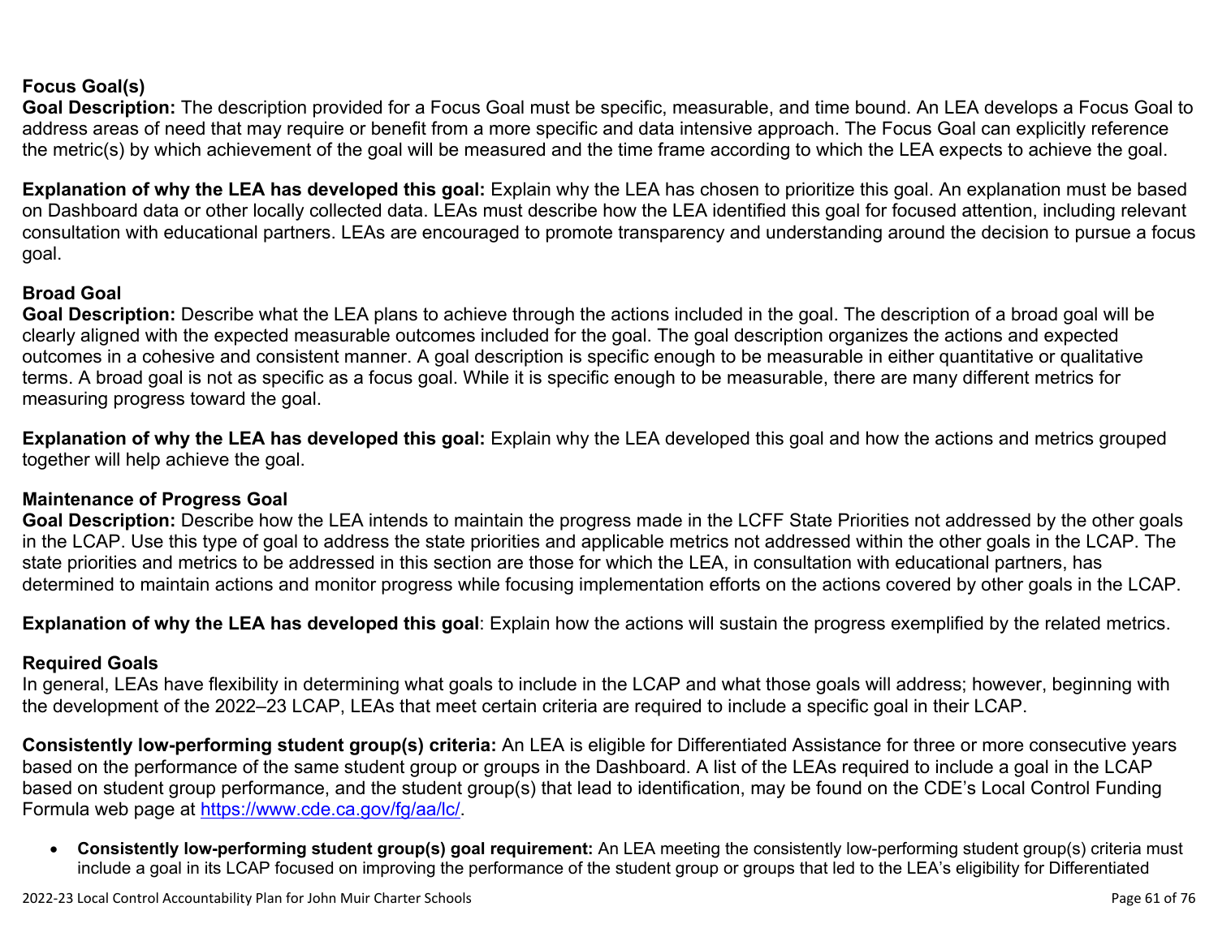**Focus Goal(s)**

**Goal Description:** The description provided for a Focus Goal must be specific, measurable, and time bound. An LEA develops a Focus Goal to address areas of need that may require or benefit from a more specific and data intensive approach. The Focus Goal can explicitly reference the metric(s) by which achievement of the goal will be measured and the time frame according to which the LEA expects to achieve the goal.

**Explanation of why the LEA has developed this goal:** Explain why the LEA has chosen to prioritize this goal. An explanation must be based on Dashboard data or other locally collected data. LEAs must describe how the LEA identified this goal for focused attention, including relevant consultation with educational partners. LEAs are encouraged to promote transparency and understanding around the decision to pursue a focus goal.

**Broad Goal**

**Goal Description:** Describe what the LEA plans to achieve through the actions included in the goal. The description of a broad goal will be clearly aligned with the expected measurable outcomes included for the goal. The goal description organizes the actions and expected outcomes in a cohesive and consistent manner. A goal description is specific enough to be measurable in either quantitative or qualitative terms. A broad goal is not as specific as a focus goal. While it is specific enough to be measurable, there are many different metrics for measuring progress toward the goal.

**Explanation of why the LEA has developed this goal:** Explain why the LEA developed this goal and how the actions and metrics grouped together will help achieve the goal.

**Maintenance of Progress Goal**

**Goal Description:** Describe how the LEA intends to maintain the progress made in the LCFF State Priorities not addressed by the other goals in the LCAP. Use this type of goal to address the state priorities and applicable metrics not addressed within the other goals in the LCAP. The state priorities and metrics to be addressed in this section are those for which the LEA, in consultation with educational partners, has determined to maintain actions and monitor progress while focusing implementation efforts on the actions covered by other goals in the LCAP.

**Explanation of why the LEA has developed this goal**: Explain how the actions will sustain the progress exemplified by the related metrics.

**Required Goals**

In general, LEAs have flexibility in determining what goals to include in the LCAP and what those goals will address; however, beginning with the development of the 2022–23 LCAP, LEAs that meet certain criteria are required to include a specific goal in their LCAP.

**Consistently low-performing student group(s) criteria:** An LEA is eligible for Differentiated Assistance for three or more consecutive years based on the performance of the same student group or groups in the Dashboard. A list of the LEAs required to include a goal in the LCAP based on student group performance, and the student group(s) that lead to identification, may be found on the CDE's Local Control Funding Formula web page at [https://www.cde.ca.gov/fg/aa/lc/](https://www.cde.ca.gov/fg/aa/lc/).

- **Consistently low-performing student group(s) goal requirement:** An LEA meeting the consistently low-performing student group(s) criteria must include a goal in its LCAP focused on improving the performance of the student group or groups that led to the LEA's eligibility for Differentiated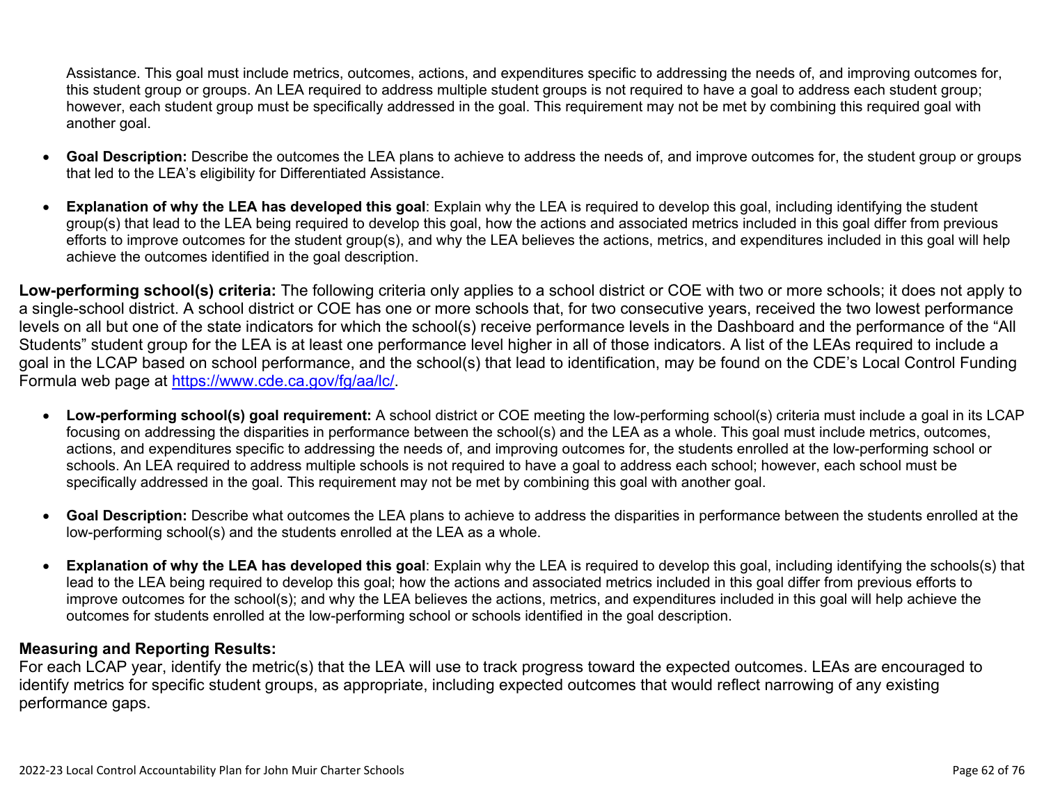Assistance. This goal must include metrics, outcomes, actions, and expenditures specific to addressing the needs of, and improving outcomes for, this student group or groups. An LEA required to address multiple student groups is not required to have a goal to address each student group; however, each student group must be specifically addressed in the goal. This requirement may not be met by combining this required goal with another goal.

- **Goal Description:** Describe the outcomes the LEA plans to achieve to address the needs of, and improve outcomes for, the student group or groups that led to the LEA's eligibility for Differentiated Assistance.

- **Explanation of why the LEA has developed this goal**: Explain why the LEA is required to develop this goal, including identifying the student group(s) that lead to the LEA being required to develop this goal, how the actions and associated metrics included in this goal differ from previous efforts to improve outcomes for the student group(s), and why the LEA believes the actions, metrics, and expenditures included in this goal will help achieve the outcomes identified in the goal description.

**Low-performing school(s) criteria:** The following criteria only applies to a school district or COE with two or more schools; it does not apply to a single-school district. A school district or COE has one or more schools that, for two consecutive years, received the two lowest performance levels on all but one of the state indicators for which the school(s) receive performance levels in the Dashboard and the performance of the "All Students" student group for the LEA is at least one performance level higher in all of those indicators. A list of the LEAs required to include a goal in the LCAP based on school performance, and the school(s) that lead to identification, may be found on the CDE's Local Control Funding Formula web page at [https://www.cde.ca.gov/fg/aa/lc/](https://www.cde.ca.gov/fg/aa/lc/).

- **Low-performing school(s) goal requirement:** A school district or COE meeting the low-performing school(s) criteria must include a goal in its LCAP focusing on addressing the disparities in performance between the school(s) and the LEA as a whole. This goal must include metrics, outcomes, actions, and expenditures specific to addressing the needs of, and improving outcomes for, the students enrolled at the low-performing school or schools. An LEA required to address multiple schools is not required to have a goal to address each school; however, each school must be specifically addressed in the goal. This requirement may not be met by combining this goal with another goal.

- **Goal Description:** Describe what outcomes the LEA plans to achieve to address the disparities in performance between the students enrolled at the low-performing school(s) and the students enrolled at the LEA as a whole.

- **Explanation of why the LEA has developed this goal**: Explain why the LEA is required to develop this goal, including identifying the schools(s) that lead to the LEA being required to develop this goal; how the actions and associated metrics included in this goal differ from previous efforts to improve outcomes for the school(s); and why the LEA believes the actions, metrics, and expenditures included in this goal will help achieve the outcomes for students enrolled at the low-performing school or schools identified in the goal description.

### Measuring and Reporting Results:

For each LCAP year, identify the metric(s) that the LEA will use to track progress toward the expected outcomes. LEAs are encouraged to identify metrics for specific student groups, as appropriate, including expected outcomes that would reflect narrowing of any existing performance gaps.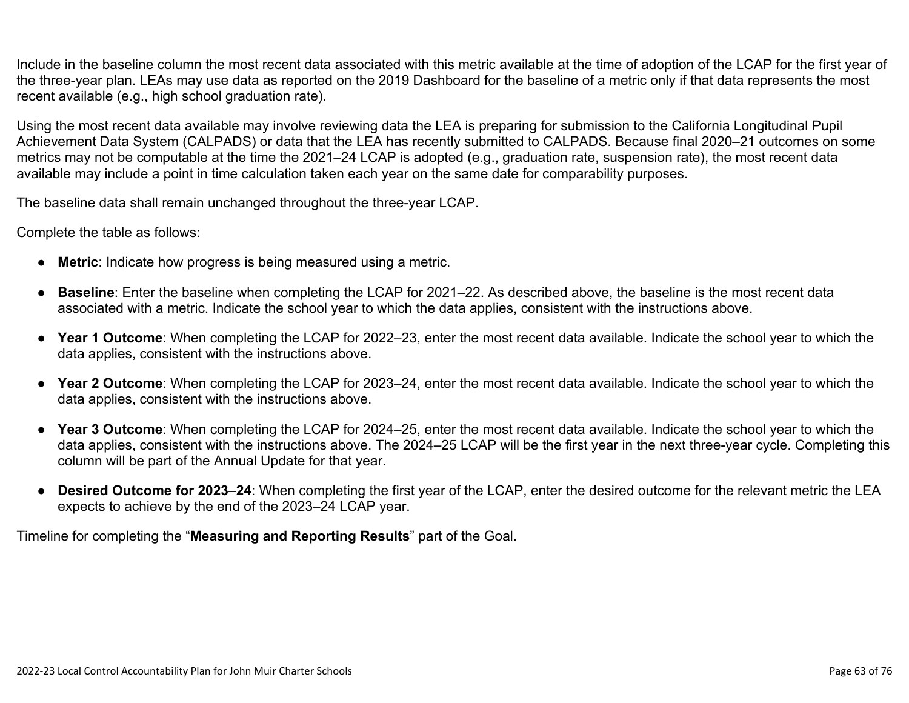Include in the baseline column the most recent data associated with this metric available at the time of adoption of the LCAP for the first year of the three-year plan. LEAs may use data as reported on the 2019 Dashboard for the baseline of a metric only if that data represents the most recent available (e.g., high school graduation rate).

Using the most recent data available may involve reviewing data the LEA is preparing for submission to the California Longitudinal Pupil Achievement Data System (CALPADS) or data that the LEA has recently submitted to CALPADS. Because final 2020–21 outcomes on some metrics may not be computable at the time the 2021–24 LCAP is adopted (e.g., graduation rate, suspension rate), the most recent data available may include a point in time calculation taken each year on the same date for comparability purposes.

The baseline data shall remain unchanged throughout the three-year LCAP.

Complete the table as follows:

- **Metric**: Indicate how progress is being measured using a metric.
- **Baseline**: Enter the baseline when completing the LCAP for 2021–22. As described above, the baseline is the most recent data associated with a metric. Indicate the school year to which the data applies, consistent with the instructions above.
- **Year 1 Outcome**: When completing the LCAP for 2022–23, enter the most recent data available. Indicate the school year to which the data applies, consistent with the instructions above.
- **Year 2 Outcome**: When completing the LCAP for 2023–24, enter the most recent data available. Indicate the school year to which the data applies, consistent with the instructions above.
- **Year 3 Outcome**: When completing the LCAP for 2024–25, enter the most recent data available. Indicate the school year to which the data applies, consistent with the instructions above. The 2024–25 LCAP will be the first year in the next three-year cycle. Completing this column will be part of the Annual Update for that year.
- **Desired Outcome for 2023–24**: When completing the first year of the LCAP, enter the desired outcome for the relevant metric the LEA expects to achieve by the end of the 2023–24 LCAP year.

Timeline for completing the "**Measuring and Reporting Results**" part of the Goal.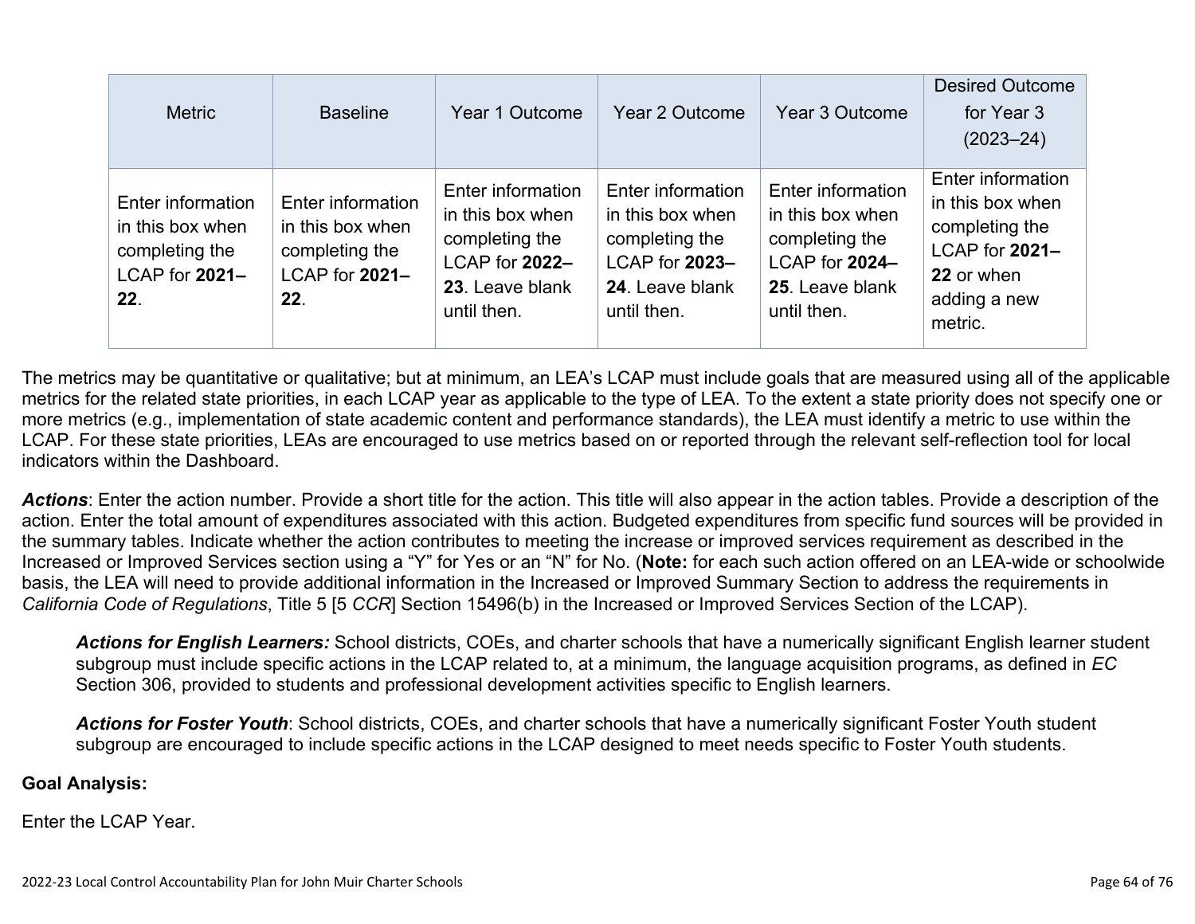| Metric | Baseline | Year 1 Outcome | Year 2 Outcome | Year 3 Outcome | Desired Outcome for Year 3 (2023–24) |
|---|---|---|---|---|---|
| Enter information in this box when completing the LCAP for **2021–22**. | Enter information in this box when completing the LCAP for **2021–22**. | Enter information in this box when completing the LCAP for **2022–23**. Leave blank until then. | Enter information in this box when completing the LCAP for **2023–24**. Leave blank until then. | Enter information in this box when completing the LCAP for **2024–25**. Leave blank until then. | Enter information in this box when completing the LCAP for **2021–22** or when adding a new metric. |

The metrics may be quantitative or qualitative; but at minimum, an LEA's LCAP must include goals that are measured using all of the applicable metrics for the related state priorities, in each LCAP year as applicable to the type of LEA. To the extent a state priority does not specify one or more metrics (e.g., implementation of state academic content and performance standards), the LEA must identify a metric to use within the LCAP. For these state priorities, LEAs are encouraged to use metrics based on or reported through the relevant self-reflection tool for local indicators within the Dashboard.

***Actions***: Enter the action number. Provide a short title for the action. This title will also appear in the action tables. Provide a description of the action. Enter the total amount of expenditures associated with this action. Budgeted expenditures from specific fund sources will be provided in the summary tables. Indicate whether the action contributes to meeting the increase or improved services requirement as described in the Increased or Improved Services section using a "Y" for Yes or an "N" for No. (**Note:** for each such action offered on an LEA-wide or schoolwide basis, the LEA will need to provide additional information in the Increased or Improved Summary Section to address the requirements in *California Code of Regulations*, Title 5 [5 *CCR*] Section 15496(b) in the Increased or Improved Services Section of the LCAP).

> ***Actions for English Learners:*** School districts, COEs, and charter schools that have a numerically significant English learner student subgroup must include specific actions in the LCAP related to, at a minimum, the language acquisition programs, as defined in *EC* Section 306, provided to students and professional development activities specific to English learners.
>
> ***Actions for Foster Youth***: School districts, COEs, and charter schools that have a numerically significant Foster Youth student subgroup are encouraged to include specific actions in the LCAP designed to meet needs specific to Foster Youth students.

**Goal Analysis:**

Enter the LCAP Year.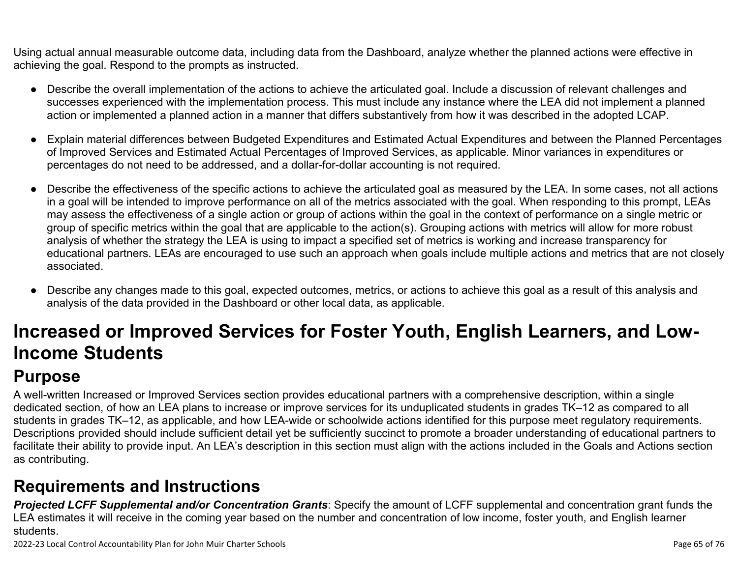Using actual annual measurable outcome data, including data from the Dashboard, analyze whether the planned actions were effective in achieving the goal. Respond to the prompts as instructed.

- Describe the overall implementation of the actions to achieve the articulated goal. Include a discussion of relevant challenges and successes experienced with the implementation process. This must include any instance where the LEA did not implement a planned action or implemented a planned action in a manner that differs substantively from how it was described in the adopted LCAP.
- Explain material differences between Budgeted Expenditures and Estimated Actual Expenditures and between the Planned Percentages of Improved Services and Estimated Actual Percentages of Improved Services, as applicable. Minor variances in expenditures or percentages do not need to be addressed, and a dollar-for-dollar accounting is not required.
- Describe the effectiveness of the specific actions to achieve the articulated goal as measured by the LEA. In some cases, not all actions in a goal will be intended to improve performance on all of the metrics associated with the goal. When responding to this prompt, LEAs may assess the effectiveness of a single action or group of actions within the goal in the context of performance on a single metric or group of specific metrics within the goal that are applicable to the action(s). Grouping actions with metrics will allow for more robust analysis of whether the strategy the LEA is using to impact a specified set of metrics is working and increase transparency for educational partners. LEAs are encouraged to use such an approach when goals include multiple actions and metrics that are not closely associated.
- Describe any changes made to this goal, expected outcomes, metrics, or actions to achieve this goal as a result of this analysis and analysis of the data provided in the Dashboard or other local data, as applicable.

# Increased or Improved Services for Foster Youth, English Learners, and Low-Income Students

## Purpose

A well-written Increased or Improved Services section provides educational partners with a comprehensive description, within a single dedicated section, of how an LEA plans to increase or improve services for its unduplicated students in grades TK–12 as compared to all students in grades TK–12, as applicable, and how LEA-wide or schoolwide actions identified for this purpose meet regulatory requirements. Descriptions provided should include sufficient detail yet be sufficiently succinct to promote a broader understanding of educational partners to facilitate their ability to provide input. An LEA's description in this section must align with the actions included in the Goals and Actions section as contributing.

## Requirements and Instructions

***Projected LCFF Supplemental and/or Concentration Grants***: Specify the amount of LCFF supplemental and concentration grant funds the LEA estimates it will receive in the coming year based on the number and concentration of low income, foster youth, and English learner students.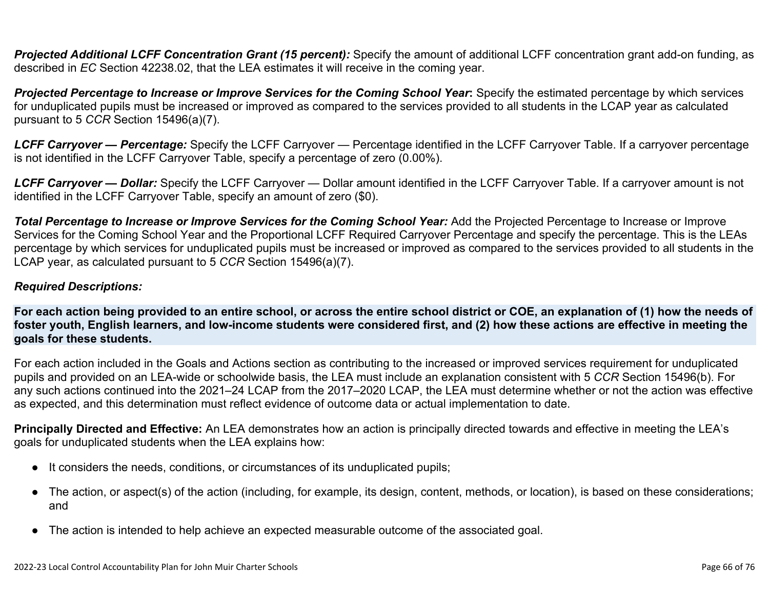***Projected Additional LCFF Concentration Grant (15 percent):*** Specify the amount of additional LCFF concentration grant add-on funding, as described in *EC* Section 42238.02, that the LEA estimates it will receive in the coming year.

***Projected Percentage to Increase or Improve Services for the Coming School Year*:** Specify the estimated percentage by which services for unduplicated pupils must be increased or improved as compared to the services provided to all students in the LCAP year as calculated pursuant to 5 *CCR* Section 15496(a)(7).

***LCFF Carryover — Percentage:*** Specify the LCFF Carryover — Percentage identified in the LCFF Carryover Table. If a carryover percentage is not identified in the LCFF Carryover Table, specify a percentage of zero (0.00%).

***LCFF Carryover — Dollar:*** Specify the LCFF Carryover — Dollar amount identified in the LCFF Carryover Table. If a carryover amount is not identified in the LCFF Carryover Table, specify an amount of zero ($0).

***Total Percentage to Increase or Improve Services for the Coming School Year:*** Add the Projected Percentage to Increase or Improve Services for the Coming School Year and the Proportional LCFF Required Carryover Percentage and specify the percentage. This is the LEAs percentage by which services for unduplicated pupils must be increased or improved as compared to the services provided to all students in the LCAP year, as calculated pursuant to 5 *CCR* Section 15496(a)(7).

***Required Descriptions:***

**For each action being provided to an entire school, or across the entire school district or COE, an explanation of (1) how the needs of foster youth, English learners, and low-income students were considered first, and (2) how these actions are effective in meeting the goals for these students.**

For each action included in the Goals and Actions section as contributing to the increased or improved services requirement for unduplicated pupils and provided on an LEA-wide or schoolwide basis, the LEA must include an explanation consistent with 5 *CCR* Section 15496(b). For any such actions continued into the 2021–24 LCAP from the 2017–2020 LCAP, the LEA must determine whether or not the action was effective as expected, and this determination must reflect evidence of outcome data or actual implementation to date.

**Principally Directed and Effective:** An LEA demonstrates how an action is principally directed towards and effective in meeting the LEA's goals for unduplicated students when the LEA explains how:

- It considers the needs, conditions, or circumstances of its unduplicated pupils;
- The action, or aspect(s) of the action (including, for example, its design, content, methods, or location), is based on these considerations; and
- The action is intended to help achieve an expected measurable outcome of the associated goal.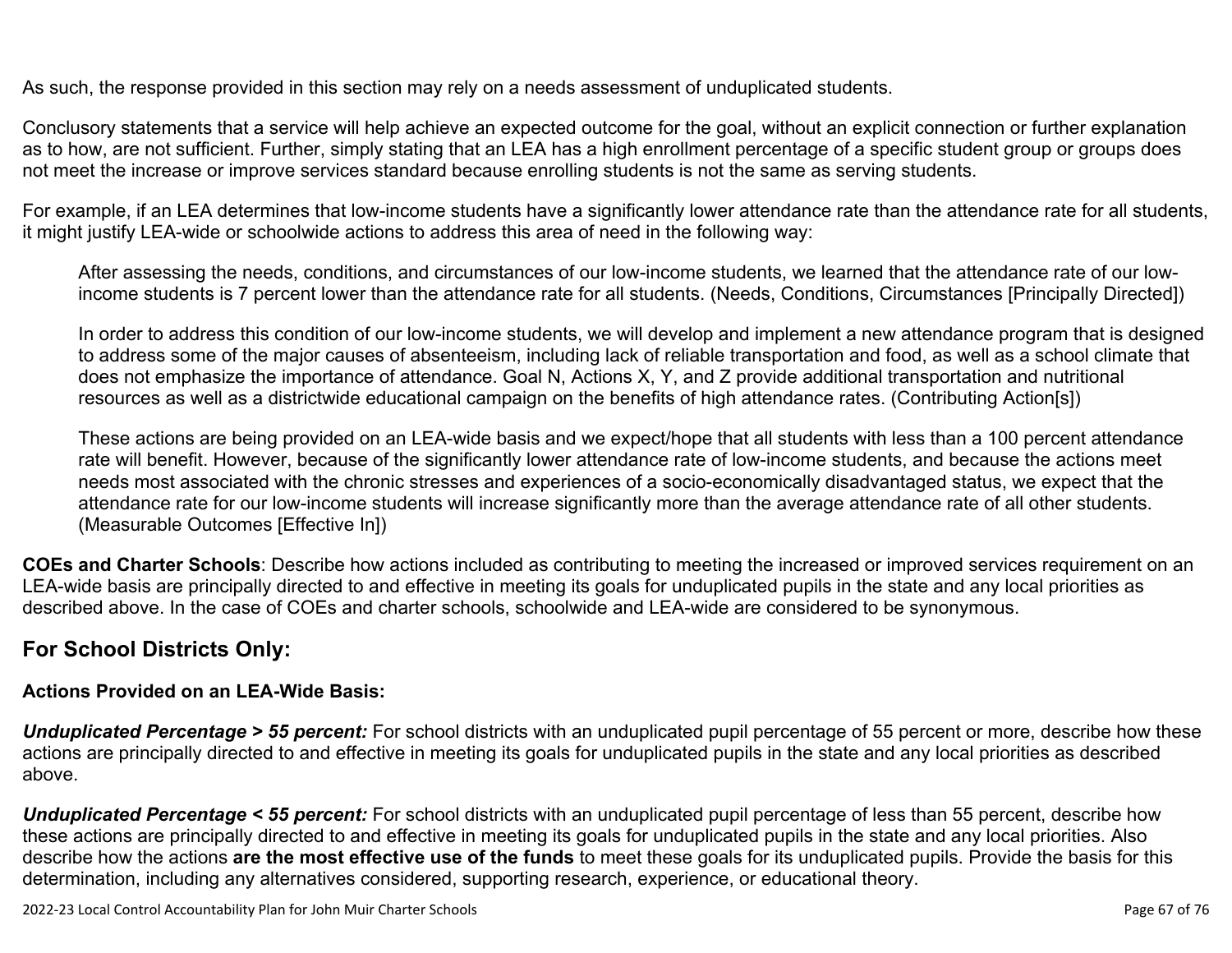As such, the response provided in this section may rely on a needs assessment of unduplicated students.

Conclusory statements that a service will help achieve an expected outcome for the goal, without an explicit connection or further explanation as to how, are not sufficient. Further, simply stating that an LEA has a high enrollment percentage of a specific student group or groups does not meet the increase or improve services standard because enrolling students is not the same as serving students.

For example, if an LEA determines that low-income students have a significantly lower attendance rate than the attendance rate for all students, it might justify LEA-wide or schoolwide actions to address this area of need in the following way:

> After assessing the needs, conditions, and circumstances of our low-income students, we learned that the attendance rate of our low-income students is 7 percent lower than the attendance rate for all students. (Needs, Conditions, Circumstances [Principally Directed])
>
> In order to address this condition of our low-income students, we will develop and implement a new attendance program that is designed to address some of the major causes of absenteeism, including lack of reliable transportation and food, as well as a school climate that does not emphasize the importance of attendance. Goal N, Actions X, Y, and Z provide additional transportation and nutritional resources as well as a districtwide educational campaign on the benefits of high attendance rates. (Contributing Action[s])
>
> These actions are being provided on an LEA-wide basis and we expect/hope that all students with less than a 100 percent attendance rate will benefit. However, because of the significantly lower attendance rate of low-income students, and because the actions meet needs most associated with the chronic stresses and experiences of a socio-economically disadvantaged status, we expect that the attendance rate for our low-income students will increase significantly more than the average attendance rate of all other students. (Measurable Outcomes [Effective In])

**COEs and Charter Schools**: Describe how actions included as contributing to meeting the increased or improved services requirement on an LEA-wide basis are principally directed to and effective in meeting its goals for unduplicated pupils in the state and any local priorities as described above. In the case of COEs and charter schools, schoolwide and LEA-wide are considered to be synonymous.

## For School Districts Only:

### Actions Provided on an LEA-Wide Basis:

***Unduplicated Percentage > 55 percent:*** For school districts with an unduplicated pupil percentage of 55 percent or more, describe how these actions are principally directed to and effective in meeting its goals for unduplicated pupils in the state and any local priorities as described above.

***Unduplicated Percentage < 55 percent:*** For school districts with an unduplicated pupil percentage of less than 55 percent, describe how these actions are principally directed to and effective in meeting its goals for unduplicated pupils in the state and any local priorities. Also describe how the actions **are the most effective use of the funds** to meet these goals for its unduplicated pupils. Provide the basis for this determination, including any alternatives considered, supporting research, experience, or educational theory.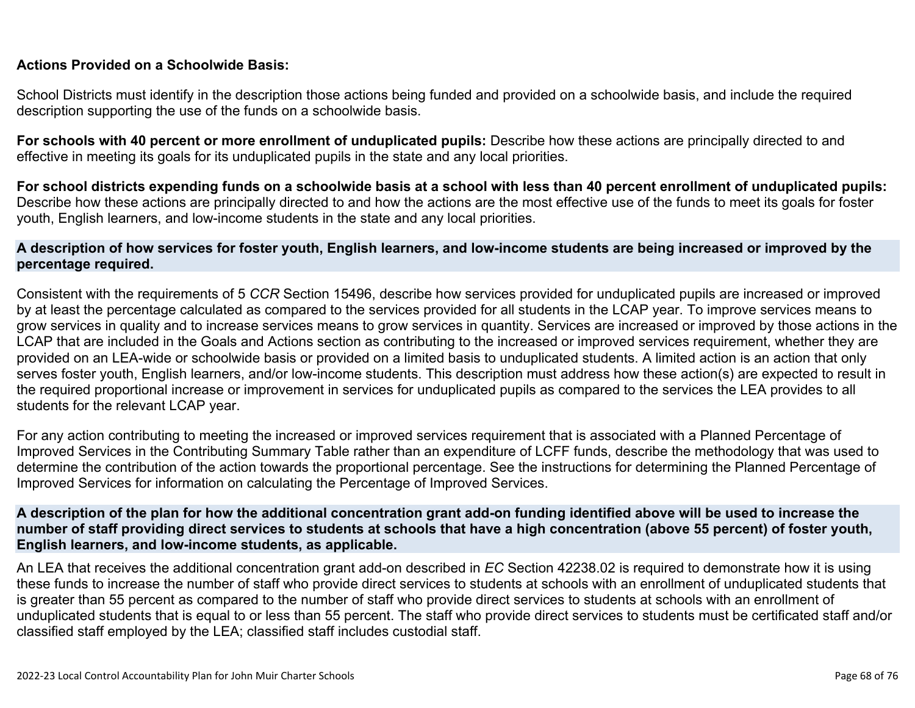**Actions Provided on a Schoolwide Basis:**

School Districts must identify in the description those actions being funded and provided on a schoolwide basis, and include the required description supporting the use of the funds on a schoolwide basis.

**For schools with 40 percent or more enrollment of unduplicated pupils:** Describe how these actions are principally directed to and effective in meeting its goals for its unduplicated pupils in the state and any local priorities.

**For school districts expending funds on a schoolwide basis at a school with less than 40 percent enrollment of unduplicated pupils:** Describe how these actions are principally directed to and how the actions are the most effective use of the funds to meet its goals for foster youth, English learners, and low-income students in the state and any local priorities.

### A description of how services for foster youth, English learners, and low-income students are being increased or improved by the percentage required.

Consistent with the requirements of 5 *CCR* Section 15496, describe how services provided for unduplicated pupils are increased or improved by at least the percentage calculated as compared to the services provided for all students in the LCAP year. To improve services means to grow services in quality and to increase services means to grow services in quantity. Services are increased or improved by those actions in the LCAP that are included in the Goals and Actions section as contributing to the increased or improved services requirement, whether they are provided on an LEA-wide or schoolwide basis or provided on a limited basis to unduplicated students. A limited action is an action that only serves foster youth, English learners, and/or low-income students. This description must address how these action(s) are expected to result in the required proportional increase or improvement in services for unduplicated pupils as compared to the services the LEA provides to all students for the relevant LCAP year.

For any action contributing to meeting the increased or improved services requirement that is associated with a Planned Percentage of Improved Services in the Contributing Summary Table rather than an expenditure of LCFF funds, describe the methodology that was used to determine the contribution of the action towards the proportional percentage. See the instructions for determining the Planned Percentage of Improved Services for information on calculating the Percentage of Improved Services.

### A description of the plan for how the additional concentration grant add-on funding identified above will be used to increase the number of staff providing direct services to students at schools that have a high concentration (above 55 percent) of foster youth, English learners, and low-income students, as applicable.

An LEA that receives the additional concentration grant add-on described in *EC* Section 42238.02 is required to demonstrate how it is using these funds to increase the number of staff who provide direct services to students at schools with an enrollment of unduplicated students that is greater than 55 percent as compared to the number of staff who provide direct services to students at schools with an enrollment of unduplicated students that is equal to or less than 55 percent. The staff who provide direct services to students must be certificated staff and/or classified staff employed by the LEA; classified staff includes custodial staff.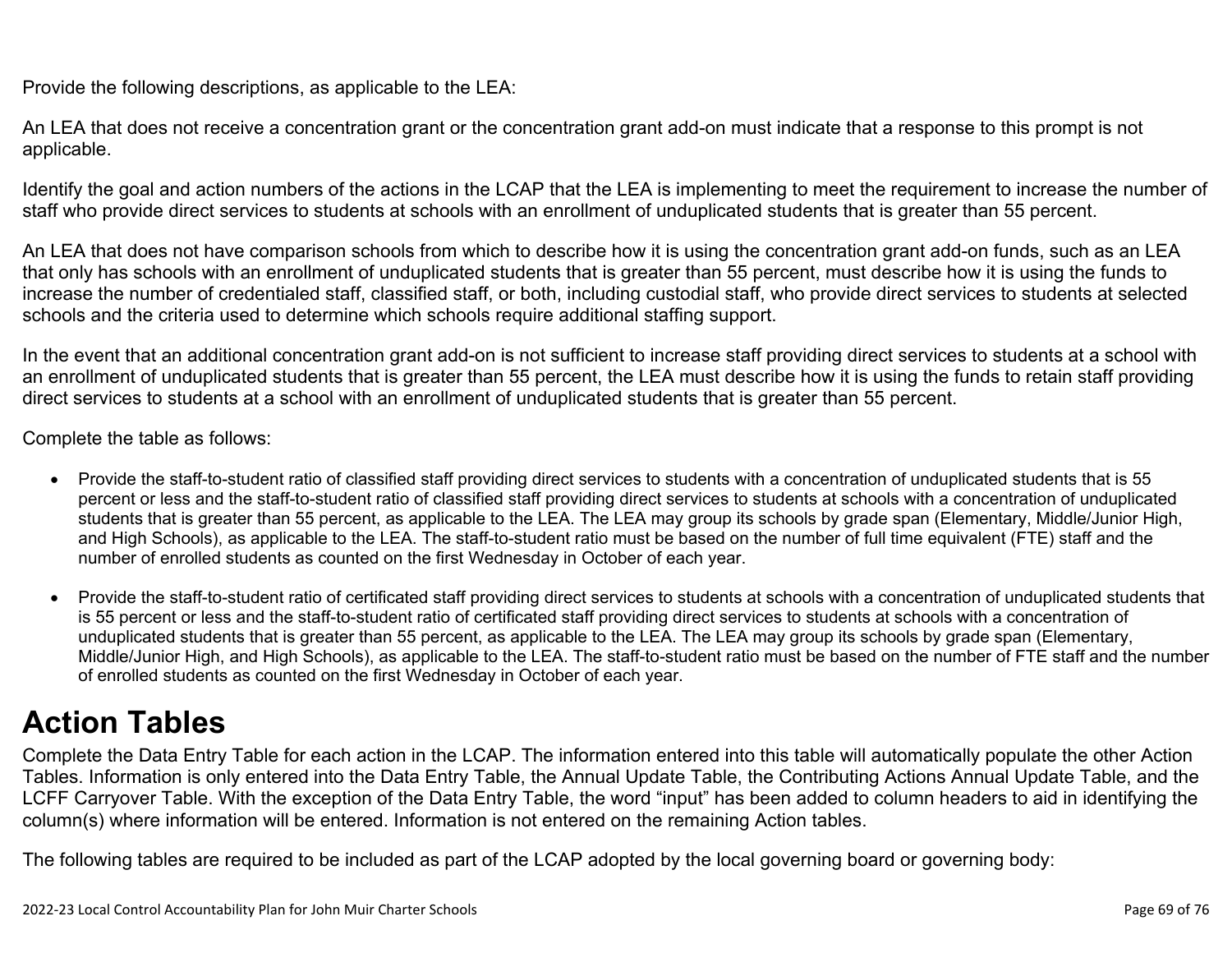Provide the following descriptions, as applicable to the LEA:

An LEA that does not receive a concentration grant or the concentration grant add-on must indicate that a response to this prompt is not applicable.

Identify the goal and action numbers of the actions in the LCAP that the LEA is implementing to meet the requirement to increase the number of staff who provide direct services to students at schools with an enrollment of unduplicated students that is greater than 55 percent.

An LEA that does not have comparison schools from which to describe how it is using the concentration grant add-on funds, such as an LEA that only has schools with an enrollment of unduplicated students that is greater than 55 percent, must describe how it is using the funds to increase the number of credentialed staff, classified staff, or both, including custodial staff, who provide direct services to students at selected schools and the criteria used to determine which schools require additional staffing support.

In the event that an additional concentration grant add-on is not sufficient to increase staff providing direct services to students at a school with an enrollment of unduplicated students that is greater than 55 percent, the LEA must describe how it is using the funds to retain staff providing direct services to students at a school with an enrollment of unduplicated students that is greater than 55 percent.

Complete the table as follows:

- Provide the staff-to-student ratio of classified staff providing direct services to students with a concentration of unduplicated students that is 55 percent or less and the staff-to-student ratio of classified staff providing direct services to students at schools with a concentration of unduplicated students that is greater than 55 percent, as applicable to the LEA. The LEA may group its schools by grade span (Elementary, Middle/Junior High, and High Schools), as applicable to the LEA. The staff-to-student ratio must be based on the number of full time equivalent (FTE) staff and the number of enrolled students as counted on the first Wednesday in October of each year.
- Provide the staff-to-student ratio of certificated staff providing direct services to students at schools with a concentration of unduplicated students that is 55 percent or less and the staff-to-student ratio of certificated staff providing direct services to students at schools with a concentration of unduplicated students that is greater than 55 percent, as applicable to the LEA. The LEA may group its schools by grade span (Elementary, Middle/Junior High, and High Schools), as applicable to the LEA. The staff-to-student ratio must be based on the number of FTE staff and the number of enrolled students as counted on the first Wednesday in October of each year.

# Action Tables

Complete the Data Entry Table for each action in the LCAP. The information entered into this table will automatically populate the other Action Tables. Information is only entered into the Data Entry Table, the Annual Update Table, the Contributing Actions Annual Update Table, and the LCFF Carryover Table. With the exception of the Data Entry Table, the word "input" has been added to column headers to aid in identifying the column(s) where information will be entered. Information is not entered on the remaining Action tables.

The following tables are required to be included as part of the LCAP adopted by the local governing board or governing body: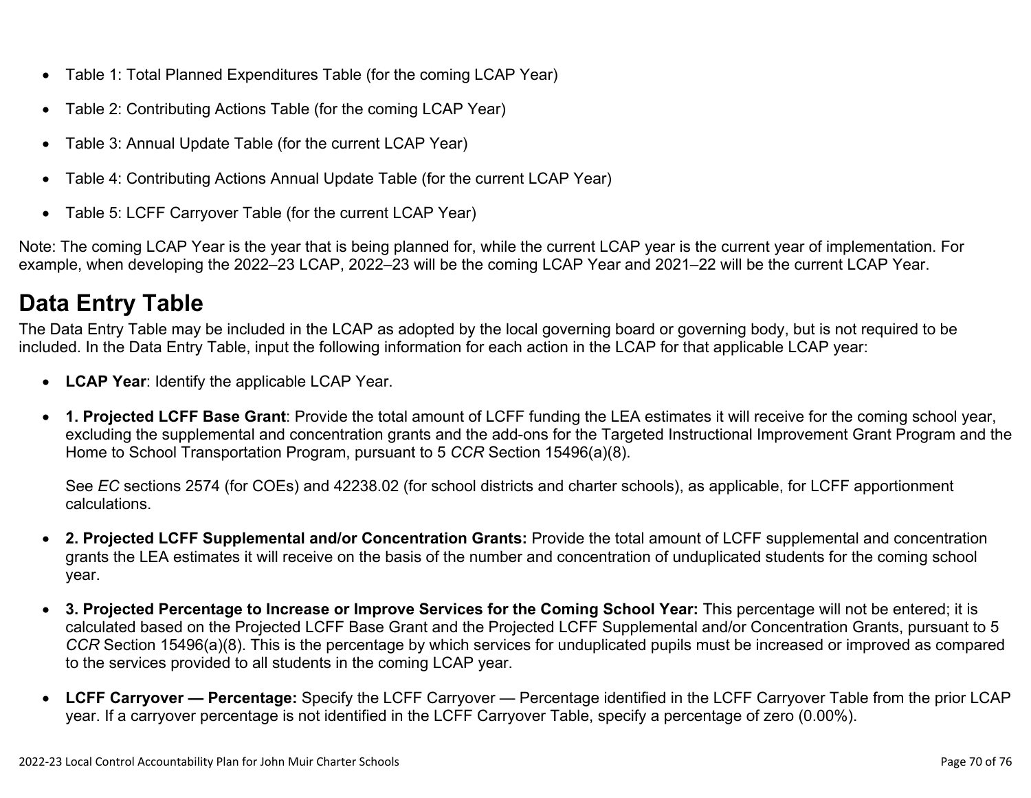- Table 1: Total Planned Expenditures Table (for the coming LCAP Year)
- Table 2: Contributing Actions Table (for the coming LCAP Year)
- Table 3: Annual Update Table (for the current LCAP Year)
- Table 4: Contributing Actions Annual Update Table (for the current LCAP Year)
- Table 5: LCFF Carryover Table (for the current LCAP Year)

Note: The coming LCAP Year is the year that is being planned for, while the current LCAP year is the current year of implementation. For example, when developing the 2022–23 LCAP, 2022–23 will be the coming LCAP Year and 2021–22 will be the current LCAP Year.

## Data Entry Table

The Data Entry Table may be included in the LCAP as adopted by the local governing board or governing body, but is not required to be included. In the Data Entry Table, input the following information for each action in the LCAP for that applicable LCAP year:

- **LCAP Year**: Identify the applicable LCAP Year.
- **1. Projected LCFF Base Grant**: Provide the total amount of LCFF funding the LEA estimates it will receive for the coming school year, excluding the supplemental and concentration grants and the add-ons for the Targeted Instructional Improvement Grant Program and the Home to School Transportation Program, pursuant to 5 *CCR* Section 15496(a)(8).

  See *EC* sections 2574 (for COEs) and 42238.02 (for school districts and charter schools), as applicable, for LCFF apportionment calculations.
- **2. Projected LCFF Supplemental and/or Concentration Grants:** Provide the total amount of LCFF supplemental and concentration grants the LEA estimates it will receive on the basis of the number and concentration of unduplicated students for the coming school year.
- **3. Projected Percentage to Increase or Improve Services for the Coming School Year:** This percentage will not be entered; it is calculated based on the Projected LCFF Base Grant and the Projected LCFF Supplemental and/or Concentration Grants, pursuant to 5 *CCR* Section 15496(a)(8). This is the percentage by which services for unduplicated pupils must be increased or improved as compared to the services provided to all students in the coming LCAP year.
- **LCFF Carryover — Percentage:** Specify the LCFF Carryover — Percentage identified in the LCFF Carryover Table from the prior LCAP year. If a carryover percentage is not identified in the LCFF Carryover Table, specify a percentage of zero (0.00%).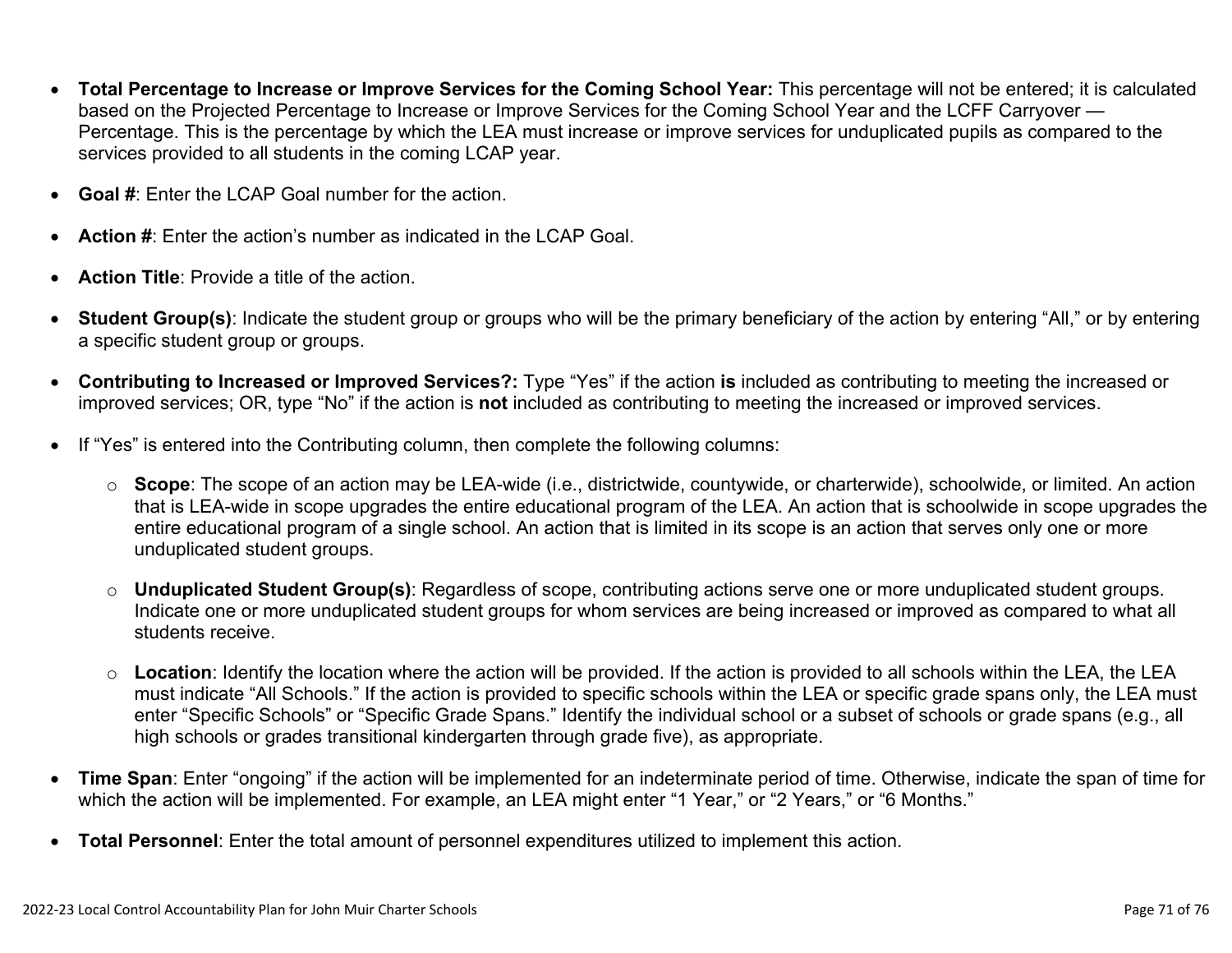- **Total Percentage to Increase or Improve Services for the Coming School Year:** This percentage will not be entered; it is calculated based on the Projected Percentage to Increase or Improve Services for the Coming School Year and the LCFF Carryover — Percentage. This is the percentage by which the LEA must increase or improve services for unduplicated pupils as compared to the services provided to all students in the coming LCAP year.

- **Goal #**: Enter the LCAP Goal number for the action.

- **Action #**: Enter the action's number as indicated in the LCAP Goal.

- **Action Title**: Provide a title of the action.

- **Student Group(s)**: Indicate the student group or groups who will be the primary beneficiary of the action by entering "All," or by entering a specific student group or groups.

- **Contributing to Increased or Improved Services?:** Type "Yes" if the action **is** included as contributing to meeting the increased or improved services; OR, type "No" if the action is **not** included as contributing to meeting the increased or improved services.

- If "Yes" is entered into the Contributing column, then complete the following columns:

  - **Scope**: The scope of an action may be LEA-wide (i.e., districtwide, countywide, or charterwide), schoolwide, or limited. An action that is LEA-wide in scope upgrades the entire educational program of the LEA. An action that is schoolwide in scope upgrades the entire educational program of a single school. An action that is limited in its scope is an action that serves only one or more unduplicated student groups.

  - **Unduplicated Student Group(s)**: Regardless of scope, contributing actions serve one or more unduplicated student groups. Indicate one or more unduplicated student groups for whom services are being increased or improved as compared to what all students receive.

  - **Location**: Identify the location where the action will be provided. If the action is provided to all schools within the LEA, the LEA must indicate "All Schools." If the action is provided to specific schools within the LEA or specific grade spans only, the LEA must enter "Specific Schools" or "Specific Grade Spans." Identify the individual school or a subset of schools or grade spans (e.g., all high schools or grades transitional kindergarten through grade five), as appropriate.

- **Time Span**: Enter "ongoing" if the action will be implemented for an indeterminate period of time. Otherwise, indicate the span of time for which the action will be implemented. For example, an LEA might enter "1 Year," or "2 Years," or "6 Months."

- **Total Personnel**: Enter the total amount of personnel expenditures utilized to implement this action.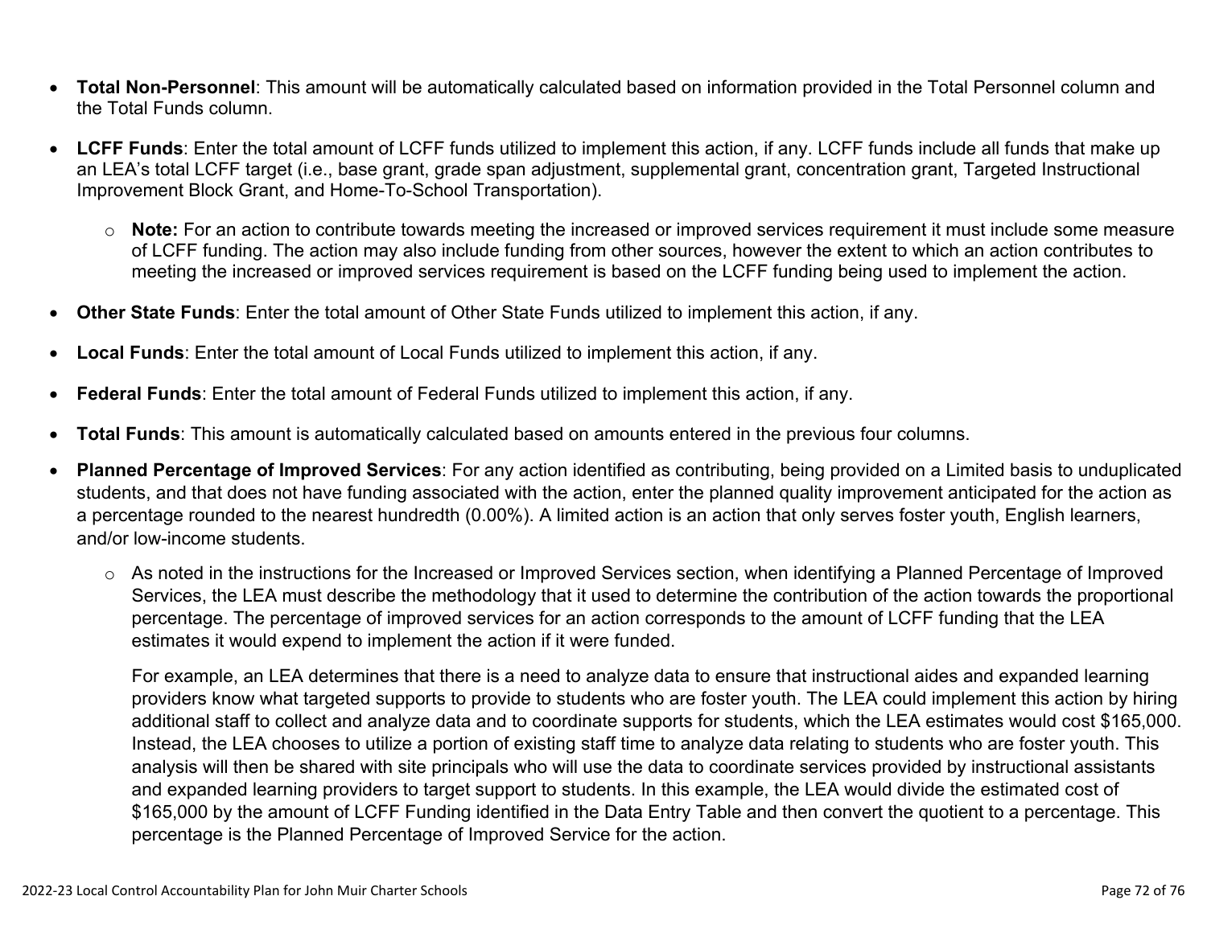- **Total Non-Personnel**: This amount will be automatically calculated based on information provided in the Total Personnel column and the Total Funds column.

- **LCFF Funds**: Enter the total amount of LCFF funds utilized to implement this action, if any. LCFF funds include all funds that make up an LEA's total LCFF target (i.e., base grant, grade span adjustment, supplemental grant, concentration grant, Targeted Instructional Improvement Block Grant, and Home-To-School Transportation).

  - **Note:** For an action to contribute towards meeting the increased or improved services requirement it must include some measure of LCFF funding. The action may also include funding from other sources, however the extent to which an action contributes to meeting the increased or improved services requirement is based on the LCFF funding being used to implement the action.

- **Other State Funds**: Enter the total amount of Other State Funds utilized to implement this action, if any.

- **Local Funds**: Enter the total amount of Local Funds utilized to implement this action, if any.

- **Federal Funds**: Enter the total amount of Federal Funds utilized to implement this action, if any.

- **Total Funds**: This amount is automatically calculated based on amounts entered in the previous four columns.

- **Planned Percentage of Improved Services**: For any action identified as contributing, being provided on a Limited basis to unduplicated students, and that does not have funding associated with the action, enter the planned quality improvement anticipated for the action as a percentage rounded to the nearest hundredth (0.00%). A limited action is an action that only serves foster youth, English learners, and/or low-income students.

  - As noted in the instructions for the Increased or Improved Services section, when identifying a Planned Percentage of Improved Services, the LEA must describe the methodology that it used to determine the contribution of the action towards the proportional percentage. The percentage of improved services for an action corresponds to the amount of LCFF funding that the LEA estimates it would expend to implement the action if it were funded.

    For example, an LEA determines that there is a need to analyze data to ensure that instructional aides and expanded learning providers know what targeted supports to provide to students who are foster youth. The LEA could implement this action by hiring additional staff to collect and analyze data and to coordinate supports for students, which the LEA estimates would cost $165,000. Instead, the LEA chooses to utilize a portion of existing staff time to analyze data relating to students who are foster youth. This analysis will then be shared with site principals who will use the data to coordinate services provided by instructional assistants and expanded learning providers to target support to students. In this example, the LEA would divide the estimated cost of $165,000 by the amount of LCFF Funding identified in the Data Entry Table and then convert the quotient to a percentage. This percentage is the Planned Percentage of Improved Service for the action.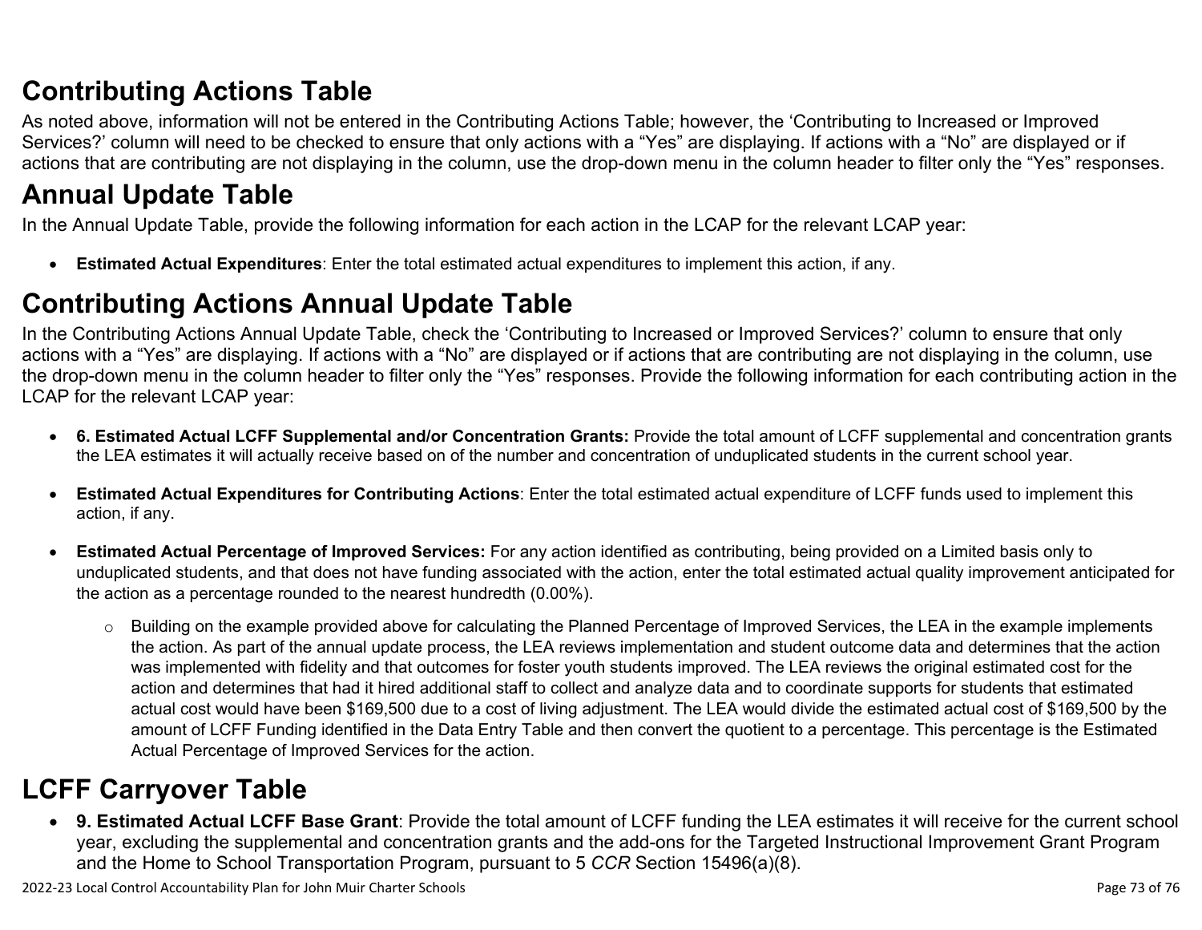## Contributing Actions Table

As noted above, information will not be entered in the Contributing Actions Table; however, the 'Contributing to Increased or Improved Services?' column will need to be checked to ensure that only actions with a "Yes" are displaying. If actions with a "No" are displayed or if actions that are contributing are not displaying in the column, use the drop-down menu in the column header to filter only the "Yes" responses.

## Annual Update Table

In the Annual Update Table, provide the following information for each action in the LCAP for the relevant LCAP year:

- **Estimated Actual Expenditures**: Enter the total estimated actual expenditures to implement this action, if any.

## Contributing Actions Annual Update Table

In the Contributing Actions Annual Update Table, check the 'Contributing to Increased or Improved Services?' column to ensure that only actions with a "Yes" are displaying. If actions with a "No" are displayed or if actions that are contributing are not displaying in the column, use the drop-down menu in the column header to filter only the "Yes" responses. Provide the following information for each contributing action in the LCAP for the relevant LCAP year:

- **6. Estimated Actual LCFF Supplemental and/or Concentration Grants:** Provide the total amount of LCFF supplemental and concentration grants the LEA estimates it will actually receive based on of the number and concentration of unduplicated students in the current school year.

- **Estimated Actual Expenditures for Contributing Actions**: Enter the total estimated actual expenditure of LCFF funds used to implement this action, if any.

- **Estimated Actual Percentage of Improved Services:** For any action identified as contributing, being provided on a Limited basis only to unduplicated students, and that does not have funding associated with the action, enter the total estimated actual quality improvement anticipated for the action as a percentage rounded to the nearest hundredth (0.00%).

  - Building on the example provided above for calculating the Planned Percentage of Improved Services, the LEA in the example implements the action. As part of the annual update process, the LEA reviews implementation and student outcome data and determines that the action was implemented with fidelity and that outcomes for foster youth students improved. The LEA reviews the original estimated cost for the action and determines that had it hired additional staff to collect and analyze data and to coordinate supports for students that estimated actual cost would have been $169,500 due to a cost of living adjustment. The LEA would divide the estimated actual cost of $169,500 by the amount of LCFF Funding identified in the Data Entry Table and then convert the quotient to a percentage. This percentage is the Estimated Actual Percentage of Improved Services for the action.

## LCFF Carryover Table

- **9. Estimated Actual LCFF Base Grant**: Provide the total amount of LCFF funding the LEA estimates it will receive for the current school year, excluding the supplemental and concentration grants and the add-ons for the Targeted Instructional Improvement Grant Program and the Home to School Transportation Program, pursuant to 5 *CCR* Section 15496(a)(8).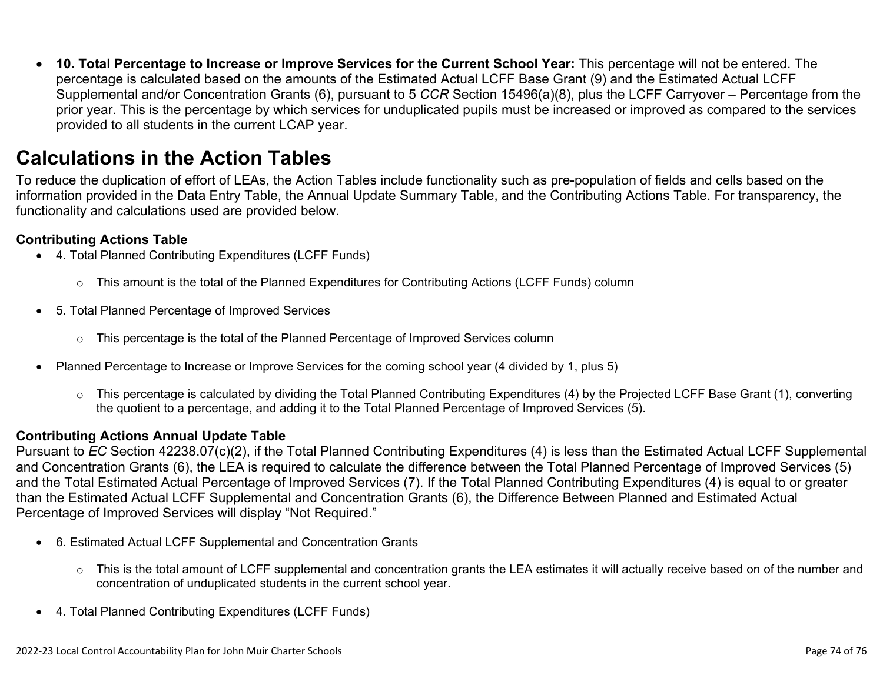- **10. Total Percentage to Increase or Improve Services for the Current School Year:** This percentage will not be entered. The percentage is calculated based on the amounts of the Estimated Actual LCFF Base Grant (9) and the Estimated Actual LCFF Supplemental and/or Concentration Grants (6), pursuant to 5 *CCR* Section 15496(a)(8), plus the LCFF Carryover – Percentage from the prior year. This is the percentage by which services for unduplicated pupils must be increased or improved as compared to the services provided to all students in the current LCAP year.

# Calculations in the Action Tables

To reduce the duplication of effort of LEAs, the Action Tables include functionality such as pre-population of fields and cells based on the information provided in the Data Entry Table, the Annual Update Summary Table, and the Contributing Actions Table. For transparency, the functionality and calculations used are provided below.

**Contributing Actions Table**

- 4. Total Planned Contributing Expenditures (LCFF Funds)
  - This amount is the total of the Planned Expenditures for Contributing Actions (LCFF Funds) column
- 5. Total Planned Percentage of Improved Services
  - This percentage is the total of the Planned Percentage of Improved Services column
- Planned Percentage to Increase or Improve Services for the coming school year (4 divided by 1, plus 5)
  - This percentage is calculated by dividing the Total Planned Contributing Expenditures (4) by the Projected LCFF Base Grant (1), converting the quotient to a percentage, and adding it to the Total Planned Percentage of Improved Services (5).

**Contributing Actions Annual Update Table**

Pursuant to *EC* Section 42238.07(c)(2), if the Total Planned Contributing Expenditures (4) is less than the Estimated Actual LCFF Supplemental and Concentration Grants (6), the LEA is required to calculate the difference between the Total Planned Percentage of Improved Services (5) and the Total Estimated Actual Percentage of Improved Services (7). If the Total Planned Contributing Expenditures (4) is equal to or greater than the Estimated Actual LCFF Supplemental and Concentration Grants (6), the Difference Between Planned and Estimated Actual Percentage of Improved Services will display "Not Required."

- 6. Estimated Actual LCFF Supplemental and Concentration Grants
  - This is the total amount of LCFF supplemental and concentration grants the LEA estimates it will actually receive based on of the number and concentration of unduplicated students in the current school year.
- 4. Total Planned Contributing Expenditures (LCFF Funds)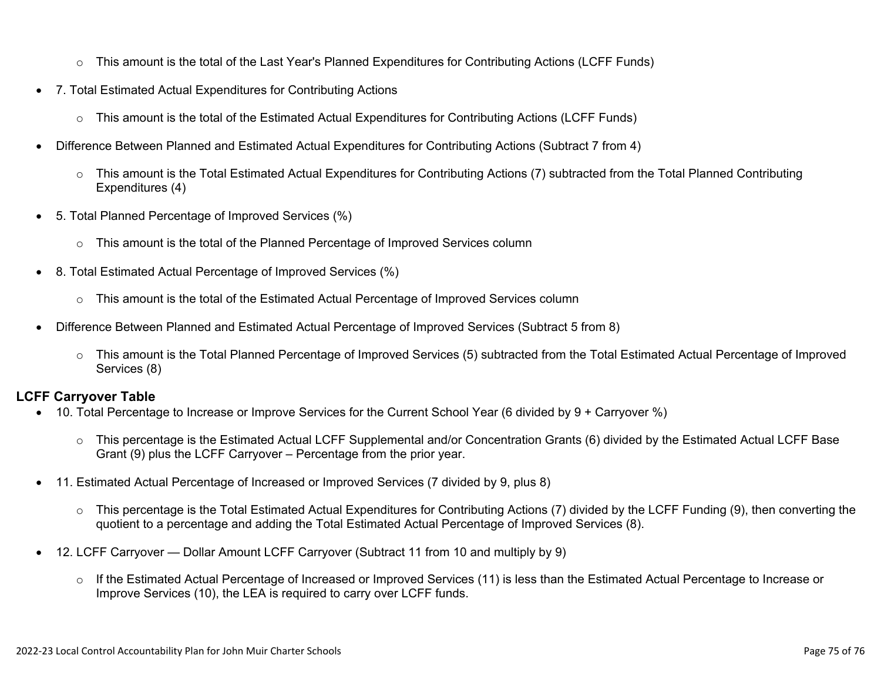- This amount is the total of the Last Year's Planned Expenditures for Contributing Actions (LCFF Funds)
- 7. Total Estimated Actual Expenditures for Contributing Actions
  - This amount is the total of the Estimated Actual Expenditures for Contributing Actions (LCFF Funds)
- Difference Between Planned and Estimated Actual Expenditures for Contributing Actions (Subtract 7 from 4)
  - This amount is the Total Estimated Actual Expenditures for Contributing Actions (7) subtracted from the Total Planned Contributing Expenditures (4)
- 5. Total Planned Percentage of Improved Services (%)
  - This amount is the total of the Planned Percentage of Improved Services column
- 8. Total Estimated Actual Percentage of Improved Services (%)
  - This amount is the total of the Estimated Actual Percentage of Improved Services column
- Difference Between Planned and Estimated Actual Percentage of Improved Services (Subtract 5 from 8)
  - This amount is the Total Planned Percentage of Improved Services (5) subtracted from the Total Estimated Actual Percentage of Improved Services (8)

**LCFF Carryover Table**

- 10. Total Percentage to Increase or Improve Services for the Current School Year (6 divided by 9 + Carryover %)
  - This percentage is the Estimated Actual LCFF Supplemental and/or Concentration Grants (6) divided by the Estimated Actual LCFF Base Grant (9) plus the LCFF Carryover – Percentage from the prior year.
- 11. Estimated Actual Percentage of Increased or Improved Services (7 divided by 9, plus 8)
  - This percentage is the Total Estimated Actual Expenditures for Contributing Actions (7) divided by the LCFF Funding (9), then converting the quotient to a percentage and adding the Total Estimated Actual Percentage of Improved Services (8).
- 12. LCFF Carryover — Dollar Amount LCFF Carryover (Subtract 11 from 10 and multiply by 9)
  - If the Estimated Actual Percentage of Increased or Improved Services (11) is less than the Estimated Actual Percentage to Increase or Improve Services (10), the LEA is required to carry over LCFF funds.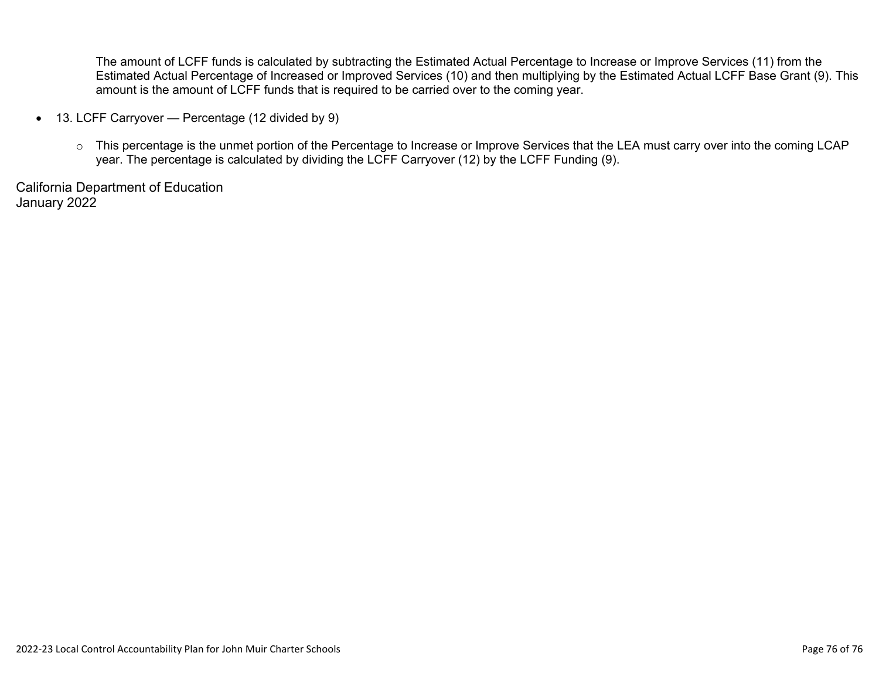The amount of LCFF funds is calculated by subtracting the Estimated Actual Percentage to Increase or Improve Services (11) from the Estimated Actual Percentage of Increased or Improved Services (10) and then multiplying by the Estimated Actual LCFF Base Grant (9). This amount is the amount of LCFF funds that is required to be carried over to the coming year.

- 13. LCFF Carryover — Percentage (12 divided by 9)
  - This percentage is the unmet portion of the Percentage to Increase or Improve Services that the LEA must carry over into the coming LCAP year. The percentage is calculated by dividing the LCFF Carryover (12) by the LCFF Funding (9).

California Department of Education
January 2022